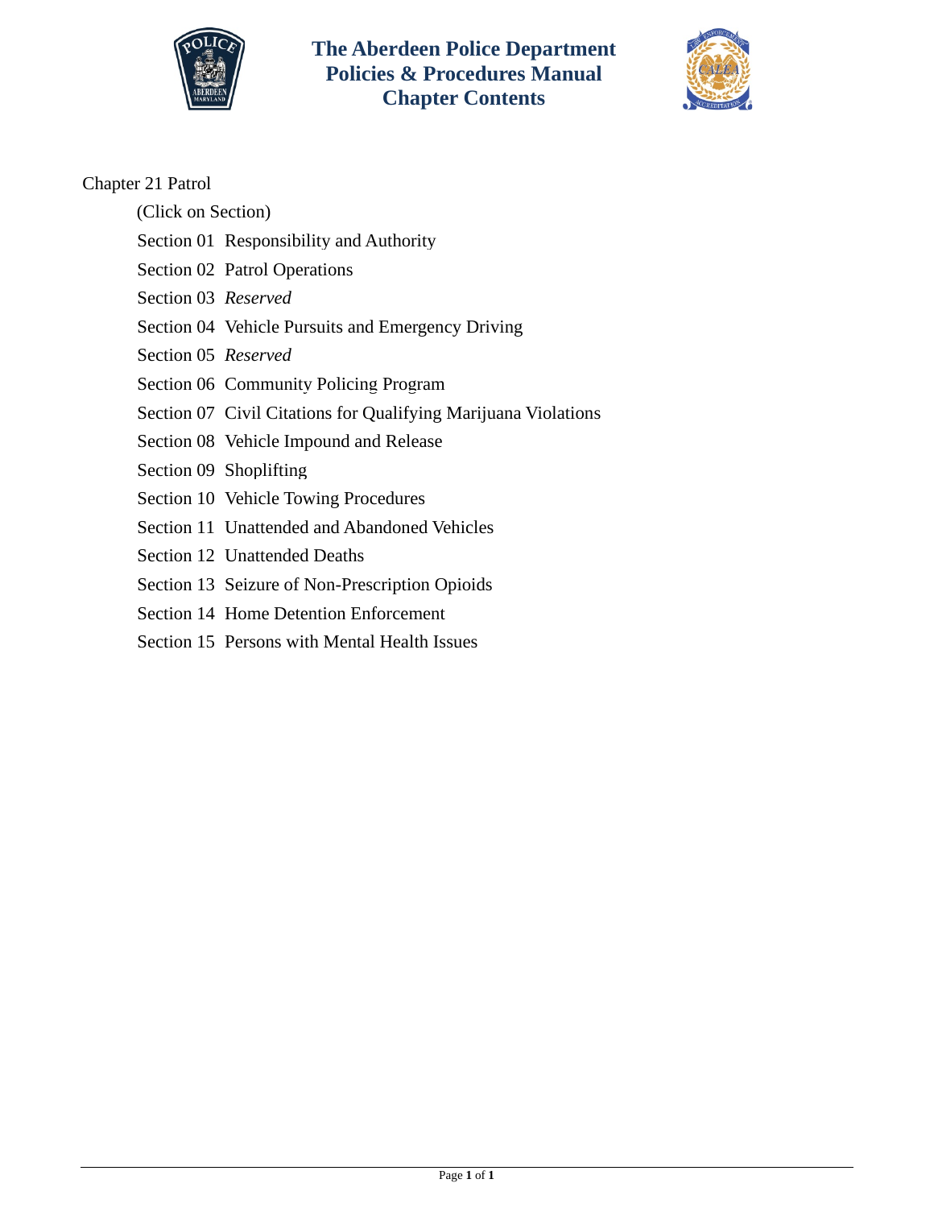# The Aberdeen Police Department
## Policies & Procedures Manual
## Chapter Contents

Chapter 21 Patrol

(Click on Section)

- Section 01 Responsibility and Authority
- Section 02 Patrol Operations
- Section 03 *Reserved*
- Section 04 Vehicle Pursuits and Emergency Driving
- Section 05 *Reserved*
- Section 06 Community Policing Program
- Section 07 Civil Citations for Qualifying Marijuana Violations
- Section 08 Vehicle Impound and Release
- Section 09 Shoplifting
- Section 10 Vehicle Towing Procedures
- Section 11 Unattended and Abandoned Vehicles
- Section 12 Unattended Deaths
- Section 13 Seizure of Non-Prescription Opioids
- Section 14 Home Detention Enforcement
- Section 15 Persons with Mental Health Issues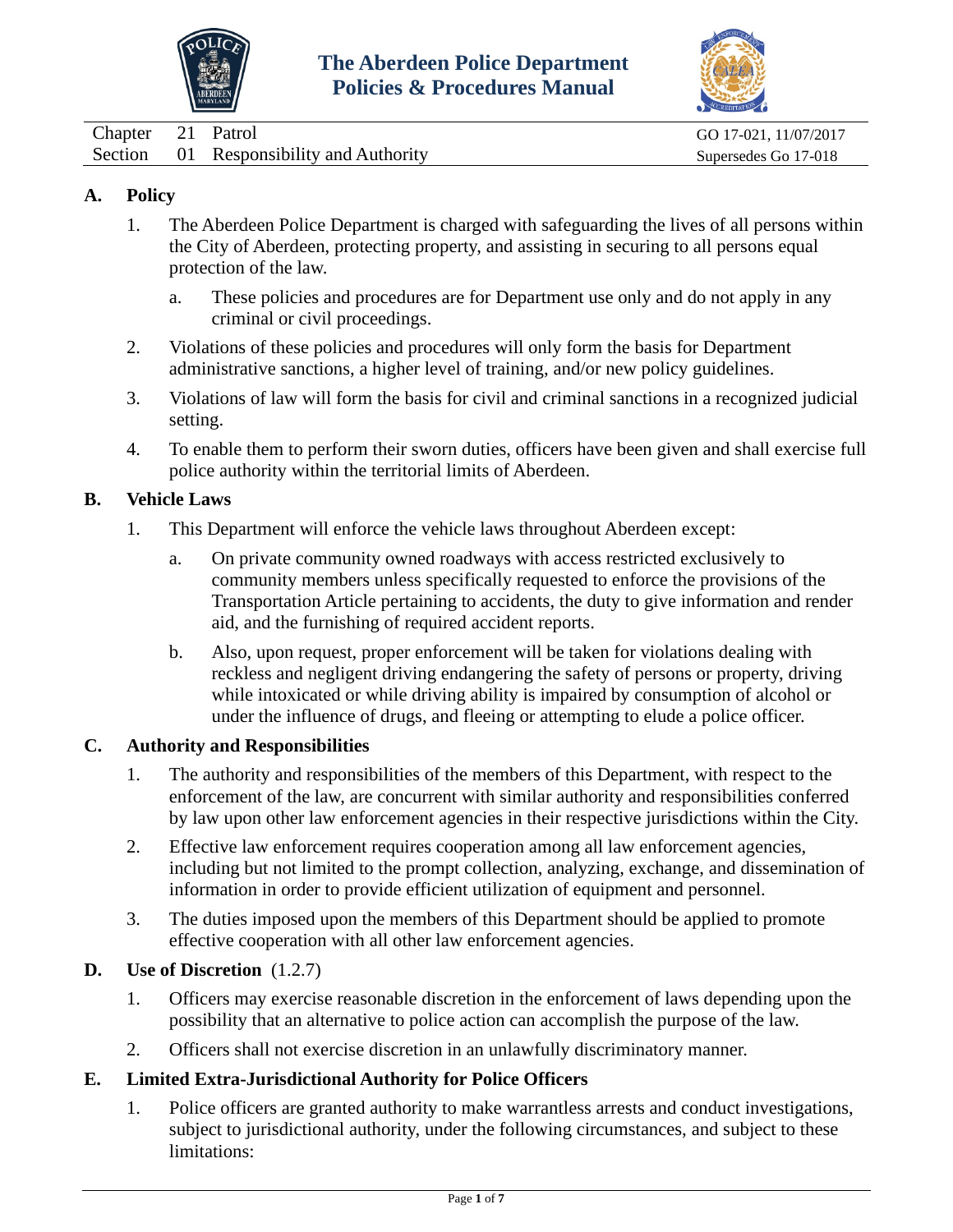# The Aberdeen Police Department Policies & Procedures Manual

| | | | |
|---|---|---|---|
| Chapter | 21 | Patrol | GO 17-021, 11/07/2017 |
| Section | 01 | Responsibility and Authority | Supersedes Go 17-018 |

## A. Policy

1. The Aberdeen Police Department is charged with safeguarding the lives of all persons within the City of Aberdeen, protecting property, and assisting in securing to all persons equal protection of the law.
   a. These policies and procedures are for Department use only and do not apply in any criminal or civil proceedings.
2. Violations of these policies and procedures will only form the basis for Department administrative sanctions, a higher level of training, and/or new policy guidelines.
3. Violations of law will form the basis for civil and criminal sanctions in a recognized judicial setting.
4. To enable them to perform their sworn duties, officers have been given and shall exercise full police authority within the territorial limits of Aberdeen.

## B. Vehicle Laws

1. This Department will enforce the vehicle laws throughout Aberdeen except:
   a. On private community owned roadways with access restricted exclusively to community members unless specifically requested to enforce the provisions of the Transportation Article pertaining to accidents, the duty to give information and render aid, and the furnishing of required accident reports.
   b. Also, upon request, proper enforcement will be taken for violations dealing with reckless and negligent driving endangering the safety of persons or property, driving while intoxicated or while driving ability is impaired by consumption of alcohol or under the influence of drugs, and fleeing or attempting to elude a police officer.

## C. Authority and Responsibilities

1. The authority and responsibilities of the members of this Department, with respect to the enforcement of the law, are concurrent with similar authority and responsibilities conferred by law upon other law enforcement agencies in their respective jurisdictions within the City.
2. Effective law enforcement requires cooperation among all law enforcement agencies, including but not limited to the prompt collection, analyzing, exchange, and dissemination of information in order to provide efficient utilization of equipment and personnel.
3. The duties imposed upon the members of this Department should be applied to promote effective cooperation with all other law enforcement agencies.

## D. Use of Discretion (1.2.7)

1. Officers may exercise reasonable discretion in the enforcement of laws depending upon the possibility that an alternative to police action can accomplish the purpose of the law.
2. Officers shall not exercise discretion in an unlawfully discriminatory manner.

## E. Limited Extra-Jurisdictional Authority for Police Officers

1. Police officers are granted authority to make warrantless arrests and conduct investigations, subject to jurisdictional authority, under the following circumstances, and subject to these limitations: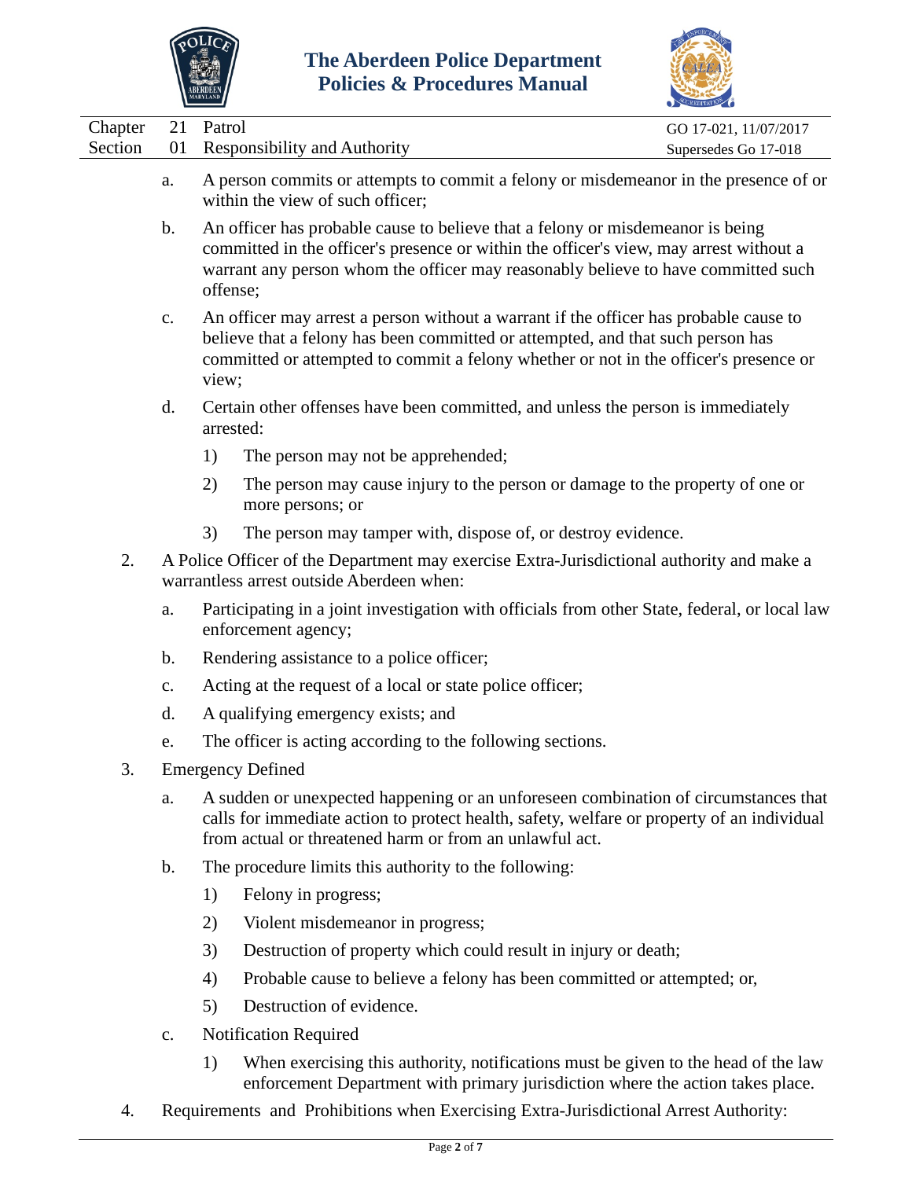a. A person commits or attempts to commit a felony or misdemeanor in the presence of or within the view of such officer;

b. An officer has probable cause to believe that a felony or misdemeanor is being committed in the officer's presence or within the officer's view, may arrest without a warrant any person whom the officer may reasonably believe to have committed such offense;

c. An officer may arrest a person without a warrant if the officer has probable cause to believe that a felony has been committed or attempted, and that such person has committed or attempted to commit a felony whether or not in the officer's presence or view;

d. Certain other offenses have been committed, and unless the person is immediately arrested:

   1) The person may not be apprehended;

   2) The person may cause injury to the person or damage to the property of one or more persons; or

   3) The person may tamper with, dispose of, or destroy evidence.

2. A Police Officer of the Department may exercise Extra-Jurisdictional authority and make a warrantless arrest outside Aberdeen when:

   a. Participating in a joint investigation with officials from other State, federal, or local law enforcement agency;

   b. Rendering assistance to a police officer;

   c. Acting at the request of a local or state police officer;

   d. A qualifying emergency exists; and

   e. The officer is acting according to the following sections.

3. Emergency Defined

   a. A sudden or unexpected happening or an unforeseen combination of circumstances that calls for immediate action to protect health, safety, welfare or property of an individual from actual or threatened harm or from an unlawful act.

   b. The procedure limits this authority to the following:

      1) Felony in progress;

      2) Violent misdemeanor in progress;

      3) Destruction of property which could result in injury or death;

      4) Probable cause to believe a felony has been committed or attempted; or,

      5) Destruction of evidence.

   c. Notification Required

      1) When exercising this authority, notifications must be given to the head of the law enforcement Department with primary jurisdiction where the action takes place.

4. Requirements and Prohibitions when Exercising Extra-Jurisdictional Arrest Authority: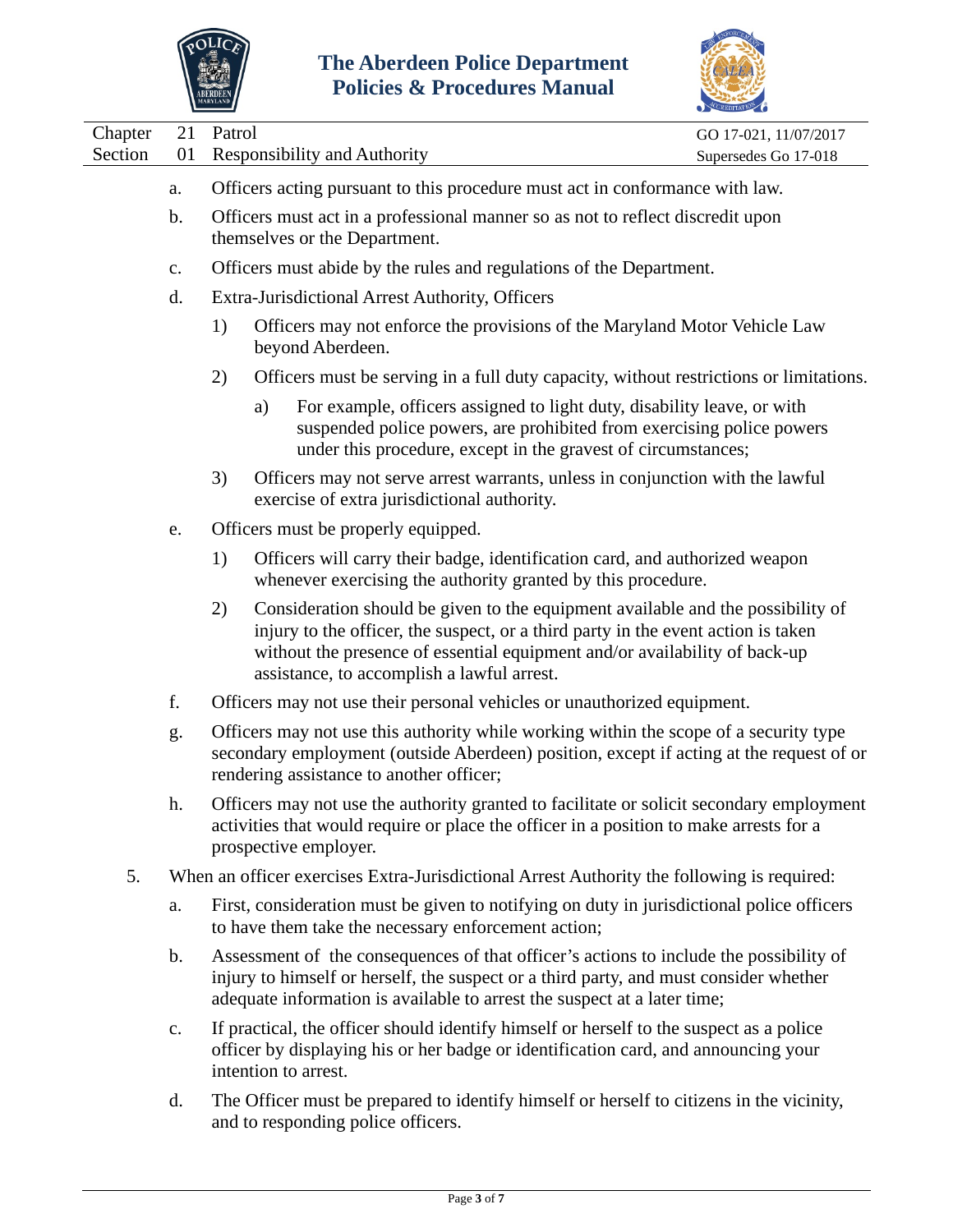a. Officers acting pursuant to this procedure must act in conformance with law.

b. Officers must act in a professional manner so as not to reflect discredit upon themselves or the Department.

c. Officers must abide by the rules and regulations of the Department.

d. Extra-Jurisdictional Arrest Authority, Officers

   1) Officers may not enforce the provisions of the Maryland Motor Vehicle Law beyond Aberdeen.

   2) Officers must be serving in a full duty capacity, without restrictions or limitations.

      a) For example, officers assigned to light duty, disability leave, or with suspended police powers, are prohibited from exercising police powers under this procedure, except in the gravest of circumstances;

   3) Officers may not serve arrest warrants, unless in conjunction with the lawful exercise of extra jurisdictional authority.

e. Officers must be properly equipped.

   1) Officers will carry their badge, identification card, and authorized weapon whenever exercising the authority granted by this procedure.

   2) Consideration should be given to the equipment available and the possibility of injury to the officer, the suspect, or a third party in the event action is taken without the presence of essential equipment and/or availability of back-up assistance, to accomplish a lawful arrest.

f. Officers may not use their personal vehicles or unauthorized equipment.

g. Officers may not use this authority while working within the scope of a security type secondary employment (outside Aberdeen) position, except if acting at the request of or rendering assistance to another officer;

h. Officers may not use the authority granted to facilitate or solicit secondary employment activities that would require or place the officer in a position to make arrests for a prospective employer.

5. When an officer exercises Extra-Jurisdictional Arrest Authority the following is required:

   a. First, consideration must be given to notifying on duty in jurisdictional police officers to have them take the necessary enforcement action;

   b. Assessment of the consequences of that officer's actions to include the possibility of injury to himself or herself, the suspect or a third party, and must consider whether adequate information is available to arrest the suspect at a later time;

   c. If practical, the officer should identify himself or herself to the suspect as a police officer by displaying his or her badge or identification card, and announcing your intention to arrest.

   d. The Officer must be prepared to identify himself or herself to citizens in the vicinity, and to responding police officers.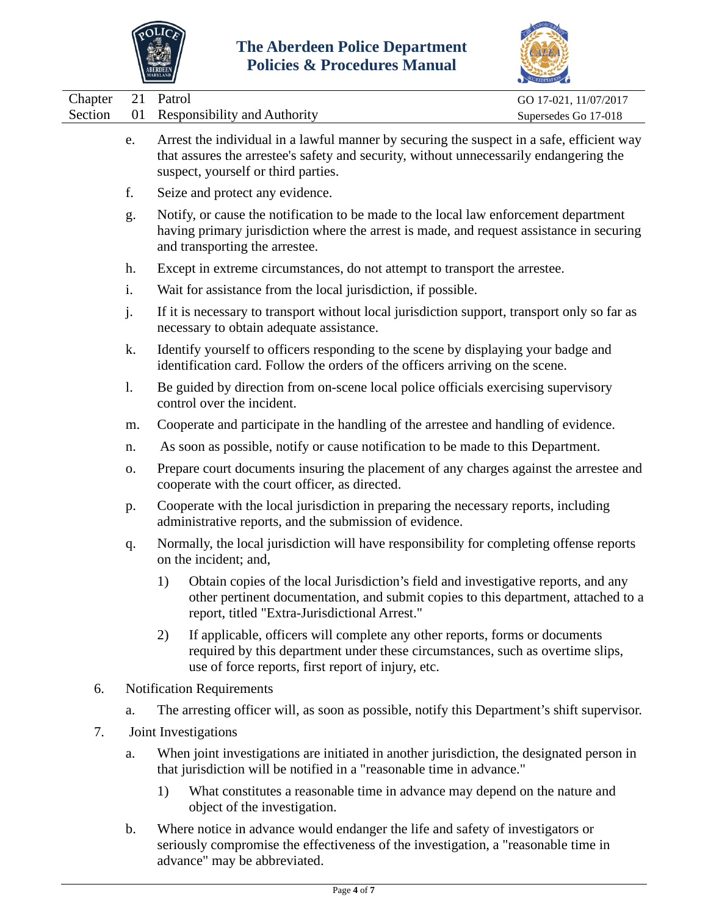e. Arrest the individual in a lawful manner by securing the suspect in a safe, efficient way that assures the arrestee's safety and security, without unnecessarily endangering the suspect, yourself or third parties.

f. Seize and protect any evidence.

g. Notify, or cause the notification to be made to the local law enforcement department having primary jurisdiction where the arrest is made, and request assistance in securing and transporting the arrestee.

h. Except in extreme circumstances, do not attempt to transport the arrestee.

i. Wait for assistance from the local jurisdiction, if possible.

j. If it is necessary to transport without local jurisdiction support, transport only so far as necessary to obtain adequate assistance.

k. Identify yourself to officers responding to the scene by displaying your badge and identification card. Follow the orders of the officers arriving on the scene.

l. Be guided by direction from on-scene local police officials exercising supervisory control over the incident.

m. Cooperate and participate in the handling of the arrestee and handling of evidence.

n. As soon as possible, notify or cause notification to be made to this Department.

o. Prepare court documents insuring the placement of any charges against the arrestee and cooperate with the court officer, as directed.

p. Cooperate with the local jurisdiction in preparing the necessary reports, including administrative reports, and the submission of evidence.

q. Normally, the local jurisdiction will have responsibility for completing offense reports on the incident; and,

   1) Obtain copies of the local Jurisdiction's field and investigative reports, and any other pertinent documentation, and submit copies to this department, attached to a report, titled "Extra-Jurisdictional Arrest."

   2) If applicable, officers will complete any other reports, forms or documents required by this department under these circumstances, such as overtime slips, use of force reports, first report of injury, etc.

6. Notification Requirements

   a. The arresting officer will, as soon as possible, notify this Department's shift supervisor.

7. Joint Investigations

   a. When joint investigations are initiated in another jurisdiction, the designated person in that jurisdiction will be notified in a "reasonable time in advance."

      1) What constitutes a reasonable time in advance may depend on the nature and object of the investigation.

   b. Where notice in advance would endanger the life and safety of investigators or seriously compromise the effectiveness of the investigation, a "reasonable time in advance" may be abbreviated.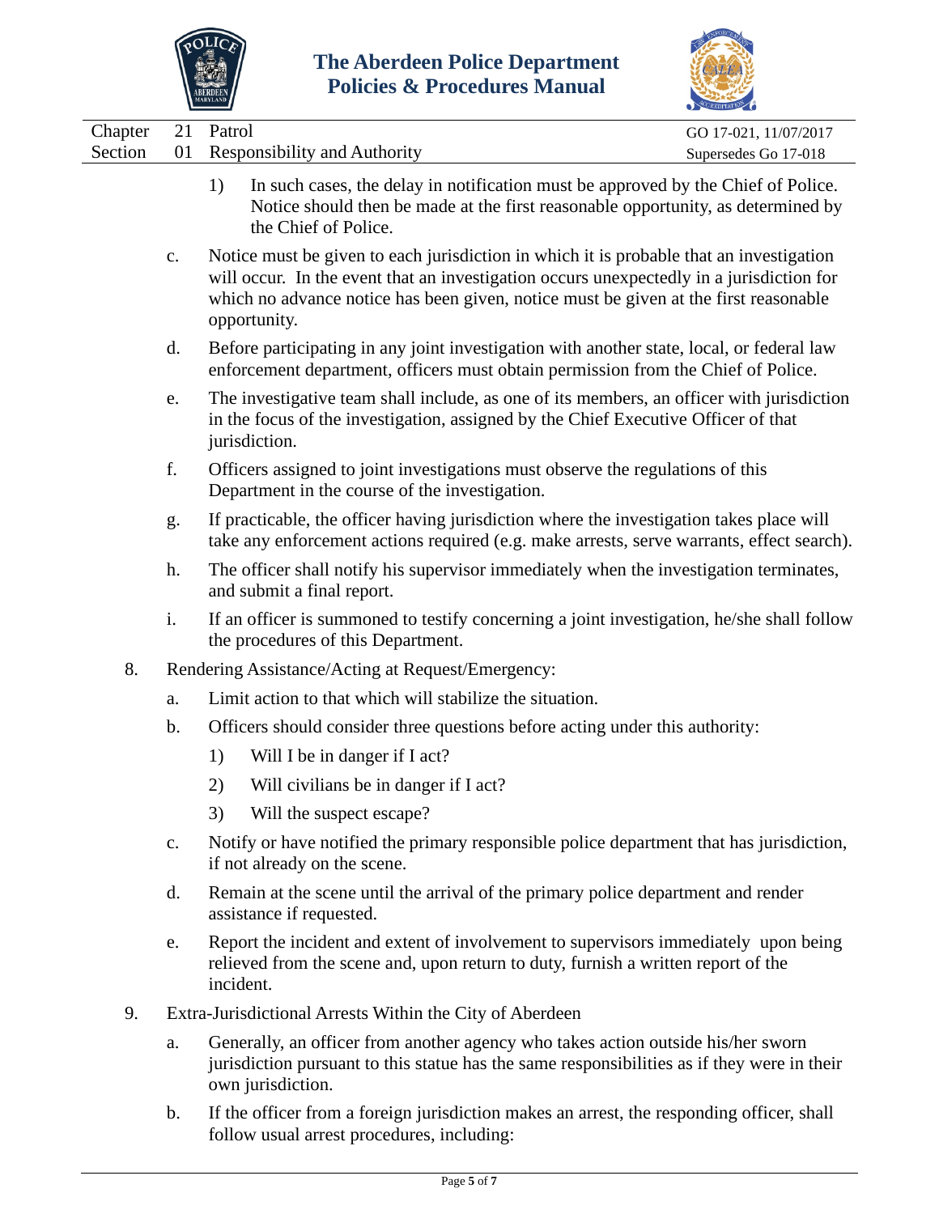1) In such cases, the delay in notification must be approved by the Chief of Police. Notice should then be made at the first reasonable opportunity, as determined by the Chief of Police.

c. Notice must be given to each jurisdiction in which it is probable that an investigation will occur. In the event that an investigation occurs unexpectedly in a jurisdiction for which no advance notice has been given, notice must be given at the first reasonable opportunity.

d. Before participating in any joint investigation with another state, local, or federal law enforcement department, officers must obtain permission from the Chief of Police.

e. The investigative team shall include, as one of its members, an officer with jurisdiction in the focus of the investigation, assigned by the Chief Executive Officer of that jurisdiction.

f. Officers assigned to joint investigations must observe the regulations of this Department in the course of the investigation.

g. If practicable, the officer having jurisdiction where the investigation takes place will take any enforcement actions required (e.g. make arrests, serve warrants, effect search).

h. The officer shall notify his supervisor immediately when the investigation terminates, and submit a final report.

i. If an officer is summoned to testify concerning a joint investigation, he/she shall follow the procedures of this Department.

8. Rendering Assistance/Acting at Request/Emergency:

a. Limit action to that which will stabilize the situation.

b. Officers should consider three questions before acting under this authority:

1) Will I be in danger if I act?

2) Will civilians be in danger if I act?

3) Will the suspect escape?

c. Notify or have notified the primary responsible police department that has jurisdiction, if not already on the scene.

d. Remain at the scene until the arrival of the primary police department and render assistance if requested.

e. Report the incident and extent of involvement to supervisors immediately upon being relieved from the scene and, upon return to duty, furnish a written report of the incident.

9. Extra-Jurisdictional Arrests Within the City of Aberdeen

a. Generally, an officer from another agency who takes action outside his/her sworn jurisdiction pursuant to this statue has the same responsibilities as if they were in their own jurisdiction.

b. If the officer from a foreign jurisdiction makes an arrest, the responding officer, shall follow usual arrest procedures, including: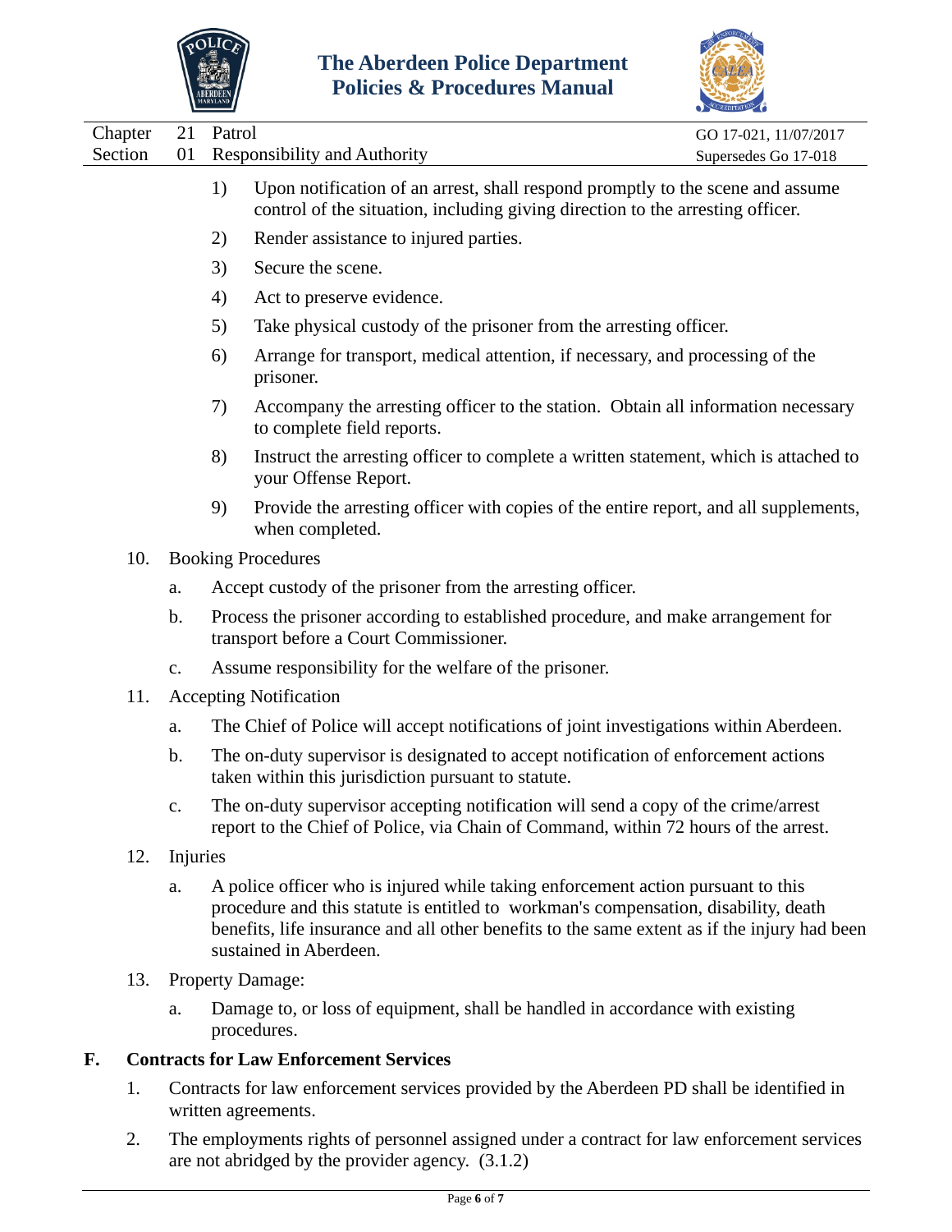1) Upon notification of an arrest, shall respond promptly to the scene and assume control of the situation, including giving direction to the arresting officer.

2) Render assistance to injured parties.

3) Secure the scene.

4) Act to preserve evidence.

5) Take physical custody of the prisoner from the arresting officer.

6) Arrange for transport, medical attention, if necessary, and processing of the prisoner.

7) Accompany the arresting officer to the station. Obtain all information necessary to complete field reports.

8) Instruct the arresting officer to complete a written statement, which is attached to your Offense Report.

9) Provide the arresting officer with copies of the entire report, and all supplements, when completed.

10. Booking Procedures

    a. Accept custody of the prisoner from the arresting officer.

    b. Process the prisoner according to established procedure, and make arrangement for transport before a Court Commissioner.

    c. Assume responsibility for the welfare of the prisoner.

11. Accepting Notification

    a. The Chief of Police will accept notifications of joint investigations within Aberdeen.

    b. The on-duty supervisor is designated to accept notification of enforcement actions taken within this jurisdiction pursuant to statute.

    c. The on-duty supervisor accepting notification will send a copy of the crime/arrest report to the Chief of Police, via Chain of Command, within 72 hours of the arrest.

12. Injuries

    a. A police officer who is injured while taking enforcement action pursuant to this procedure and this statute is entitled to workman's compensation, disability, death benefits, life insurance and all other benefits to the same extent as if the injury had been sustained in Aberdeen.

13. Property Damage:

    a. Damage to, or loss of equipment, shall be handled in accordance with existing procedures.

## F. Contracts for Law Enforcement Services

1. Contracts for law enforcement services provided by the Aberdeen PD shall be identified in written agreements.

2. The employments rights of personnel assigned under a contract for law enforcement services are not abridged by the provider agency. (3.1.2)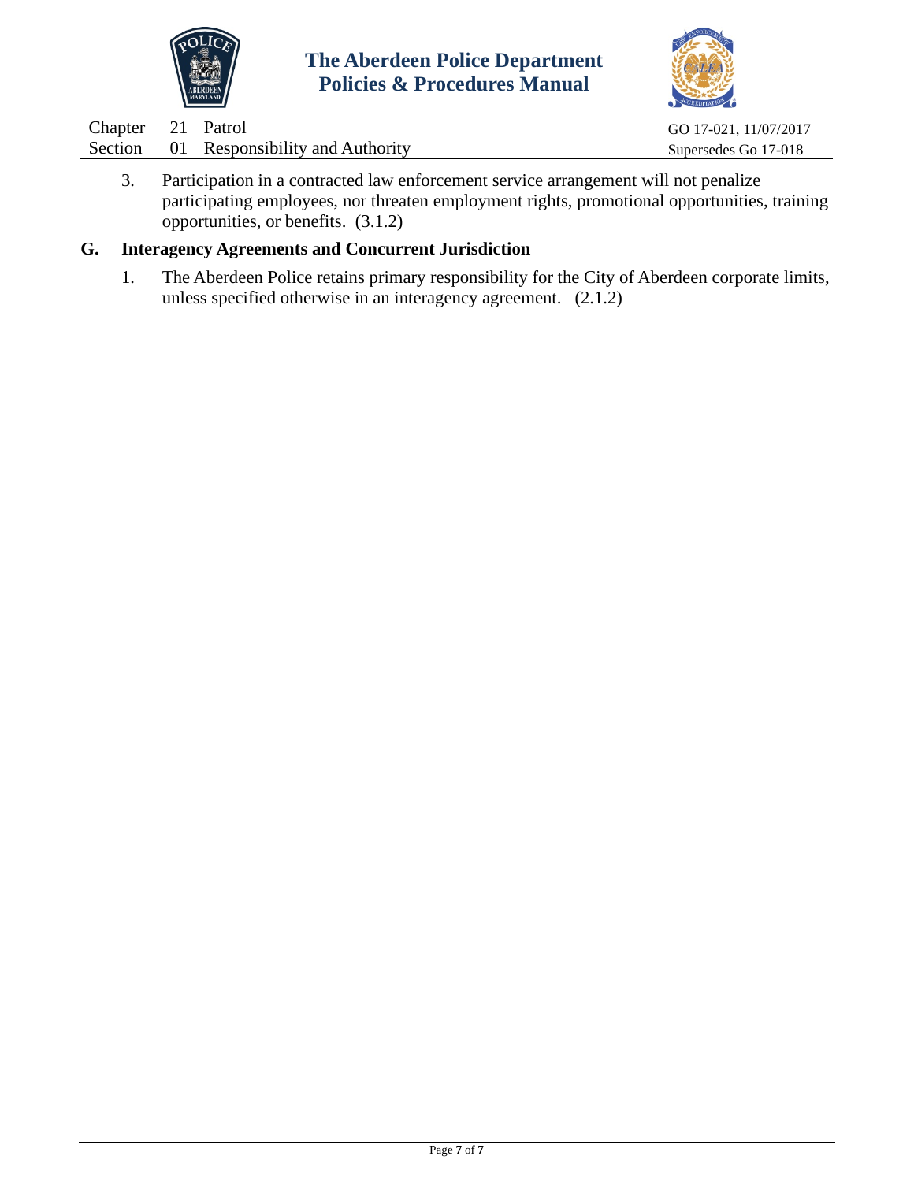3. Participation in a contracted law enforcement service arrangement will not penalize participating employees, nor threaten employment rights, promotional opportunities, training opportunities, or benefits. (3.1.2)

**G. Interagency Agreements and Concurrent Jurisdiction**

1. The Aberdeen Police retains primary responsibility for the City of Aberdeen corporate limits, unless specified otherwise in an interagency agreement. (2.1.2)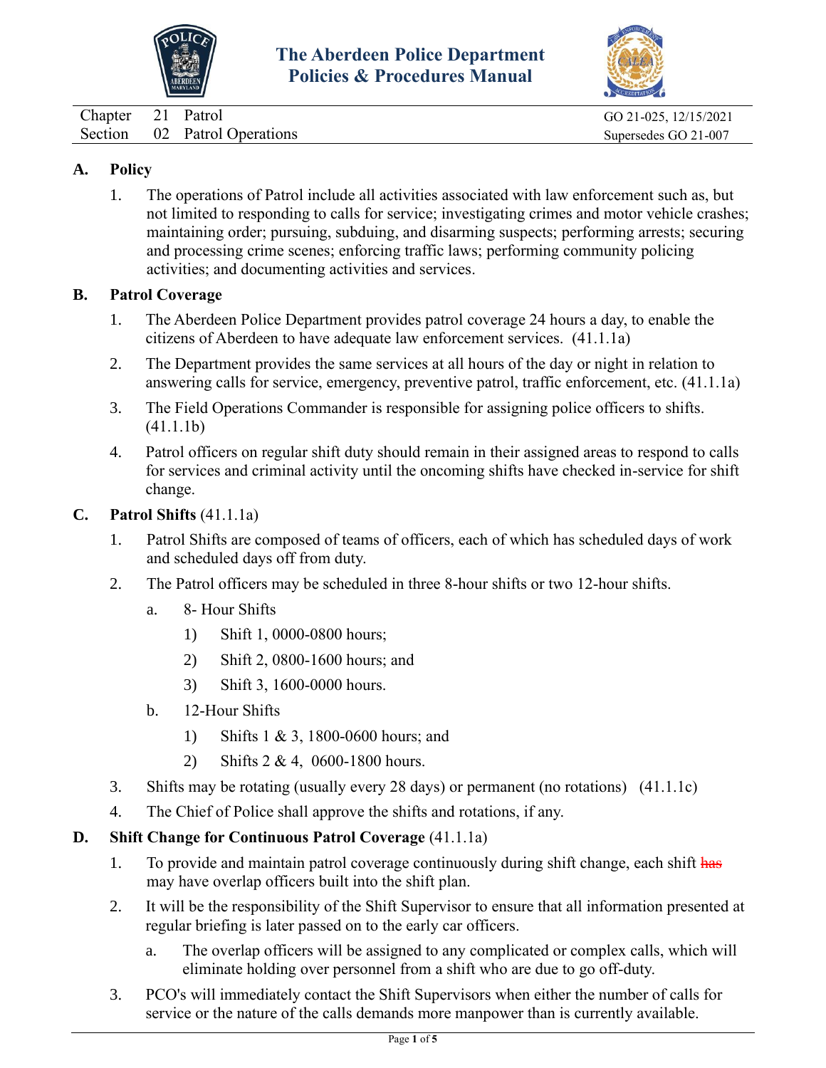# The Aberdeen Police Department Policies & Procedures Manual

Chapter 21 Patrol — GO 21-025, 12/15/2021

Section 02 Patrol Operations — Supersedes GO 21-007

## A. Policy

1. The operations of Patrol include all activities associated with law enforcement such as, but not limited to responding to calls for service; investigating crimes and motor vehicle crashes; maintaining order; pursuing, subduing, and disarming suspects; performing arrests; securing and processing crime scenes; enforcing traffic laws; performing community policing activities; and documenting activities and services.

## B. Patrol Coverage

1. The Aberdeen Police Department provides patrol coverage 24 hours a day, to enable the citizens of Aberdeen to have adequate law enforcement services. (41.1.1a)
2. The Department provides the same services at all hours of the day or night in relation to answering calls for service, emergency, preventive patrol, traffic enforcement, etc. (41.1.1a)
3. The Field Operations Commander is responsible for assigning police officers to shifts. (41.1.1b)
4. Patrol officers on regular shift duty should remain in their assigned areas to respond to calls for services and criminal activity until the oncoming shifts have checked in-service for shift change.

## C. Patrol Shifts (41.1.1a)

1. Patrol Shifts are composed of teams of officers, each of which has scheduled days of work and scheduled days off from duty.
2. The Patrol officers may be scheduled in three 8-hour shifts or two 12-hour shifts.
   a. 8- Hour Shifts
      1) Shift 1, 0000-0800 hours;
      2) Shift 2, 0800-1600 hours; and
      3) Shift 3, 1600-0000 hours.
   b. 12-Hour Shifts
      1) Shifts 1 & 3, 1800-0600 hours; and
      2) Shifts 2 & 4, 0600-1800 hours.
3. Shifts may be rotating (usually every 28 days) or permanent (no rotations) (41.1.1c)
4. The Chief of Police shall approve the shifts and rotations, if any.

## D. Shift Change for Continuous Patrol Coverage (41.1.1a)

1. To provide and maintain patrol coverage continuously during shift change, each shift ~~has~~ may have overlap officers built into the shift plan.
2. It will be the responsibility of the Shift Supervisor to ensure that all information presented at regular briefing is later passed on to the early car officers.
   a. The overlap officers will be assigned to any complicated or complex calls, which will eliminate holding over personnel from a shift who are due to go off-duty.
3. PCO's will immediately contact the Shift Supervisors when either the number of calls for service or the nature of the calls demands more manpower than is currently available.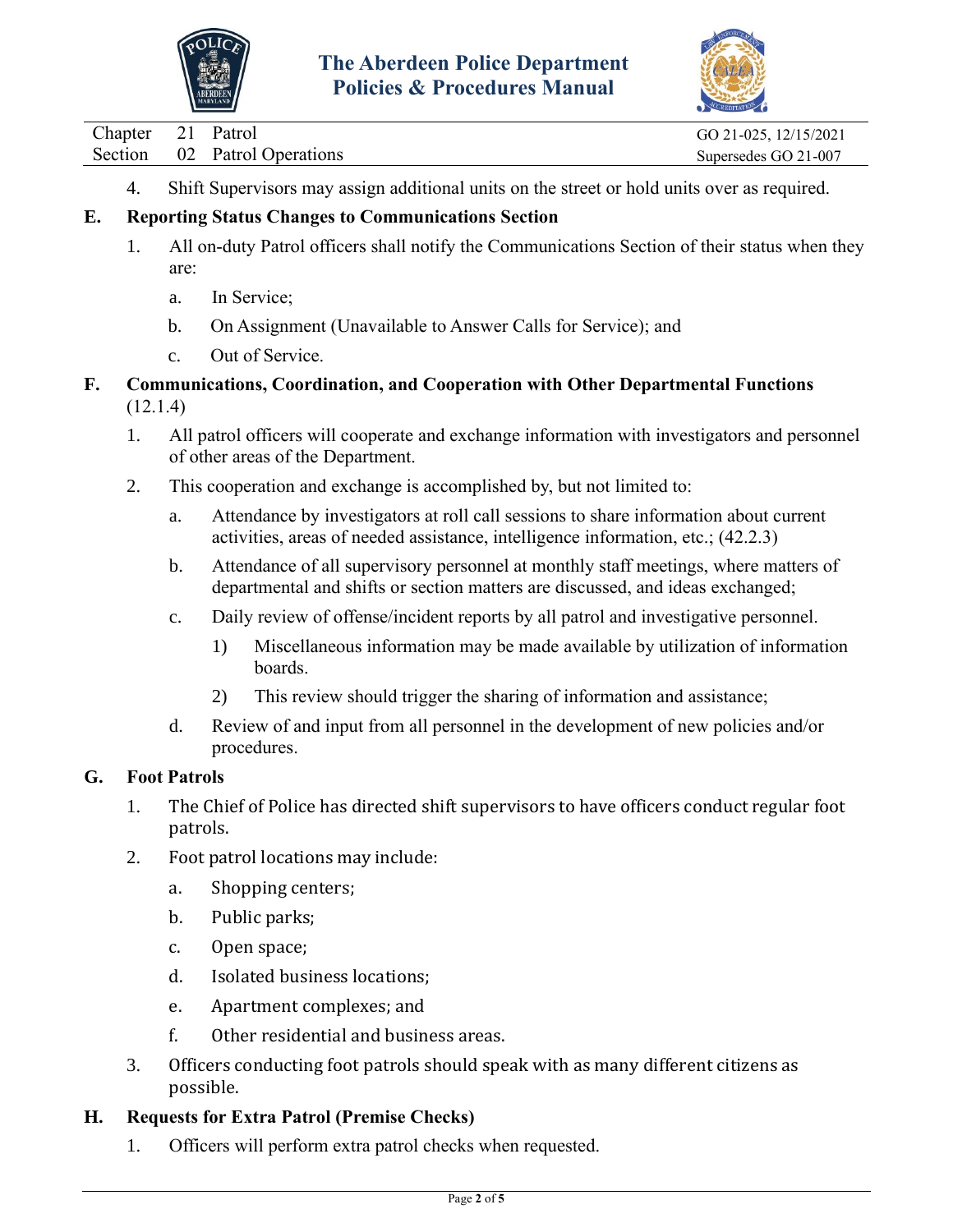4. Shift Supervisors may assign additional units on the street or hold units over as required.

**E. Reporting Status Changes to Communications Section**

1. All on-duty Patrol officers shall notify the Communications Section of their status when they are:
   a. In Service;
   b. On Assignment (Unavailable to Answer Calls for Service); and
   c. Out of Service.

**F. Communications, Coordination, and Cooperation with Other Departmental Functions** (12.1.4)

1. All patrol officers will cooperate and exchange information with investigators and personnel of other areas of the Department.
2. This cooperation and exchange is accomplished by, but not limited to:
   a. Attendance by investigators at roll call sessions to share information about current activities, areas of needed assistance, intelligence information, etc.; (42.2.3)
   b. Attendance of all supervisory personnel at monthly staff meetings, where matters of departmental and shifts or section matters are discussed, and ideas exchanged;
   c. Daily review of offense/incident reports by all patrol and investigative personnel.
      1) Miscellaneous information may be made available by utilization of information boards.
      2) This review should trigger the sharing of information and assistance;
   d. Review of and input from all personnel in the development of new policies and/or procedures.

**G. Foot Patrols**

1. The Chief of Police has directed shift supervisors to have officers conduct regular foot patrols.
2. Foot patrol locations may include:
   a. Shopping centers;
   b. Public parks;
   c. Open space;
   d. Isolated business locations;
   e. Apartment complexes; and
   f. Other residential and business areas.
3. Officers conducting foot patrols should speak with as many different citizens as possible.

**H. Requests for Extra Patrol (Premise Checks)**

1. Officers will perform extra patrol checks when requested.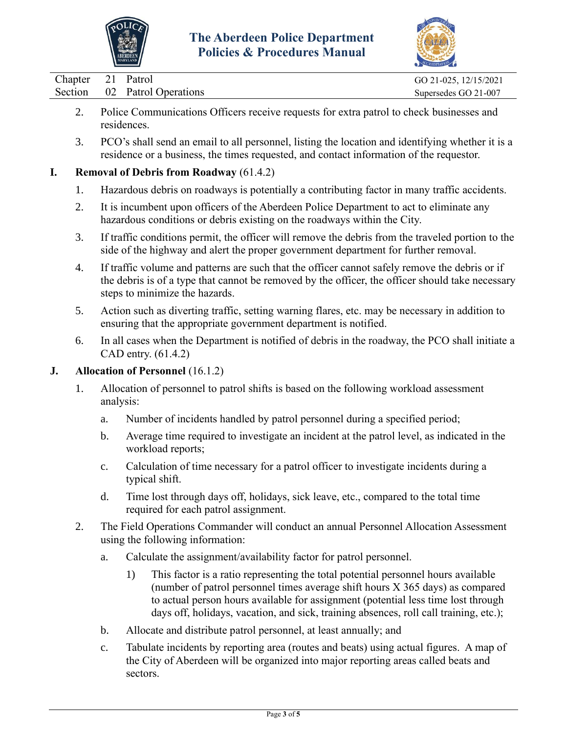2. Police Communications Officers receive requests for extra patrol to check businesses and residences.

3. PCO's shall send an email to all personnel, listing the location and identifying whether it is a residence or a business, the times requested, and contact information of the requestor.

## I. **Removal of Debris from Roadway** (61.4.2)

1. Hazardous debris on roadways is potentially a contributing factor in many traffic accidents.

2. It is incumbent upon officers of the Aberdeen Police Department to act to eliminate any hazardous conditions or debris existing on the roadways within the City.

3. If traffic conditions permit, the officer will remove the debris from the traveled portion to the side of the highway and alert the proper government department for further removal.

4. If traffic volume and patterns are such that the officer cannot safely remove the debris or if the debris is of a type that cannot be removed by the officer, the officer should take necessary steps to minimize the hazards.

5. Action such as diverting traffic, setting warning flares, etc. may be necessary in addition to ensuring that the appropriate government department is notified.

6. In all cases when the Department is notified of debris in the roadway, the PCO shall initiate a CAD entry. (61.4.2)

## J. **Allocation of Personnel** (16.1.2)

1. Allocation of personnel to patrol shifts is based on the following workload assessment analysis:

    a. Number of incidents handled by patrol personnel during a specified period;

    b. Average time required to investigate an incident at the patrol level, as indicated in the workload reports;

    c. Calculation of time necessary for a patrol officer to investigate incidents during a typical shift.

    d. Time lost through days off, holidays, sick leave, etc., compared to the total time required for each patrol assignment.

2. The Field Operations Commander will conduct an annual Personnel Allocation Assessment using the following information:

    a. Calculate the assignment/availability factor for patrol personnel.

        1) This factor is a ratio representing the total potential personnel hours available (number of patrol personnel times average shift hours X 365 days) as compared to actual person hours available for assignment (potential less time lost through days off, holidays, vacation, and sick, training absences, roll call training, etc.);

    b. Allocate and distribute patrol personnel, at least annually; and

    c. Tabulate incidents by reporting area (routes and beats) using actual figures. A map of the City of Aberdeen will be organized into major reporting areas called beats and sectors.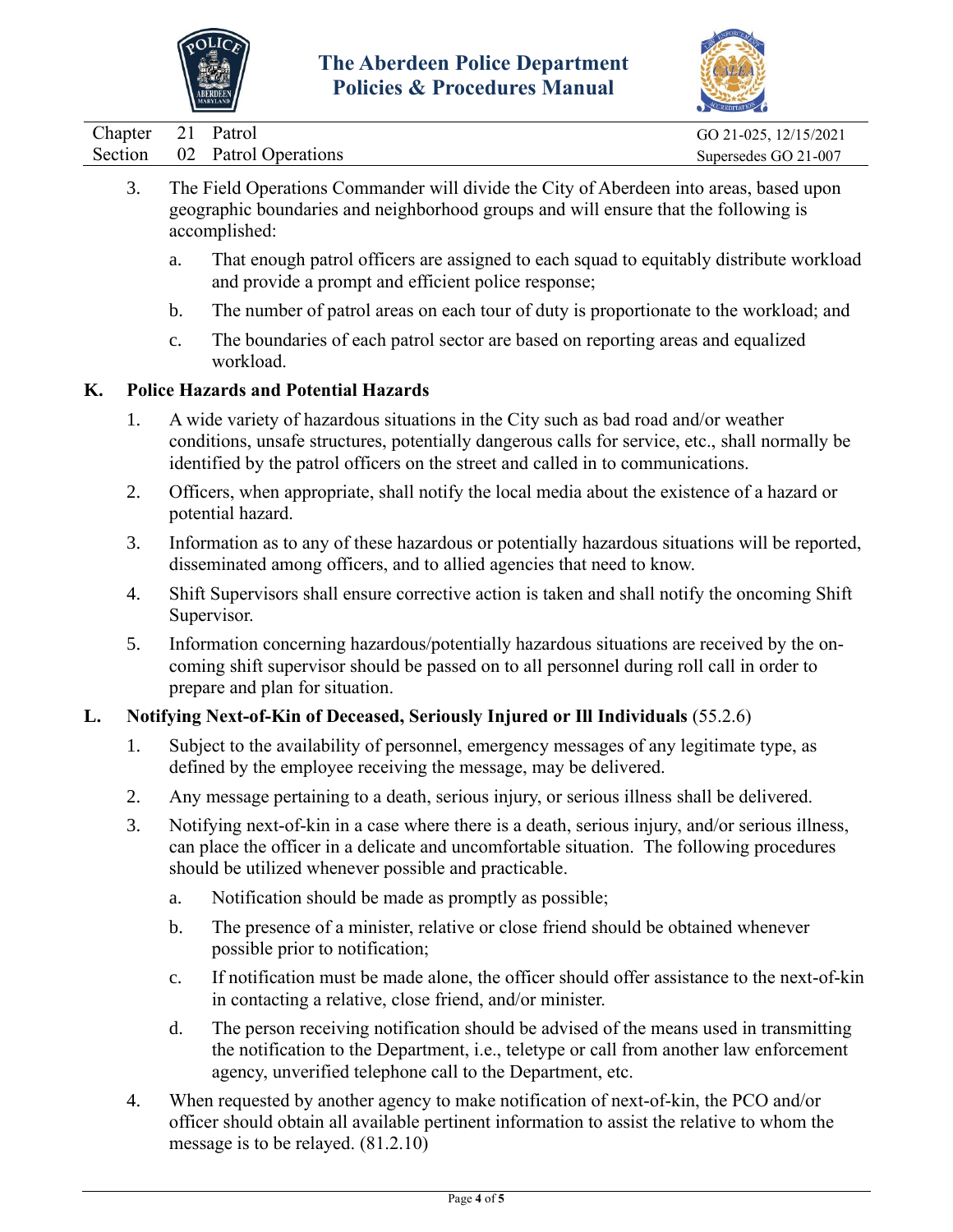3. The Field Operations Commander will divide the City of Aberdeen into areas, based upon geographic boundaries and neighborhood groups and will ensure that the following is accomplished:

   a. That enough patrol officers are assigned to each squad to equitably distribute workload and provide a prompt and efficient police response;

   b. The number of patrol areas on each tour of duty is proportionate to the workload; and

   c. The boundaries of each patrol sector are based on reporting areas and equalized workload.

**K. Police Hazards and Potential Hazards**

1. A wide variety of hazardous situations in the City such as bad road and/or weather conditions, unsafe structures, potentially dangerous calls for service, etc., shall normally be identified by the patrol officers on the street and called in to communications.

2. Officers, when appropriate, shall notify the local media about the existence of a hazard or potential hazard.

3. Information as to any of these hazardous or potentially hazardous situations will be reported, disseminated among officers, and to allied agencies that need to know.

4. Shift Supervisors shall ensure corrective action is taken and shall notify the oncoming Shift Supervisor.

5. Information concerning hazardous/potentially hazardous situations are received by the on-coming shift supervisor should be passed on to all personnel during roll call in order to prepare and plan for situation.

**L. Notifying Next-of-Kin of Deceased, Seriously Injured or Ill Individuals** (55.2.6)

1. Subject to the availability of personnel, emergency messages of any legitimate type, as defined by the employee receiving the message, may be delivered.

2. Any message pertaining to a death, serious injury, or serious illness shall be delivered.

3. Notifying next-of-kin in a case where there is a death, serious injury, and/or serious illness, can place the officer in a delicate and uncomfortable situation. The following procedures should be utilized whenever possible and practicable.

   a. Notification should be made as promptly as possible;

   b. The presence of a minister, relative or close friend should be obtained whenever possible prior to notification;

   c. If notification must be made alone, the officer should offer assistance to the next-of-kin in contacting a relative, close friend, and/or minister.

   d. The person receiving notification should be advised of the means used in transmitting the notification to the Department, i.e., teletype or call from another law enforcement agency, unverified telephone call to the Department, etc.

4. When requested by another agency to make notification of next-of-kin, the PCO and/or officer should obtain all available pertinent information to assist the relative to whom the message is to be relayed. (81.2.10)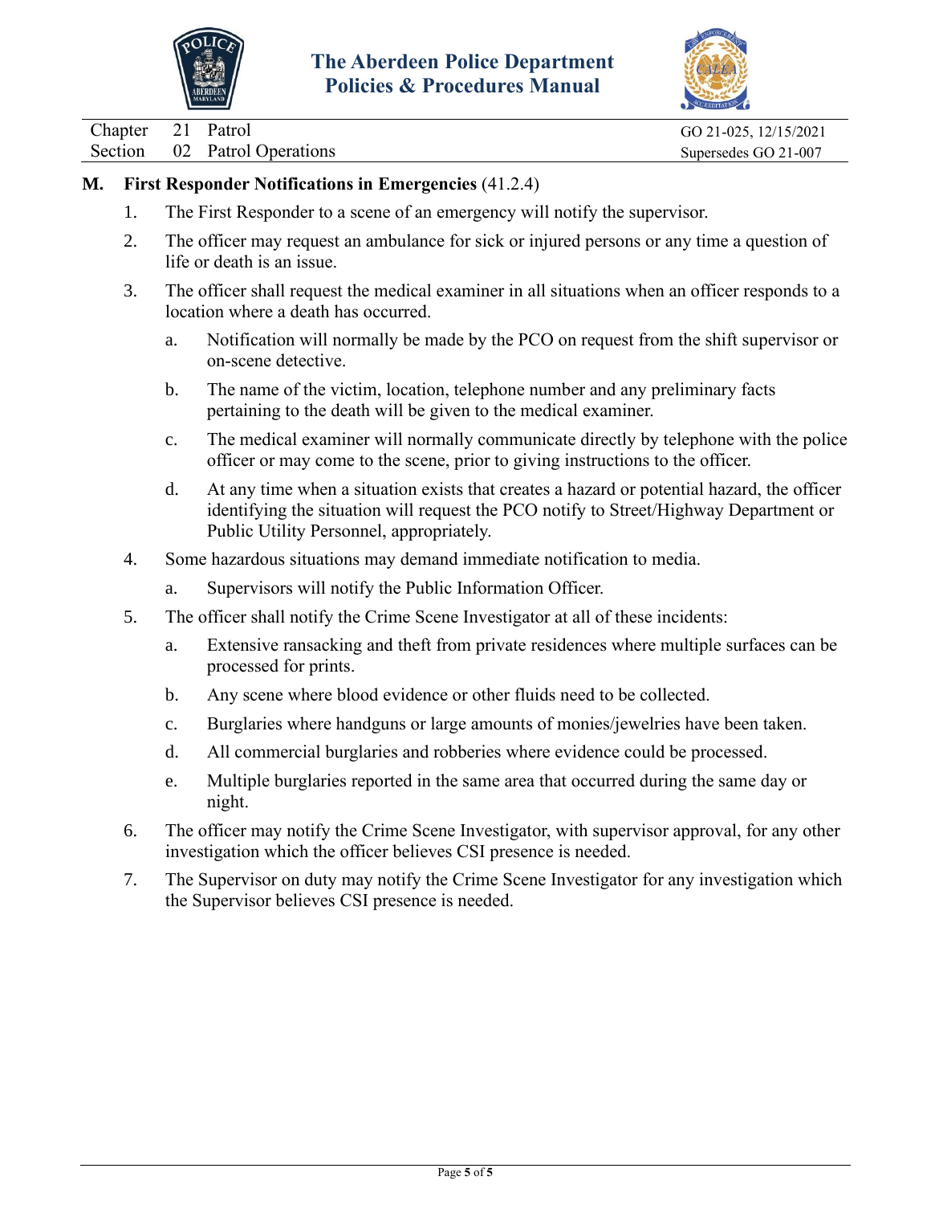## M. First Responder Notifications in Emergencies (41.2.4)

1. The First Responder to a scene of an emergency will notify the supervisor.
2. The officer may request an ambulance for sick or injured persons or any time a question of life or death is an issue.
3. The officer shall request the medical examiner in all situations when an officer responds to a location where a death has occurred.
   a. Notification will normally be made by the PCO on request from the shift supervisor or on-scene detective.
   b. The name of the victim, location, telephone number and any preliminary facts pertaining to the death will be given to the medical examiner.
   c. The medical examiner will normally communicate directly by telephone with the police officer or may come to the scene, prior to giving instructions to the officer.
   d. At any time when a situation exists that creates a hazard or potential hazard, the officer identifying the situation will request the PCO notify to Street/Highway Department or Public Utility Personnel, appropriately.
4. Some hazardous situations may demand immediate notification to media.
   a. Supervisors will notify the Public Information Officer.
5. The officer shall notify the Crime Scene Investigator at all of these incidents:
   a. Extensive ransacking and theft from private residences where multiple surfaces can be processed for prints.
   b. Any scene where blood evidence or other fluids need to be collected.
   c. Burglaries where handguns or large amounts of monies/jewelries have been taken.
   d. All commercial burglaries and robberies where evidence could be processed.
   e. Multiple burglaries reported in the same area that occurred during the same day or night.
6. The officer may notify the Crime Scene Investigator, with supervisor approval, for any other investigation which the officer believes CSI presence is needed.
7. The Supervisor on duty may notify the Crime Scene Investigator for any investigation which the Supervisor believes CSI presence is needed.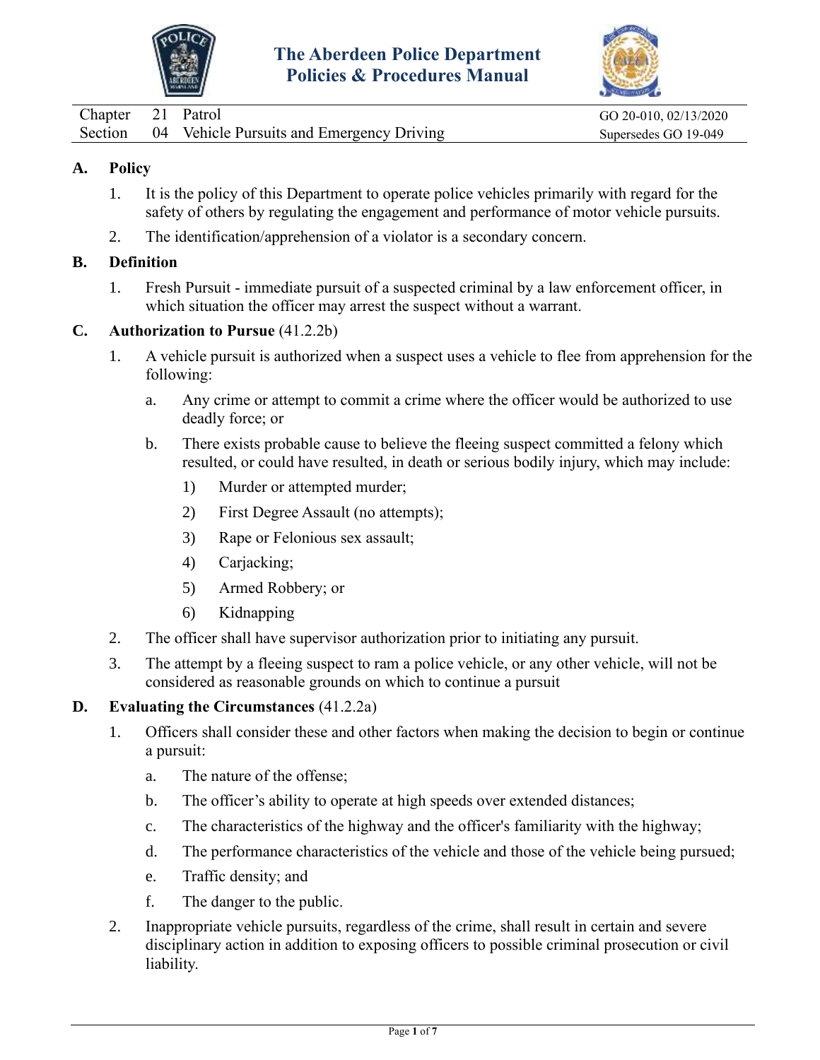# The Aberdeen Police Department Policies & Procedures Manual

| Chapter | 21 | Patrol | GO 20-010, 02/13/2020 |
|---|---|---|---|
| Section | 04 | Vehicle Pursuits and Emergency Driving | Supersedes GO 19-049 |

## A. Policy

1. It is the policy of this Department to operate police vehicles primarily with regard for the safety of others by regulating the engagement and performance of motor vehicle pursuits.
2. The identification/apprehension of a violator is a secondary concern.

## B. Definition

1. Fresh Pursuit - immediate pursuit of a suspected criminal by a law enforcement officer, in which situation the officer may arrest the suspect without a warrant.

## C. Authorization to Pursue (41.2.2b)

1. A vehicle pursuit is authorized when a suspect uses a vehicle to flee from apprehension for the following:
   a. Any crime or attempt to commit a crime where the officer would be authorized to use deadly force; or
   b. There exists probable cause to believe the fleeing suspect committed a felony which resulted, or could have resulted, in death or serious bodily injury, which may include:
      1) Murder or attempted murder;
      2) First Degree Assault (no attempts);
      3) Rape or Felonious sex assault;
      4) Carjacking;
      5) Armed Robbery; or
      6) Kidnapping
2. The officer shall have supervisor authorization prior to initiating any pursuit.
3. The attempt by a fleeing suspect to ram a police vehicle, or any other vehicle, will not be considered as reasonable grounds on which to continue a pursuit

## D. Evaluating the Circumstances (41.2.2a)

1. Officers shall consider these and other factors when making the decision to begin or continue a pursuit:
   a. The nature of the offense;
   b. The officer's ability to operate at high speeds over extended distances;
   c. The characteristics of the highway and the officer's familiarity with the highway;
   d. The performance characteristics of the vehicle and those of the vehicle being pursued;
   e. Traffic density; and
   f. The danger to the public.
2. Inappropriate vehicle pursuits, regardless of the crime, shall result in certain and severe disciplinary action in addition to exposing officers to possible criminal prosecution or civil liability.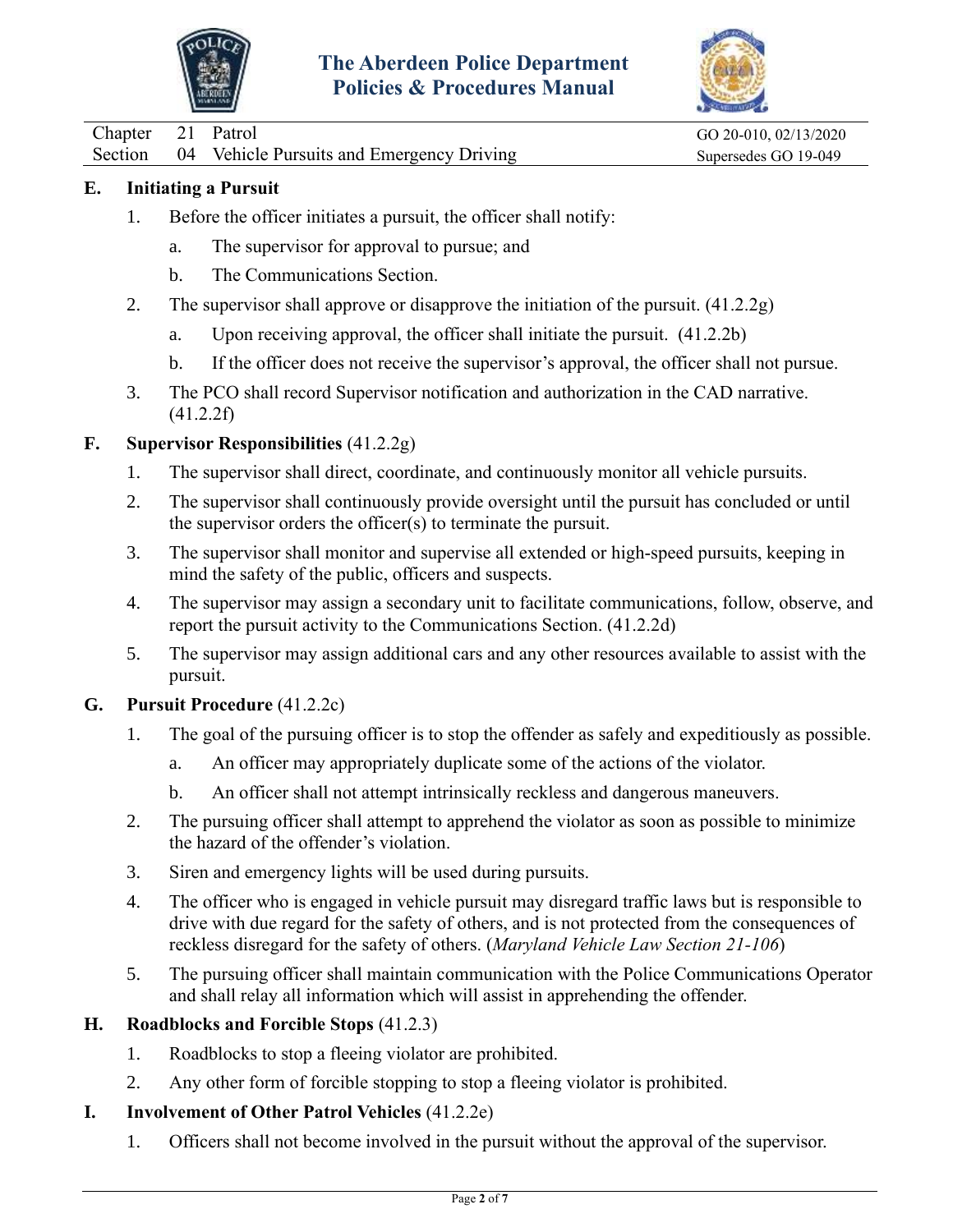**E. Initiating a Pursuit**

1. Before the officer initiates a pursuit, the officer shall notify:
   a. The supervisor for approval to pursue; and
   b. The Communications Section.
2. The supervisor shall approve or disapprove the initiation of the pursuit. (41.2.2g)
   a. Upon receiving approval, the officer shall initiate the pursuit. (41.2.2b)
   b. If the officer does not receive the supervisor's approval, the officer shall not pursue.
3. The PCO shall record Supervisor notification and authorization in the CAD narrative. (41.2.2f)

**F. Supervisor Responsibilities** (41.2.2g)

1. The supervisor shall direct, coordinate, and continuously monitor all vehicle pursuits.
2. The supervisor shall continuously provide oversight until the pursuit has concluded or until the supervisor orders the officer(s) to terminate the pursuit.
3. The supervisor shall monitor and supervise all extended or high-speed pursuits, keeping in mind the safety of the public, officers and suspects.
4. The supervisor may assign a secondary unit to facilitate communications, follow, observe, and report the pursuit activity to the Communications Section. (41.2.2d)
5. The supervisor may assign additional cars and any other resources available to assist with the pursuit.

**G. Pursuit Procedure** (41.2.2c)

1. The goal of the pursuing officer is to stop the offender as safely and expeditiously as possible.
   a. An officer may appropriately duplicate some of the actions of the violator.
   b. An officer shall not attempt intrinsically reckless and dangerous maneuvers.
2. The pursuing officer shall attempt to apprehend the violator as soon as possible to minimize the hazard of the offender's violation.
3. Siren and emergency lights will be used during pursuits.
4. The officer who is engaged in vehicle pursuit may disregard traffic laws but is responsible to drive with due regard for the safety of others, and is not protected from the consequences of reckless disregard for the safety of others. (*Maryland Vehicle Law Section 21-106*)
5. The pursuing officer shall maintain communication with the Police Communications Operator and shall relay all information which will assist in apprehending the offender.

**H. Roadblocks and Forcible Stops** (41.2.3)

1. Roadblocks to stop a fleeing violator are prohibited.
2. Any other form of forcible stopping to stop a fleeing violator is prohibited.

**I. Involvement of Other Patrol Vehicles** (41.2.2e)

1. Officers shall not become involved in the pursuit without the approval of the supervisor.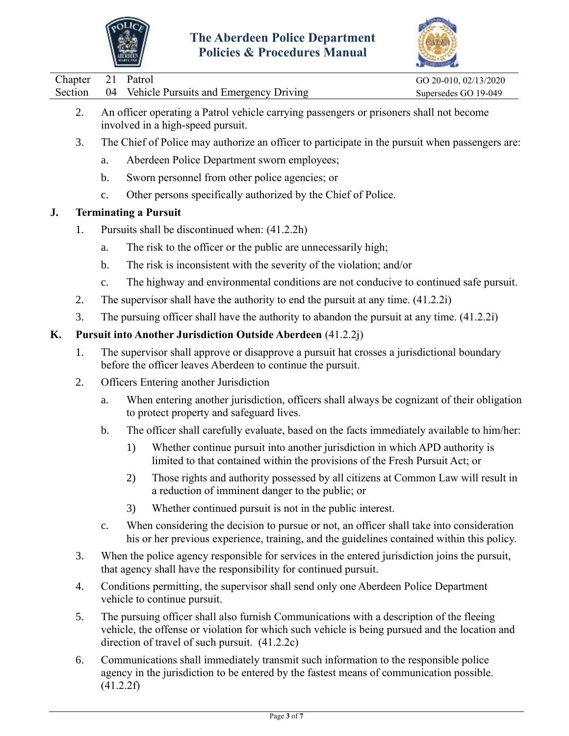2. An officer operating a Patrol vehicle carrying passengers or prisoners shall not become involved in a high-speed pursuit.

3. The Chief of Police may authorize an officer to participate in the pursuit when passengers are:

   a. Aberdeen Police Department sworn employees;

   b. Sworn personnel from other police agencies; or

   c. Other persons specifically authorized by the Chief of Police.

## J. Terminating a Pursuit

1. Pursuits shall be discontinued when: (41.2.2h)

   a. The risk to the officer or the public are unnecessarily high;

   b. The risk is inconsistent with the severity of the violation; and/or

   c. The highway and environmental conditions are not conducive to continued safe pursuit.

2. The supervisor shall have the authority to end the pursuit at any time. (41.2.2i)

3. The pursuing officer shall have the authority to abandon the pursuit at any time. (41.2.2i)

## K. Pursuit into Another Jurisdiction Outside Aberdeen (41.2.2j)

1. The supervisor shall approve or disapprove a pursuit hat crosses a jurisdictional boundary before the officer leaves Aberdeen to continue the pursuit.

2. Officers Entering another Jurisdiction

   a. When entering another jurisdiction, officers shall always be cognizant of their obligation to protect property and safeguard lives.

   b. The officer shall carefully evaluate, based on the facts immediately available to him/her:

      1) Whether continue pursuit into another jurisdiction in which APD authority is limited to that contained within the provisions of the Fresh Pursuit Act; or

      2) Those rights and authority possessed by all citizens at Common Law will result in a reduction of imminent danger to the public; or

      3) Whether continued pursuit is not in the public interest.

   c. When considering the decision to pursue or not, an officer shall take into consideration his or her previous experience, training, and the guidelines contained within this policy.

3. When the police agency responsible for services in the entered jurisdiction joins the pursuit, that agency shall have the responsibility for continued pursuit.

4. Conditions permitting, the supervisor shall send only one Aberdeen Police Department vehicle to continue pursuit.

5. The pursuing officer shall also furnish Communications with a description of the fleeing vehicle, the offense or violation for which such vehicle is being pursued and the location and direction of travel of such pursuit. (41.2.2c)

6. Communications shall immediately transmit such information to the responsible police agency in the jurisdiction to be entered by the fastest means of communication possible. (41.2.2f)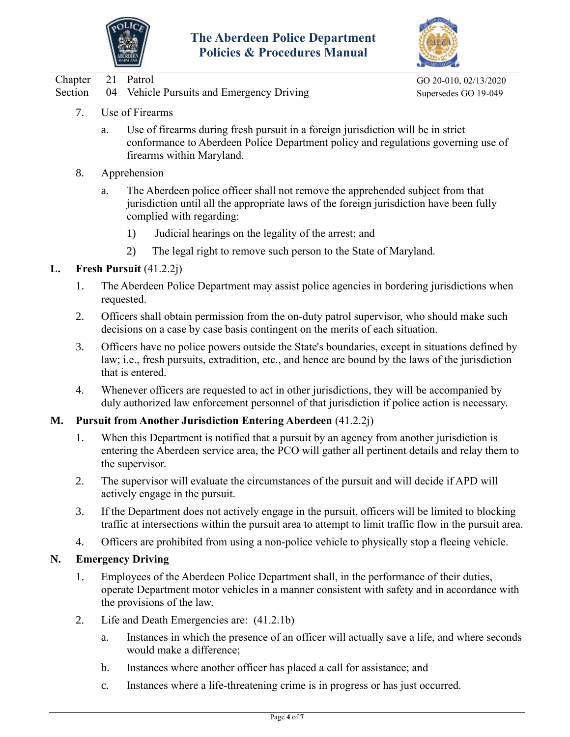7. Use of Firearms

   a. Use of firearms during fresh pursuit in a foreign jurisdiction will be in strict conformance to Aberdeen Police Department policy and regulations governing use of firearms within Maryland.

8. Apprehension

   a. The Aberdeen police officer shall not remove the apprehended subject from that jurisdiction until all the appropriate laws of the foreign jurisdiction have been fully complied with regarding:

      1) Judicial hearings on the legality of the arrest; and

      2) The legal right to remove such person to the State of Maryland.

**L. Fresh Pursuit** (41.2.2j)

1. The Aberdeen Police Department may assist police agencies in bordering jurisdictions when requested.

2. Officers shall obtain permission from the on-duty patrol supervisor, who should make such decisions on a case by case basis contingent on the merits of each situation.

3. Officers have no police powers outside the State's boundaries, except in situations defined by law; i.e., fresh pursuits, extradition, etc., and hence are bound by the laws of the jurisdiction that is entered.

4. Whenever officers are requested to act in other jurisdictions, they will be accompanied by duly authorized law enforcement personnel of that jurisdiction if police action is necessary.

**M. Pursuit from Another Jurisdiction Entering Aberdeen** (41.2.2j)

1. When this Department is notified that a pursuit by an agency from another jurisdiction is entering the Aberdeen service area, the PCO will gather all pertinent details and relay them to the supervisor.

2. The supervisor will evaluate the circumstances of the pursuit and will decide if APD will actively engage in the pursuit.

3. If the Department does not actively engage in the pursuit, officers will be limited to blocking traffic at intersections within the pursuit area to attempt to limit traffic flow in the pursuit area.

4. Officers are prohibited from using a non-police vehicle to physically stop a fleeing vehicle.

**N. Emergency Driving**

1. Employees of the Aberdeen Police Department shall, in the performance of their duties, operate Department motor vehicles in a manner consistent with safety and in accordance with the provisions of the law.

2. Life and Death Emergencies are: (41.2.1b)

   a. Instances in which the presence of an officer will actually save a life, and where seconds would make a difference;

   b. Instances where another officer has placed a call for assistance; and

   c. Instances where a life-threatening crime is in progress or has just occurred.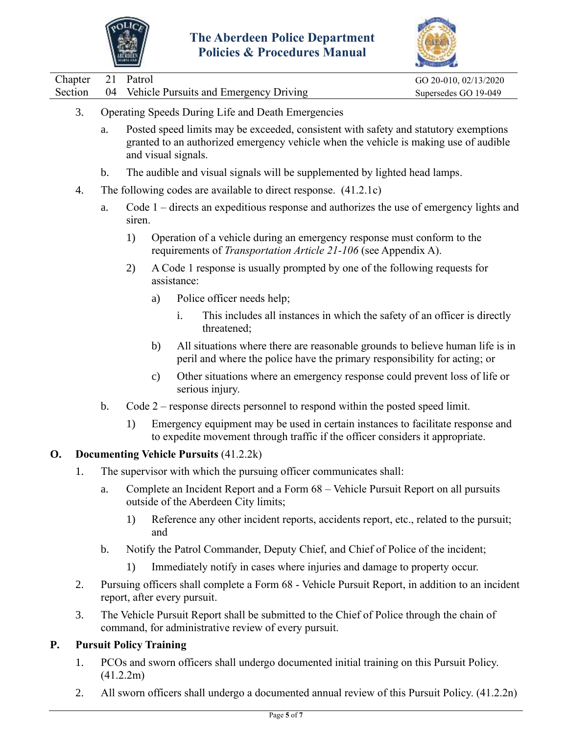3. Operating Speeds During Life and Death Emergencies

   a. Posted speed limits may be exceeded, consistent with safety and statutory exemptions granted to an authorized emergency vehicle when the vehicle is making use of audible and visual signals.

   b. The audible and visual signals will be supplemented by lighted head lamps.

4. The following codes are available to direct response. (41.2.1c)

   a. Code 1 – directs an expeditious response and authorizes the use of emergency lights and siren.

      1) Operation of a vehicle during an emergency response must conform to the requirements of *Transportation Article 21-106* (see Appendix A).

      2) A Code 1 response is usually prompted by one of the following requests for assistance:

         a) Police officer needs help;

            i. This includes all instances in which the safety of an officer is directly threatened;

         b) All situations where there are reasonable grounds to believe human life is in peril and where the police have the primary responsibility for acting; or

         c) Other situations where an emergency response could prevent loss of life or serious injury.

   b. Code 2 – response directs personnel to respond within the posted speed limit.

      1) Emergency equipment may be used in certain instances to facilitate response and to expedite movement through traffic if the officer considers it appropriate.

**O. Documenting Vehicle Pursuits** (41.2.2k)

1. The supervisor with which the pursuing officer communicates shall:

   a. Complete an Incident Report and a Form 68 – Vehicle Pursuit Report on all pursuits outside of the Aberdeen City limits;

      1) Reference any other incident reports, accidents report, etc., related to the pursuit; and

   b. Notify the Patrol Commander, Deputy Chief, and Chief of Police of the incident;

      1) Immediately notify in cases where injuries and damage to property occur.

2. Pursuing officers shall complete a Form 68 - Vehicle Pursuit Report, in addition to an incident report, after every pursuit.

3. The Vehicle Pursuit Report shall be submitted to the Chief of Police through the chain of command, for administrative review of every pursuit.

**P. Pursuit Policy Training**

1. PCOs and sworn officers shall undergo documented initial training on this Pursuit Policy. (41.2.2m)

2. All sworn officers shall undergo a documented annual review of this Pursuit Policy. (41.2.2n)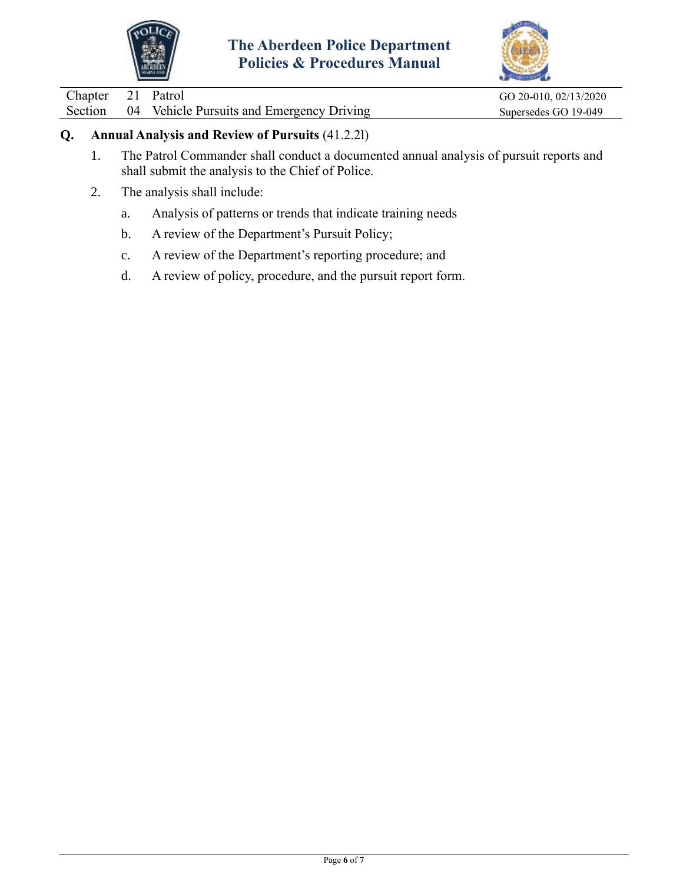## Q. Annual Analysis and Review of Pursuits (41.2.2l)

1. The Patrol Commander shall conduct a documented annual analysis of pursuit reports and shall submit the analysis to the Chief of Police.

2. The analysis shall include:

   a. Analysis of patterns or trends that indicate training needs

   b. A review of the Department's Pursuit Policy;

   c. A review of the Department's reporting procedure; and

   d. A review of policy, procedure, and the pursuit report form.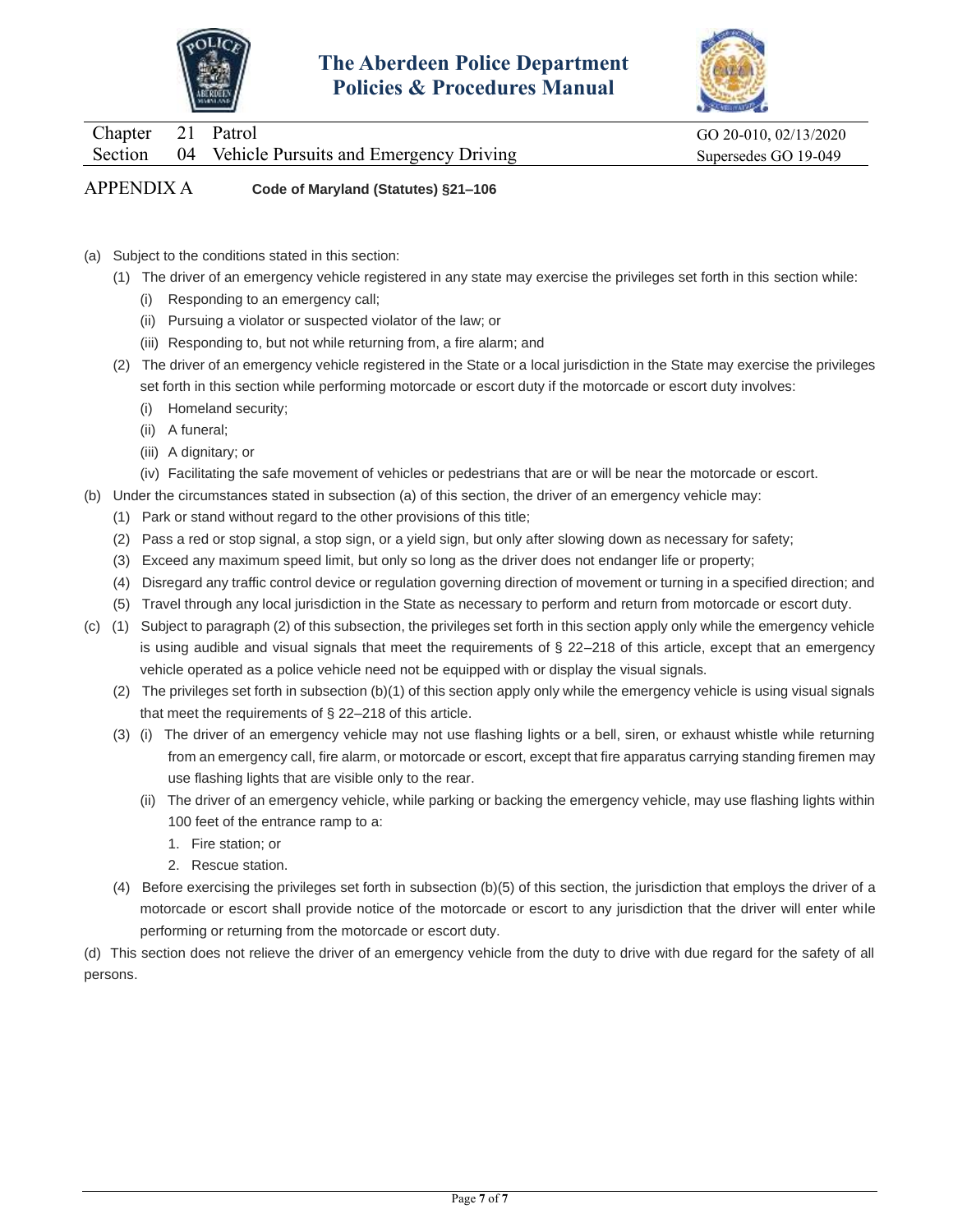## APPENDIX A Code of Maryland (Statutes) §21–106

(a) Subject to the conditions stated in this section:

- (1) The driver of an emergency vehicle registered in any state may exercise the privileges set forth in this section while:
  - (i) Responding to an emergency call;
  - (ii) Pursuing a violator or suspected violator of the law; or
  - (iii) Responding to, but not while returning from, a fire alarm; and
- (2) The driver of an emergency vehicle registered in the State or a local jurisdiction in the State may exercise the privileges set forth in this section while performing motorcade or escort duty if the motorcade or escort duty involves:
  - (i) Homeland security;
  - (ii) A funeral;
  - (iii) A dignitary; or
  - (iv) Facilitating the safe movement of vehicles or pedestrians that are or will be near the motorcade or escort.

(b) Under the circumstances stated in subsection (a) of this section, the driver of an emergency vehicle may:

- (1) Park or stand without regard to the other provisions of this title;
- (2) Pass a red or stop signal, a stop sign, or a yield sign, but only after slowing down as necessary for safety;
- (3) Exceed any maximum speed limit, but only so long as the driver does not endanger life or property;
- (4) Disregard any traffic control device or regulation governing direction of movement or turning in a specified direction; and
- (5) Travel through any local jurisdiction in the State as necessary to perform and return from motorcade or escort duty.

(c)

- (1) Subject to paragraph (2) of this subsection, the privileges set forth in this section apply only while the emergency vehicle is using audible and visual signals that meet the requirements of § 22–218 of this article, except that an emergency vehicle operated as a police vehicle need not be equipped with or display the visual signals.
- (2) The privileges set forth in subsection (b)(1) of this section apply only while the emergency vehicle is using visual signals that meet the requirements of § 22–218 of this article.
- (3)
  - (i) The driver of an emergency vehicle may not use flashing lights or a bell, siren, or exhaust whistle while returning from an emergency call, fire alarm, or motorcade or escort, except that fire apparatus carrying standing firemen may use flashing lights that are visible only to the rear.
  - (ii) The driver of an emergency vehicle, while parking or backing the emergency vehicle, may use flashing lights within 100 feet of the entrance ramp to a:
    1. Fire station; or
    2. Rescue station.
- (4) Before exercising the privileges set forth in subsection (b)(5) of this section, the jurisdiction that employs the driver of a motorcade or escort shall provide notice of the motorcade or escort to any jurisdiction that the driver will enter while performing or returning from the motorcade or escort duty.

(d) This section does not relieve the driver of an emergency vehicle from the duty to drive with due regard for the safety of all persons.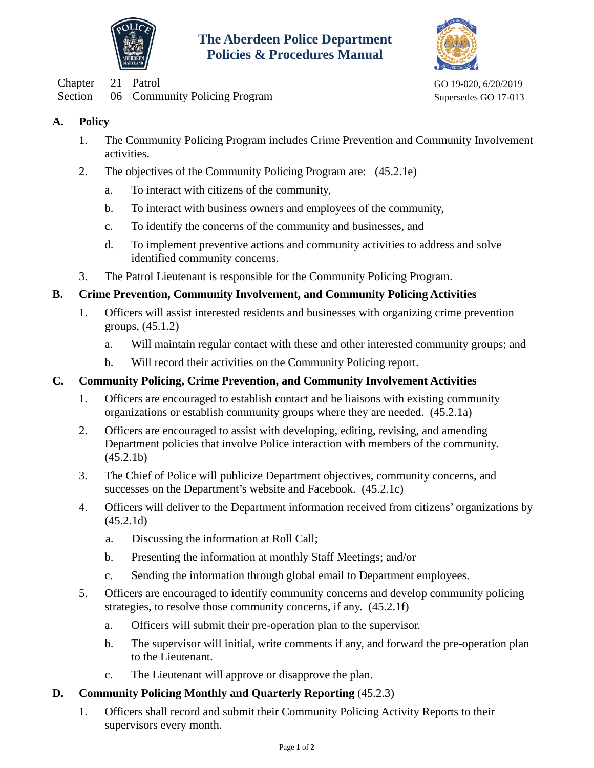# The Aberdeen Police Department Policies & Procedures Manual

| Chapter | 21 | Patrol | GO 19-020, 6/20/2019 |
|---|---|---|---|
| Section | 06 | Community Policing Program | Supersedes GO 17-013 |

## A. Policy

1. The Community Policing Program includes Crime Prevention and Community Involvement activities.
2. The objectives of the Community Policing Program are: (45.2.1e)
   a. To interact with citizens of the community,
   b. To interact with business owners and employees of the community,
   c. To identify the concerns of the community and businesses, and
   d. To implement preventive actions and community activities to address and solve identified community concerns.
3. The Patrol Lieutenant is responsible for the Community Policing Program.

## B. Crime Prevention, Community Involvement, and Community Policing Activities

1. Officers will assist interested residents and businesses with organizing crime prevention groups, (45.1.2)
   a. Will maintain regular contact with these and other interested community groups; and
   b. Will record their activities on the Community Policing report.

## C. Community Policing, Crime Prevention, and Community Involvement Activities

1. Officers are encouraged to establish contact and be liaisons with existing community organizations or establish community groups where they are needed. (45.2.1a)
2. Officers are encouraged to assist with developing, editing, revising, and amending Department policies that involve Police interaction with members of the community. (45.2.1b)
3. The Chief of Police will publicize Department objectives, community concerns, and successes on the Department's website and Facebook. (45.2.1c)
4. Officers will deliver to the Department information received from citizens' organizations by (45.2.1d)
   a. Discussing the information at Roll Call;
   b. Presenting the information at monthly Staff Meetings; and/or
   c. Sending the information through global email to Department employees.
5. Officers are encouraged to identify community concerns and develop community policing strategies, to resolve those community concerns, if any. (45.2.1f)
   a. Officers will submit their pre-operation plan to the supervisor.
   b. The supervisor will initial, write comments if any, and forward the pre-operation plan to the Lieutenant.
   c. The Lieutenant will approve or disapprove the plan.

## D. Community Policing Monthly and Quarterly Reporting (45.2.3)

1. Officers shall record and submit their Community Policing Activity Reports to their supervisors every month.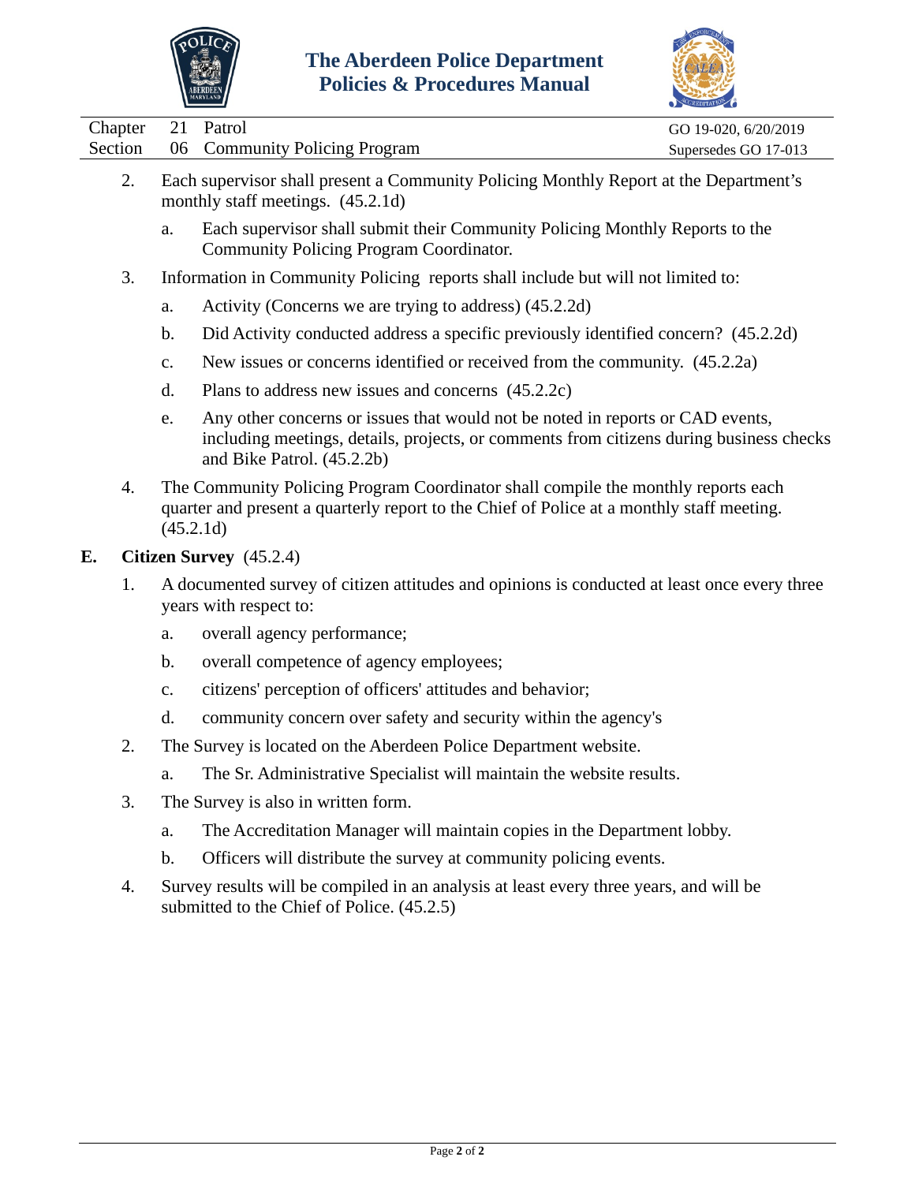2. Each supervisor shall present a Community Policing Monthly Report at the Department's monthly staff meetings. (45.2.1d)

   a. Each supervisor shall submit their Community Policing Monthly Reports to the Community Policing Program Coordinator.

3. Information in Community Policing reports shall include but will not limited to:

   a. Activity (Concerns we are trying to address) (45.2.2d)

   b. Did Activity conducted address a specific previously identified concern? (45.2.2d)

   c. New issues or concerns identified or received from the community. (45.2.2a)

   d. Plans to address new issues and concerns (45.2.2c)

   e. Any other concerns or issues that would not be noted in reports or CAD events, including meetings, details, projects, or comments from citizens during business checks and Bike Patrol. (45.2.2b)

4. The Community Policing Program Coordinator shall compile the monthly reports each quarter and present a quarterly report to the Chief of Police at a monthly staff meeting. (45.2.1d)

**E. Citizen Survey** (45.2.4)

1. A documented survey of citizen attitudes and opinions is conducted at least once every three years with respect to:

   a. overall agency performance;

   b. overall competence of agency employees;

   c. citizens' perception of officers' attitudes and behavior;

   d. community concern over safety and security within the agency's

2. The Survey is located on the Aberdeen Police Department website.

   a. The Sr. Administrative Specialist will maintain the website results.

3. The Survey is also in written form.

   a. The Accreditation Manager will maintain copies in the Department lobby.

   b. Officers will distribute the survey at community policing events.

4. Survey results will be compiled in an analysis at least every three years, and will be submitted to the Chief of Police. (45.2.5)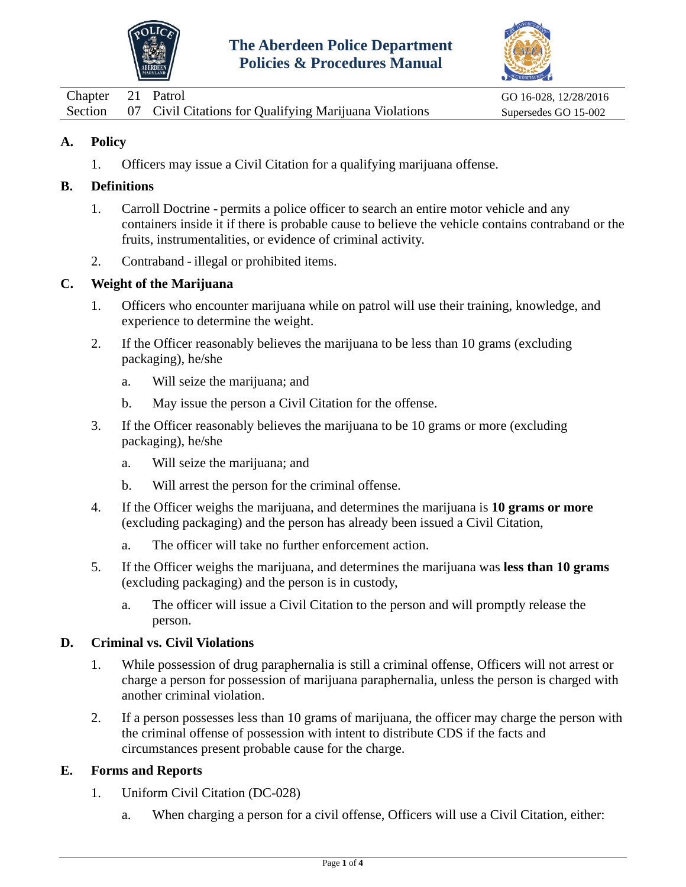# The Aberdeen Police Department Policies & Procedures Manual

| Chapter | 21 | Patrol | GO 16-028, 12/28/2016 |
|---|---|---|---|
| Section | 07 | Civil Citations for Qualifying Marijuana Violations | Supersedes GO 15-002 |

## A. Policy

1. Officers may issue a Civil Citation for a qualifying marijuana offense.

## B. Definitions

1. Carroll Doctrine - permits a police officer to search an entire motor vehicle and any containers inside it if there is probable cause to believe the vehicle contains contraband or the fruits, instrumentalities, or evidence of criminal activity.
2. Contraband - illegal or prohibited items.

## C. Weight of the Marijuana

1. Officers who encounter marijuana while on patrol will use their training, knowledge, and experience to determine the weight.
2. If the Officer reasonably believes the marijuana to be less than 10 grams (excluding packaging), he/she
   a. Will seize the marijuana; and
   b. May issue the person a Civil Citation for the offense.
3. If the Officer reasonably believes the marijuana to be 10 grams or more (excluding packaging), he/she
   a. Will seize the marijuana; and
   b. Will arrest the person for the criminal offense.
4. If the Officer weighs the marijuana, and determines the marijuana is **10 grams or more** (excluding packaging) and the person has already been issued a Civil Citation,
   a. The officer will take no further enforcement action.
5. If the Officer weighs the marijuana, and determines the marijuana was **less than 10 grams** (excluding packaging) and the person is in custody,
   a. The officer will issue a Civil Citation to the person and will promptly release the person.

## D. Criminal vs. Civil Violations

1. While possession of drug paraphernalia is still a criminal offense, Officers will not arrest or charge a person for possession of marijuana paraphernalia, unless the person is charged with another criminal violation.
2. If a person possesses less than 10 grams of marijuana, the officer may charge the person with the criminal offense of possession with intent to distribute CDS if the facts and circumstances present probable cause for the charge.

## E. Forms and Reports

1. Uniform Civil Citation (DC-028)
   a. When charging a person for a civil offense, Officers will use a Civil Citation, either: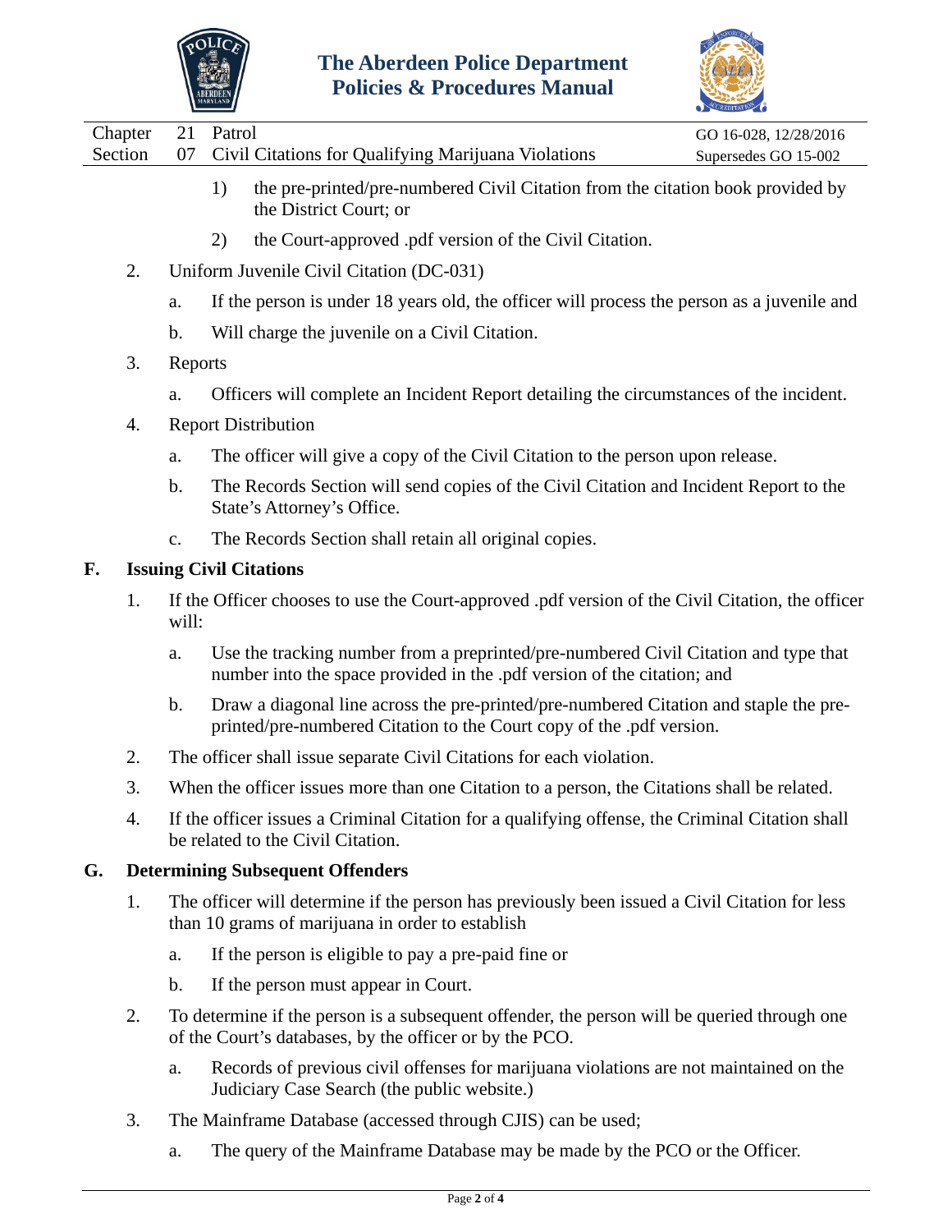1) the pre-printed/pre-numbered Civil Citation from the citation book provided by the District Court; or

2) the Court-approved .pdf version of the Civil Citation.

2. Uniform Juvenile Civil Citation (DC-031)

   a. If the person is under 18 years old, the officer will process the person as a juvenile and

   b. Will charge the juvenile on a Civil Citation.

3. Reports

   a. Officers will complete an Incident Report detailing the circumstances of the incident.

4. Report Distribution

   a. The officer will give a copy of the Civil Citation to the person upon release.

   b. The Records Section will send copies of the Civil Citation and Incident Report to the State's Attorney's Office.

   c. The Records Section shall retain all original copies.

**F. Issuing Civil Citations**

1. If the Officer chooses to use the Court-approved .pdf version of the Civil Citation, the officer will:

   a. Use the tracking number from a preprinted/pre-numbered Civil Citation and type that number into the space provided in the .pdf version of the citation; and

   b. Draw a diagonal line across the pre-printed/pre-numbered Citation and staple the pre-printed/pre-numbered Citation to the Court copy of the .pdf version.

2. The officer shall issue separate Civil Citations for each violation.

3. When the officer issues more than one Citation to a person, the Citations shall be related.

4. If the officer issues a Criminal Citation for a qualifying offense, the Criminal Citation shall be related to the Civil Citation.

**G. Determining Subsequent Offenders**

1. The officer will determine if the person has previously been issued a Civil Citation for less than 10 grams of marijuana in order to establish

   a. If the person is eligible to pay a pre-paid fine or

   b. If the person must appear in Court.

2. To determine if the person is a subsequent offender, the person will be queried through one of the Court's databases, by the officer or by the PCO.

   a. Records of previous civil offenses for marijuana violations are not maintained on the Judiciary Case Search (the public website.)

3. The Mainframe Database (accessed through CJIS) can be used;

   a. The query of the Mainframe Database may be made by the PCO or the Officer.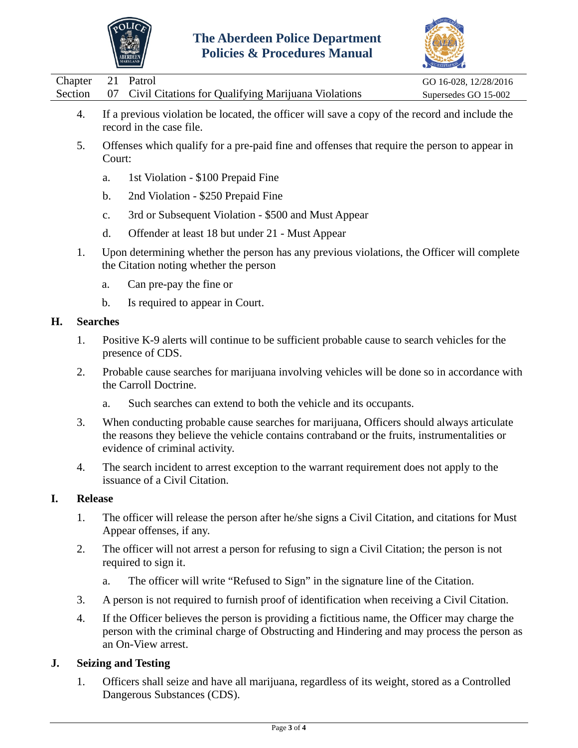4. If a previous violation be located, the officer will save a copy of the record and include the record in the case file.

5. Offenses which qualify for a pre-paid fine and offenses that require the person to appear in Court:

   a. 1st Violation - $100 Prepaid Fine

   b. 2nd Violation - $250 Prepaid Fine

   c. 3rd or Subsequent Violation - $500 and Must Appear

   d. Offender at least 18 but under 21 - Must Appear

1. Upon determining whether the person has any previous violations, the Officer will complete the Citation noting whether the person

   a. Can pre-pay the fine or

   b. Is required to appear in Court.

## H. Searches

1. Positive K-9 alerts will continue to be sufficient probable cause to search vehicles for the presence of CDS.

2. Probable cause searches for marijuana involving vehicles will be done so in accordance with the Carroll Doctrine.

   a. Such searches can extend to both the vehicle and its occupants.

3. When conducting probable cause searches for marijuana, Officers should always articulate the reasons they believe the vehicle contains contraband or the fruits, instrumentalities or evidence of criminal activity.

4. The search incident to arrest exception to the warrant requirement does not apply to the issuance of a Civil Citation.

## I. Release

1. The officer will release the person after he/she signs a Civil Citation, and citations for Must Appear offenses, if any.

2. The officer will not arrest a person for refusing to sign a Civil Citation; the person is not required to sign it.

   a. The officer will write "Refused to Sign" in the signature line of the Citation.

3. A person is not required to furnish proof of identification when receiving a Civil Citation.

4. If the Officer believes the person is providing a fictitious name, the Officer may charge the person with the criminal charge of Obstructing and Hindering and may process the person as an On-View arrest.

## J. Seizing and Testing

1. Officers shall seize and have all marijuana, regardless of its weight, stored as a Controlled Dangerous Substances (CDS).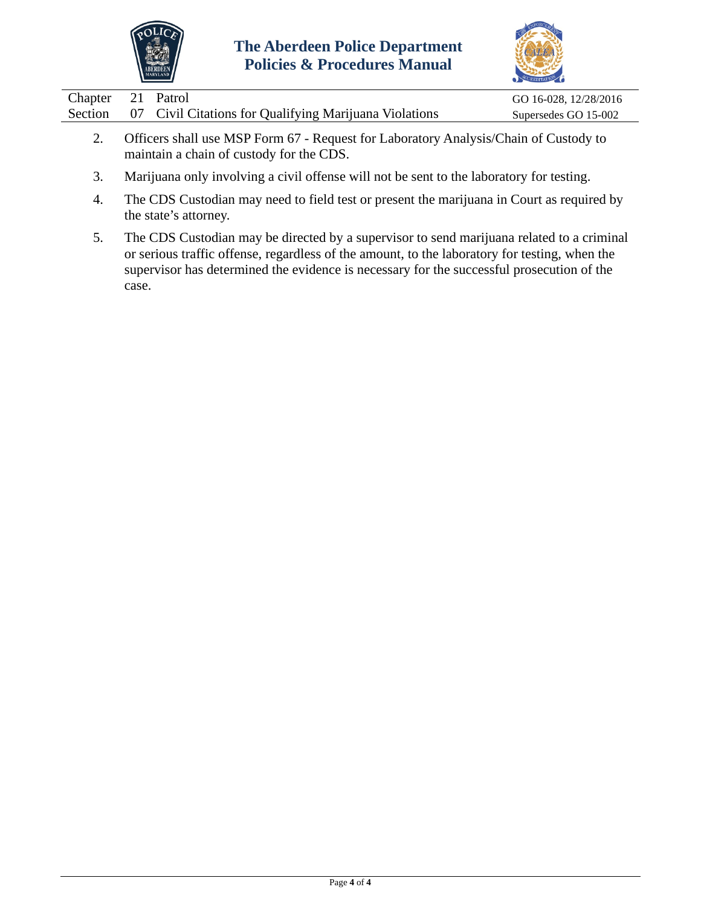2. Officers shall use MSP Form 67 - Request for Laboratory Analysis/Chain of Custody to maintain a chain of custody for the CDS.
3. Marijuana only involving a civil offense will not be sent to the laboratory for testing.
4. The CDS Custodian may need to field test or present the marijuana in Court as required by the state's attorney.
5. The CDS Custodian may be directed by a supervisor to send marijuana related to a criminal or serious traffic offense, regardless of the amount, to the laboratory for testing, when the supervisor has determined the evidence is necessary for the successful prosecution of the case.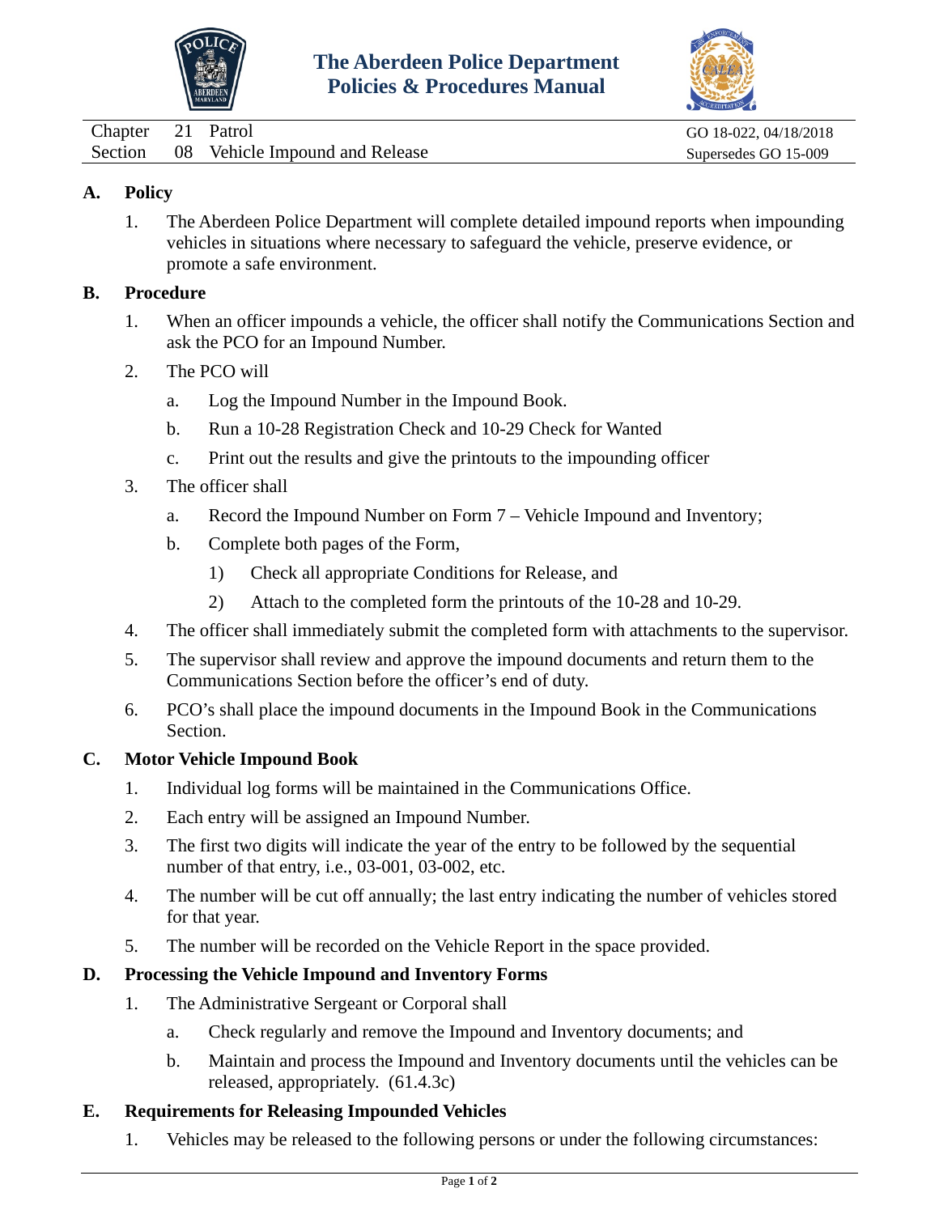# The Aberdeen Police Department
# Policies & Procedures Manual

| Chapter | 21 | Patrol | GO 18-022, 04/18/2018 |
|---|---|---|---|
| Section | 08 | Vehicle Impound and Release | Supersedes GO 15-009 |

## A. Policy

1. The Aberdeen Police Department will complete detailed impound reports when impounding vehicles in situations where necessary to safeguard the vehicle, preserve evidence, or promote a safe environment.

## B. Procedure

1. When an officer impounds a vehicle, the officer shall notify the Communications Section and ask the PCO for an Impound Number.
2. The PCO will
   a. Log the Impound Number in the Impound Book.
   b. Run a 10-28 Registration Check and 10-29 Check for Wanted
   c. Print out the results and give the printouts to the impounding officer
3. The officer shall
   a. Record the Impound Number on Form 7 – Vehicle Impound and Inventory;
   b. Complete both pages of the Form,
      1) Check all appropriate Conditions for Release, and
      2) Attach to the completed form the printouts of the 10-28 and 10-29.
4. The officer shall immediately submit the completed form with attachments to the supervisor.
5. The supervisor shall review and approve the impound documents and return them to the Communications Section before the officer's end of duty.
6. PCO's shall place the impound documents in the Impound Book in the Communications Section.

## C. Motor Vehicle Impound Book

1. Individual log forms will be maintained in the Communications Office.
2. Each entry will be assigned an Impound Number.
3. The first two digits will indicate the year of the entry to be followed by the sequential number of that entry, i.e., 03-001, 03-002, etc.
4. The number will be cut off annually; the last entry indicating the number of vehicles stored for that year.
5. The number will be recorded on the Vehicle Report in the space provided.

## D. Processing the Vehicle Impound and Inventory Forms

1. The Administrative Sergeant or Corporal shall
   a. Check regularly and remove the Impound and Inventory documents; and
   b. Maintain and process the Impound and Inventory documents until the vehicles can be released, appropriately. (61.4.3c)

## E. Requirements for Releasing Impounded Vehicles

1. Vehicles may be released to the following persons or under the following circumstances: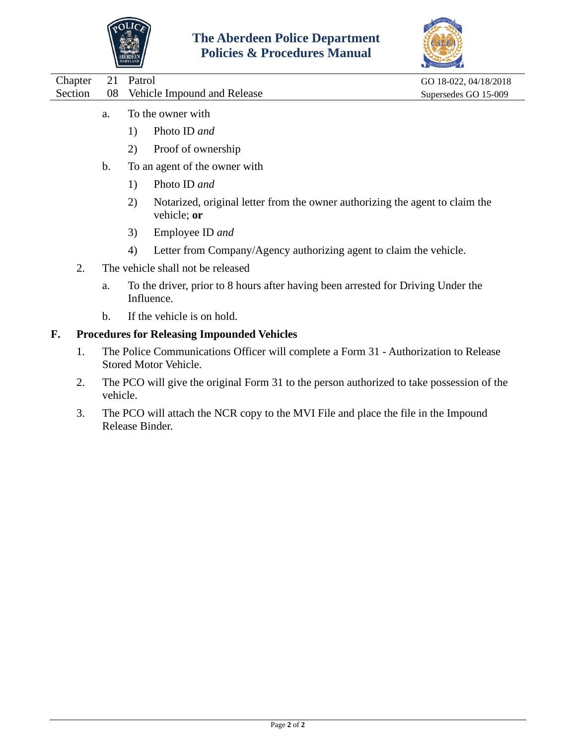a. To the owner with

   1) Photo ID *and*

   2) Proof of ownership

b. To an agent of the owner with

   1) Photo ID *and*

   2) Notarized, original letter from the owner authorizing the agent to claim the vehicle; **or**

   3) Employee ID *and*

   4) Letter from Company/Agency authorizing agent to claim the vehicle.

2. The vehicle shall not be released

   a. To the driver, prior to 8 hours after having been arrested for Driving Under the Influence.

   b. If the vehicle is on hold.

## F. Procedures for Releasing Impounded Vehicles

1. The Police Communications Officer will complete a Form 31 - Authorization to Release Stored Motor Vehicle.

2. The PCO will give the original Form 31 to the person authorized to take possession of the vehicle.

3. The PCO will attach the NCR copy to the MVI File and place the file in the Impound Release Binder.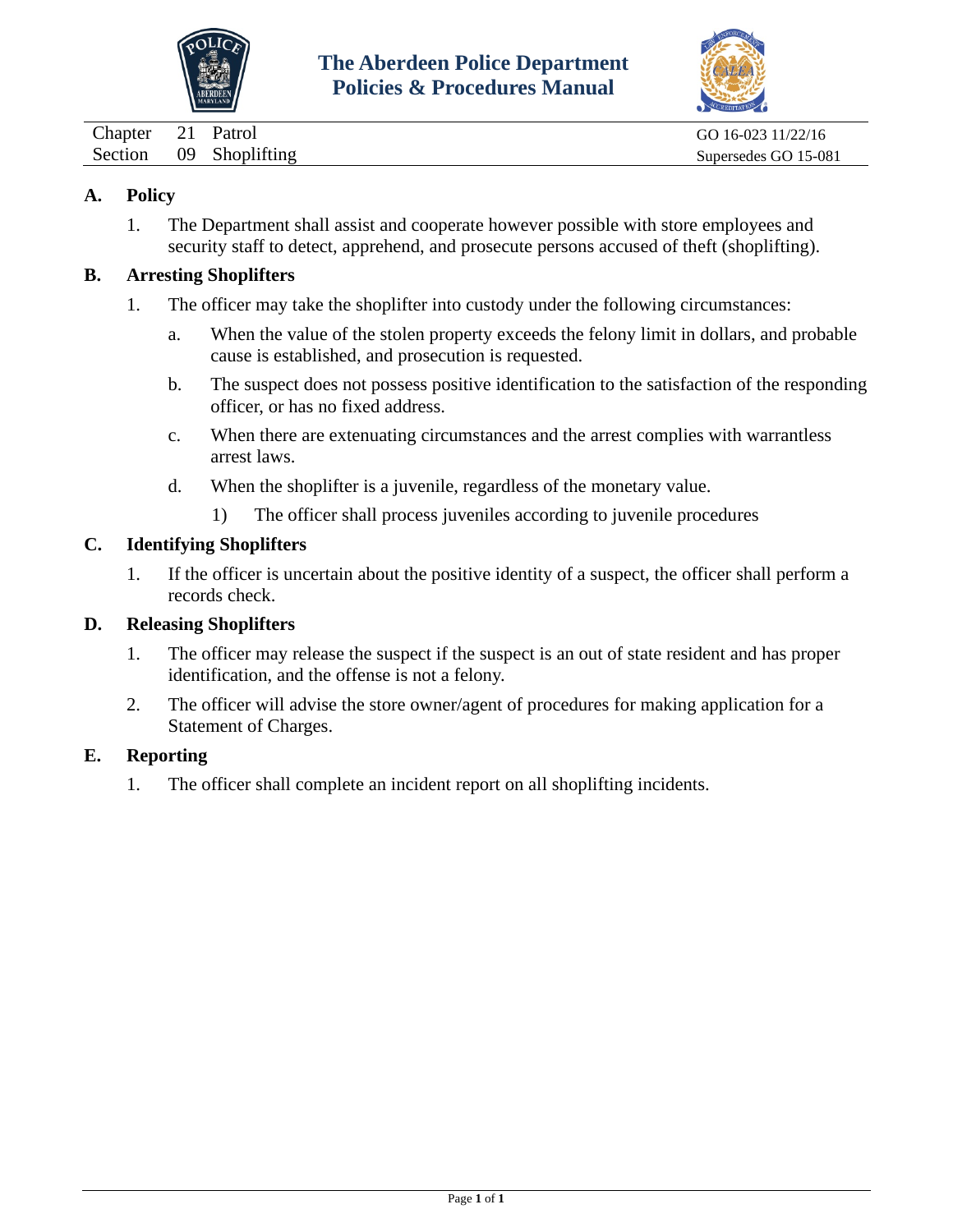# The Aberdeen Police Department
# Policies & Procedures Manual

| | | | |
|---|---|---|---|
| Chapter | 21 | Patrol | GO 16-023 11/22/16 |
| Section | 09 | Shoplifting | Supersedes GO 15-081 |

## A. Policy

1. The Department shall assist and cooperate however possible with store employees and security staff to detect, apprehend, and prosecute persons accused of theft (shoplifting).

## B. Arresting Shoplifters

1. The officer may take the shoplifter into custody under the following circumstances:
   a. When the value of the stolen property exceeds the felony limit in dollars, and probable cause is established, and prosecution is requested.
   b. The suspect does not possess positive identification to the satisfaction of the responding officer, or has no fixed address.
   c. When there are extenuating circumstances and the arrest complies with warrantless arrest laws.
   d. When the shoplifter is a juvenile, regardless of the monetary value.
      1) The officer shall process juveniles according to juvenile procedures

## C. Identifying Shoplifters

1. If the officer is uncertain about the positive identity of a suspect, the officer shall perform a records check.

## D. Releasing Shoplifters

1. The officer may release the suspect if the suspect is an out of state resident and has proper identification, and the offense is not a felony.
2. The officer will advise the store owner/agent of procedures for making application for a Statement of Charges.

## E. Reporting

1. The officer shall complete an incident report on all shoplifting incidents.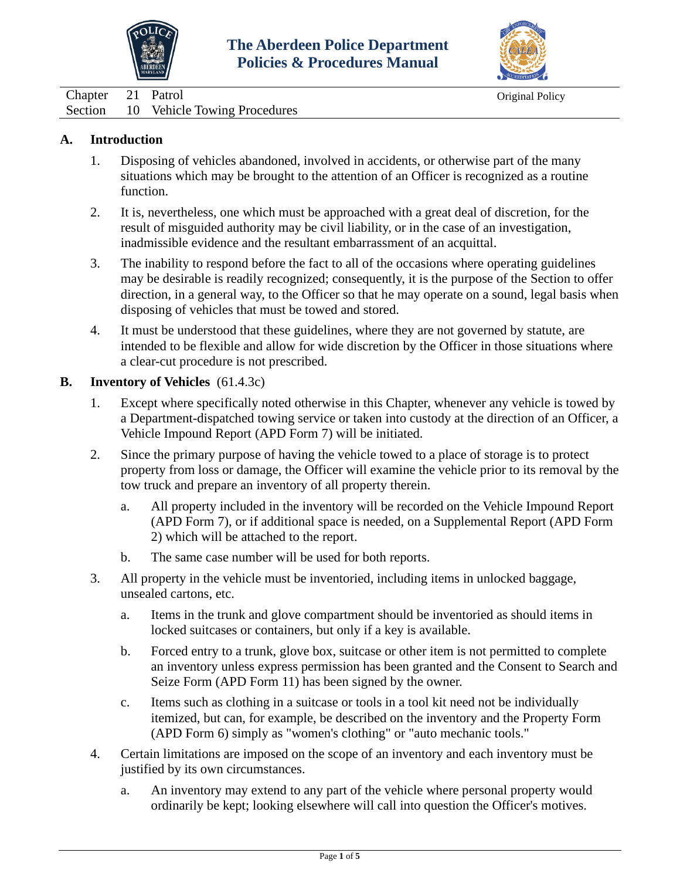# The Aberdeen Police Department Policies & Procedures Manual

Chapter 21 Patrol

Section 10 Vehicle Towing Procedures

Original Policy

## A. Introduction

1. Disposing of vehicles abandoned, involved in accidents, or otherwise part of the many situations which may be brought to the attention of an Officer is recognized as a routine function.

2. It is, nevertheless, one which must be approached with a great deal of discretion, for the result of misguided authority may be civil liability, or in the case of an investigation, inadmissible evidence and the resultant embarrassment of an acquittal.

3. The inability to respond before the fact to all of the occasions where operating guidelines may be desirable is readily recognized; consequently, it is the purpose of the Section to offer direction, in a general way, to the Officer so that he may operate on a sound, legal basis when disposing of vehicles that must be towed and stored.

4. It must be understood that these guidelines, where they are not governed by statute, are intended to be flexible and allow for wide discretion by the Officer in those situations where a clear-cut procedure is not prescribed.

## B. Inventory of Vehicles (61.4.3c)

1. Except where specifically noted otherwise in this Chapter, whenever any vehicle is towed by a Department-dispatched towing service or taken into custody at the direction of an Officer, a Vehicle Impound Report (APD Form 7) will be initiated.

2. Since the primary purpose of having the vehicle towed to a place of storage is to protect property from loss or damage, the Officer will examine the vehicle prior to its removal by the tow truck and prepare an inventory of all property therein.

   a. All property included in the inventory will be recorded on the Vehicle Impound Report (APD Form 7), or if additional space is needed, on a Supplemental Report (APD Form 2) which will be attached to the report.

   b. The same case number will be used for both reports.

3. All property in the vehicle must be inventoried, including items in unlocked baggage, unsealed cartons, etc.

   a. Items in the trunk and glove compartment should be inventoried as should items in locked suitcases or containers, but only if a key is available.

   b. Forced entry to a trunk, glove box, suitcase or other item is not permitted to complete an inventory unless express permission has been granted and the Consent to Search and Seize Form (APD Form 11) has been signed by the owner.

   c. Items such as clothing in a suitcase or tools in a tool kit need not be individually itemized, but can, for example, be described on the inventory and the Property Form (APD Form 6) simply as "women's clothing" or "auto mechanic tools."

4. Certain limitations are imposed on the scope of an inventory and each inventory must be justified by its own circumstances.

   a. An inventory may extend to any part of the vehicle where personal property would ordinarily be kept; looking elsewhere will call into question the Officer's motives.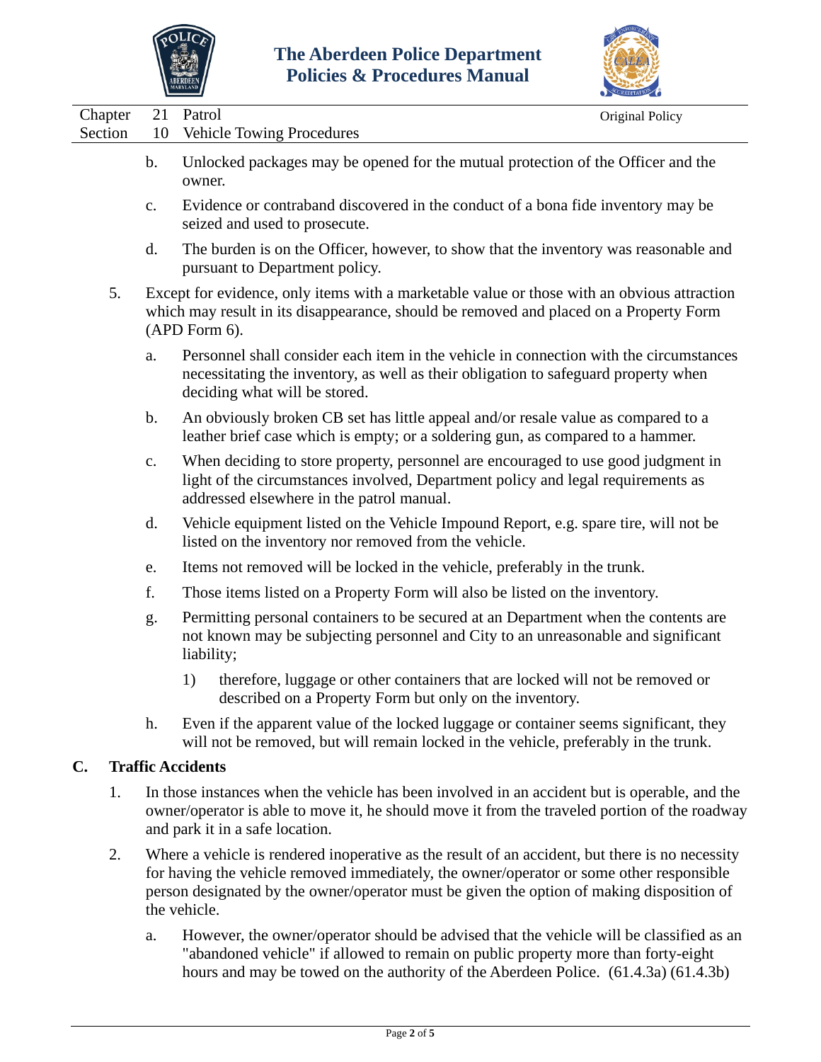b. Unlocked packages may be opened for the mutual protection of the Officer and the owner.

c. Evidence or contraband discovered in the conduct of a bona fide inventory may be seized and used to prosecute.

d. The burden is on the Officer, however, to show that the inventory was reasonable and pursuant to Department policy.

5. Except for evidence, only items with a marketable value or those with an obvious attraction which may result in its disappearance, should be removed and placed on a Property Form (APD Form 6).

   a. Personnel shall consider each item in the vehicle in connection with the circumstances necessitating the inventory, as well as their obligation to safeguard property when deciding what will be stored.

   b. An obviously broken CB set has little appeal and/or resale value as compared to a leather brief case which is empty; or a soldering gun, as compared to a hammer.

   c. When deciding to store property, personnel are encouraged to use good judgment in light of the circumstances involved, Department policy and legal requirements as addressed elsewhere in the patrol manual.

   d. Vehicle equipment listed on the Vehicle Impound Report, e.g. spare tire, will not be listed on the inventory nor removed from the vehicle.

   e. Items not removed will be locked in the vehicle, preferably in the trunk.

   f. Those items listed on a Property Form will also be listed on the inventory.

   g. Permitting personal containers to be secured at an Department when the contents are not known may be subjecting personnel and City to an unreasonable and significant liability;

      1) therefore, luggage or other containers that are locked will not be removed or described on a Property Form but only on the inventory.

   h. Even if the apparent value of the locked luggage or container seems significant, they will not be removed, but will remain locked in the vehicle, preferably in the trunk.

## C. Traffic Accidents

1. In those instances when the vehicle has been involved in an accident but is operable, and the owner/operator is able to move it, he should move it from the traveled portion of the roadway and park it in a safe location.

2. Where a vehicle is rendered inoperative as the result of an accident, but there is no necessity for having the vehicle removed immediately, the owner/operator or some other responsible person designated by the owner/operator must be given the option of making disposition of the vehicle.

   a. However, the owner/operator should be advised that the vehicle will be classified as an "abandoned vehicle" if allowed to remain on public property more than forty-eight hours and may be towed on the authority of the Aberdeen Police. (61.4.3a) (61.4.3b)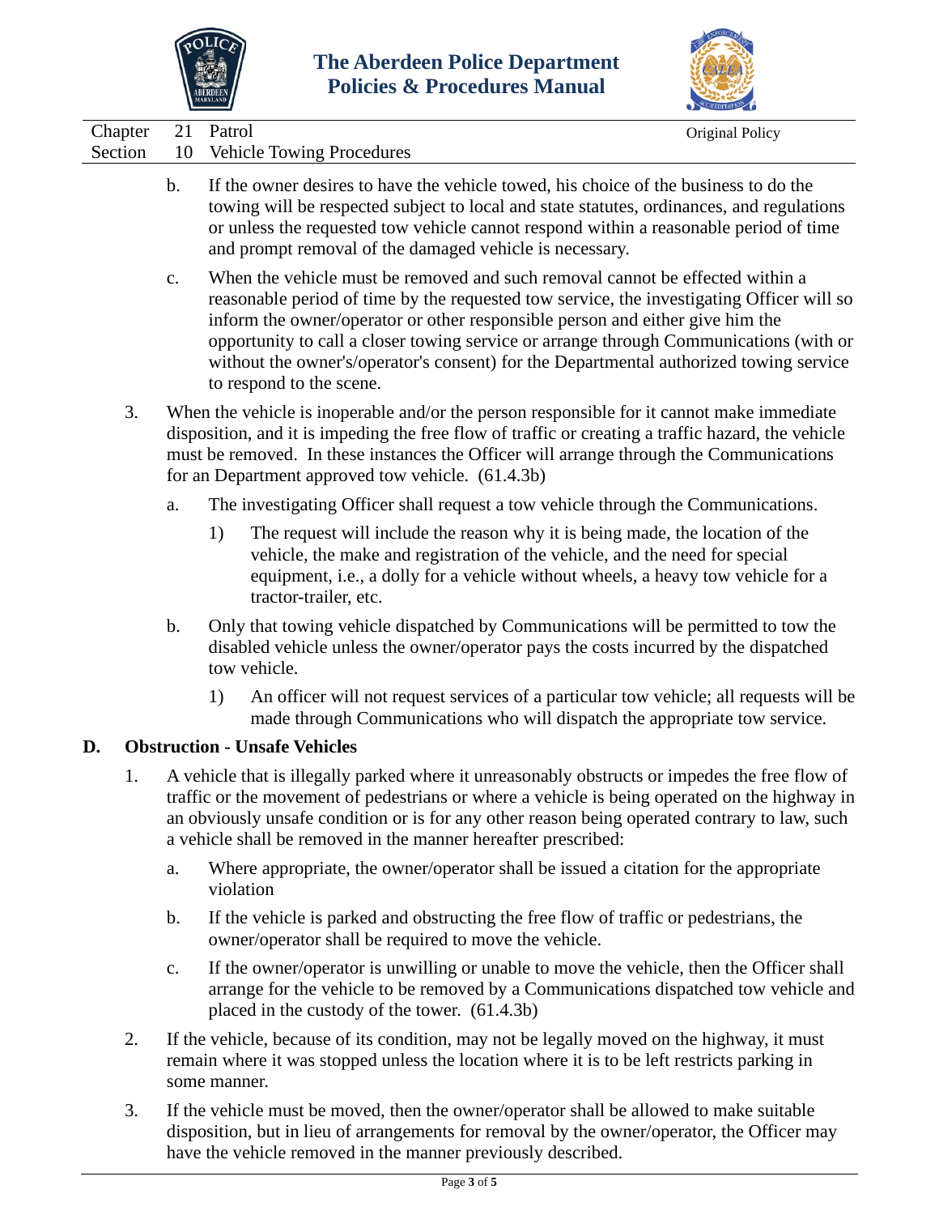b. If the owner desires to have the vehicle towed, his choice of the business to do the towing will be respected subject to local and state statutes, ordinances, and regulations or unless the requested tow vehicle cannot respond within a reasonable period of time and prompt removal of the damaged vehicle is necessary.

c. When the vehicle must be removed and such removal cannot be effected within a reasonable period of time by the requested tow service, the investigating Officer will so inform the owner/operator or other responsible person and either give him the opportunity to call a closer towing service or arrange through Communications (with or without the owner's/operator's consent) for the Departmental authorized towing service to respond to the scene.

3. When the vehicle is inoperable and/or the person responsible for it cannot make immediate disposition, and it is impeding the free flow of traffic or creating a traffic hazard, the vehicle must be removed. In these instances the Officer will arrange through the Communications for an Department approved tow vehicle. (61.4.3b)

   a. The investigating Officer shall request a tow vehicle through the Communications.

      1) The request will include the reason why it is being made, the location of the vehicle, the make and registration of the vehicle, and the need for special equipment, i.e., a dolly for a vehicle without wheels, a heavy tow vehicle for a tractor-trailer, etc.

   b. Only that towing vehicle dispatched by Communications will be permitted to tow the disabled vehicle unless the owner/operator pays the costs incurred by the dispatched tow vehicle.

      1) An officer will not request services of a particular tow vehicle; all requests will be made through Communications who will dispatch the appropriate tow service.

## D. Obstruction - Unsafe Vehicles

1. A vehicle that is illegally parked where it unreasonably obstructs or impedes the free flow of traffic or the movement of pedestrians or where a vehicle is being operated on the highway in an obviously unsafe condition or is for any other reason being operated contrary to law, such a vehicle shall be removed in the manner hereafter prescribed:

   a. Where appropriate, the owner/operator shall be issued a citation for the appropriate violation

   b. If the vehicle is parked and obstructing the free flow of traffic or pedestrians, the owner/operator shall be required to move the vehicle.

   c. If the owner/operator is unwilling or unable to move the vehicle, then the Officer shall arrange for the vehicle to be removed by a Communications dispatched tow vehicle and placed in the custody of the tower. (61.4.3b)

2. If the vehicle, because of its condition, may not be legally moved on the highway, it must remain where it was stopped unless the location where it is to be left restricts parking in some manner.

3. If the vehicle must be moved, then the owner/operator shall be allowed to make suitable disposition, but in lieu of arrangements for removal by the owner/operator, the Officer may have the vehicle removed in the manner previously described.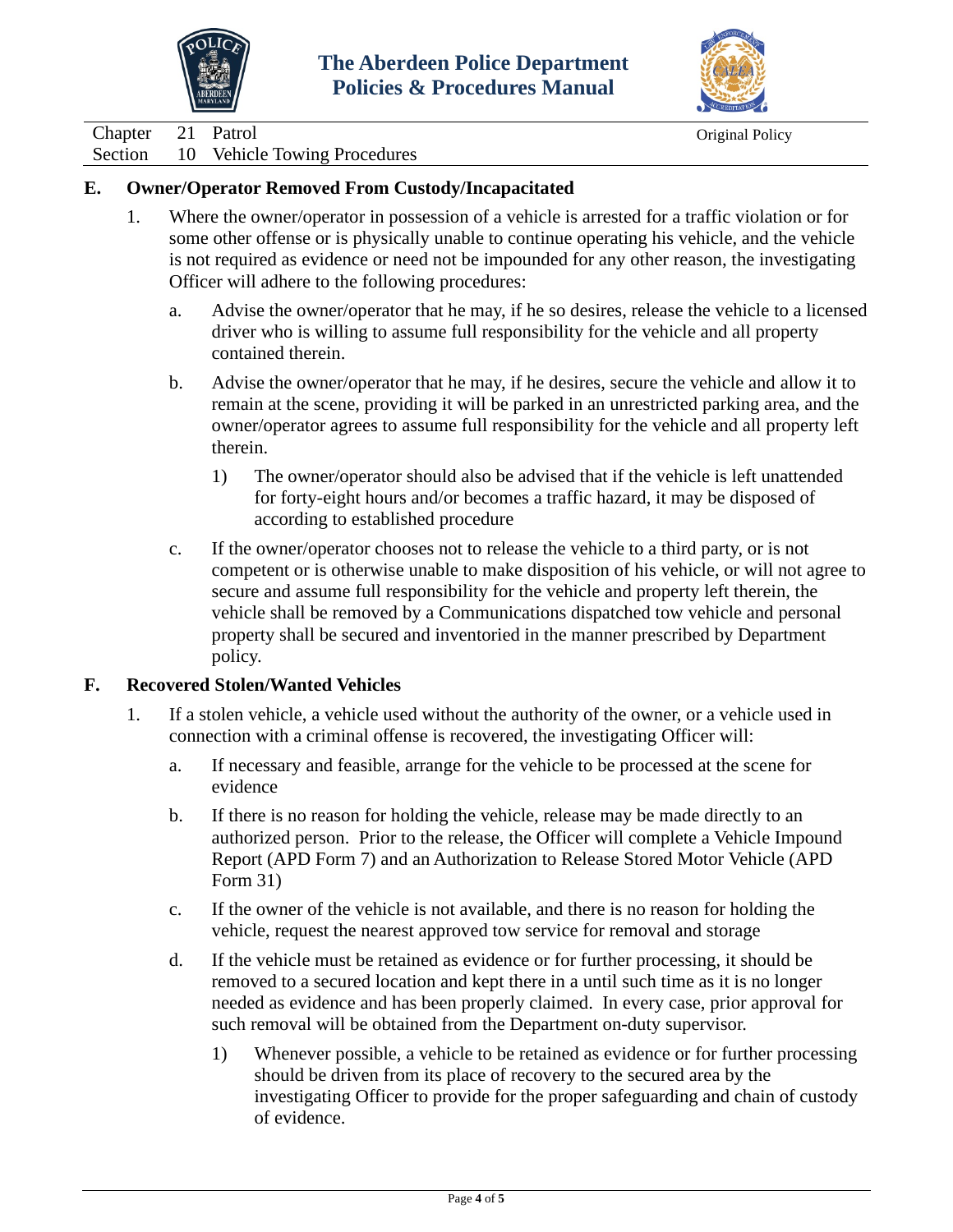## E. Owner/Operator Removed From Custody/Incapacitated

1. Where the owner/operator in possession of a vehicle is arrested for a traffic violation or for some other offense or is physically unable to continue operating his vehicle, and the vehicle is not required as evidence or need not be impounded for any other reason, the investigating Officer will adhere to the following procedures:

   a. Advise the owner/operator that he may, if he so desires, release the vehicle to a licensed driver who is willing to assume full responsibility for the vehicle and all property contained therein.

   b. Advise the owner/operator that he may, if he desires, secure the vehicle and allow it to remain at the scene, providing it will be parked in an unrestricted parking area, and the owner/operator agrees to assume full responsibility for the vehicle and all property left therein.

      1) The owner/operator should also be advised that if the vehicle is left unattended for forty-eight hours and/or becomes a traffic hazard, it may be disposed of according to established procedure

   c. If the owner/operator chooses not to release the vehicle to a third party, or is not competent or is otherwise unable to make disposition of his vehicle, or will not agree to secure and assume full responsibility for the vehicle and property left therein, the vehicle shall be removed by a Communications dispatched tow vehicle and personal property shall be secured and inventoried in the manner prescribed by Department policy.

## F. Recovered Stolen/Wanted Vehicles

1. If a stolen vehicle, a vehicle used without the authority of the owner, or a vehicle used in connection with a criminal offense is recovered, the investigating Officer will:

   a. If necessary and feasible, arrange for the vehicle to be processed at the scene for evidence

   b. If there is no reason for holding the vehicle, release may be made directly to an authorized person. Prior to the release, the Officer will complete a Vehicle Impound Report (APD Form 7) and an Authorization to Release Stored Motor Vehicle (APD Form 31)

   c. If the owner of the vehicle is not available, and there is no reason for holding the vehicle, request the nearest approved tow service for removal and storage

   d. If the vehicle must be retained as evidence or for further processing, it should be removed to a secured location and kept there in a until such time as it is no longer needed as evidence and has been properly claimed. In every case, prior approval for such removal will be obtained from the Department on-duty supervisor.

      1) Whenever possible, a vehicle to be retained as evidence or for further processing should be driven from its place of recovery to the secured area by the investigating Officer to provide for the proper safeguarding and chain of custody of evidence.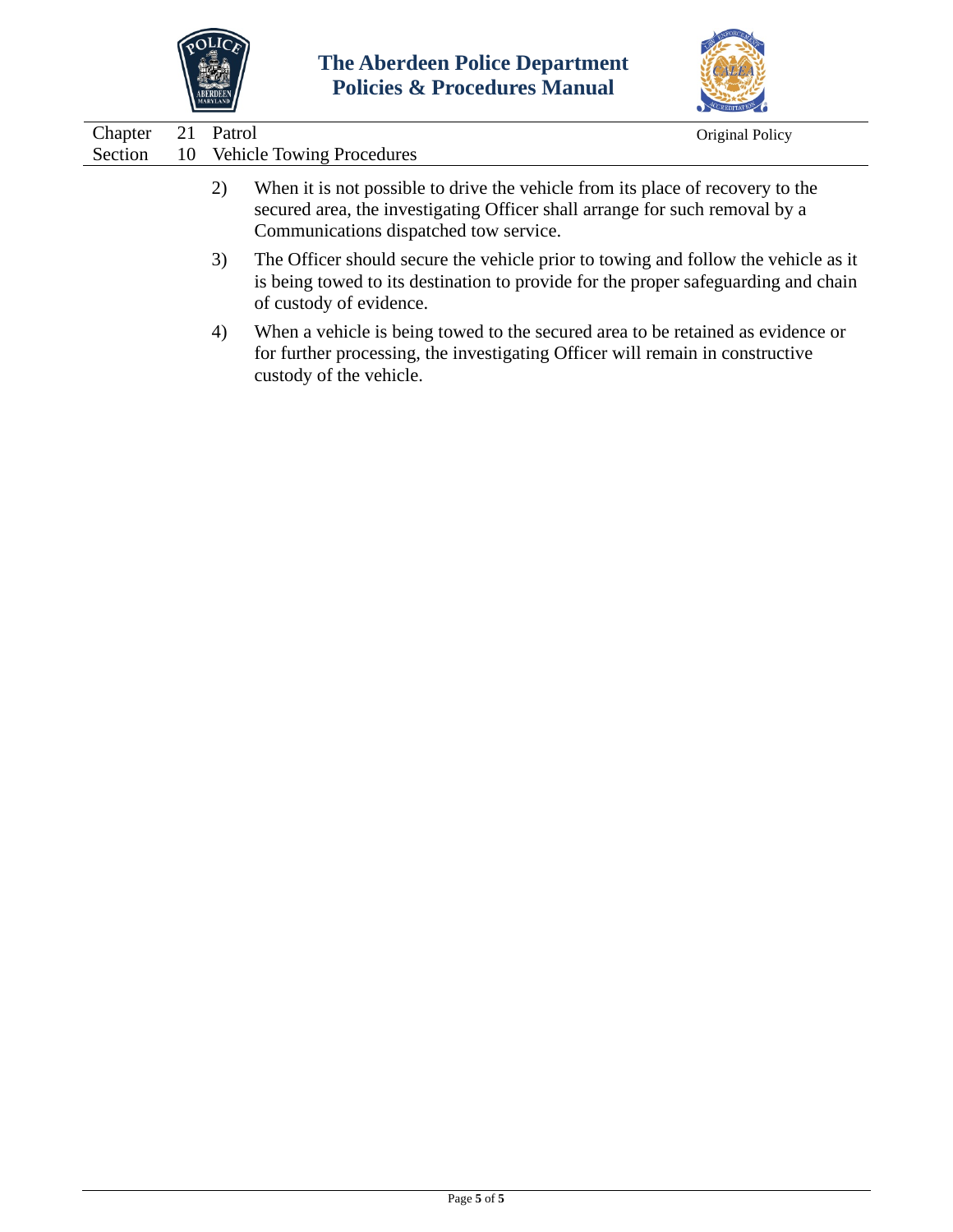2) When it is not possible to drive the vehicle from its place of recovery to the secured area, the investigating Officer shall arrange for such removal by a Communications dispatched tow service.

3) The Officer should secure the vehicle prior to towing and follow the vehicle as it is being towed to its destination to provide for the proper safeguarding and chain of custody of evidence.

4) When a vehicle is being towed to the secured area to be retained as evidence or for further processing, the investigating Officer will remain in constructive custody of the vehicle.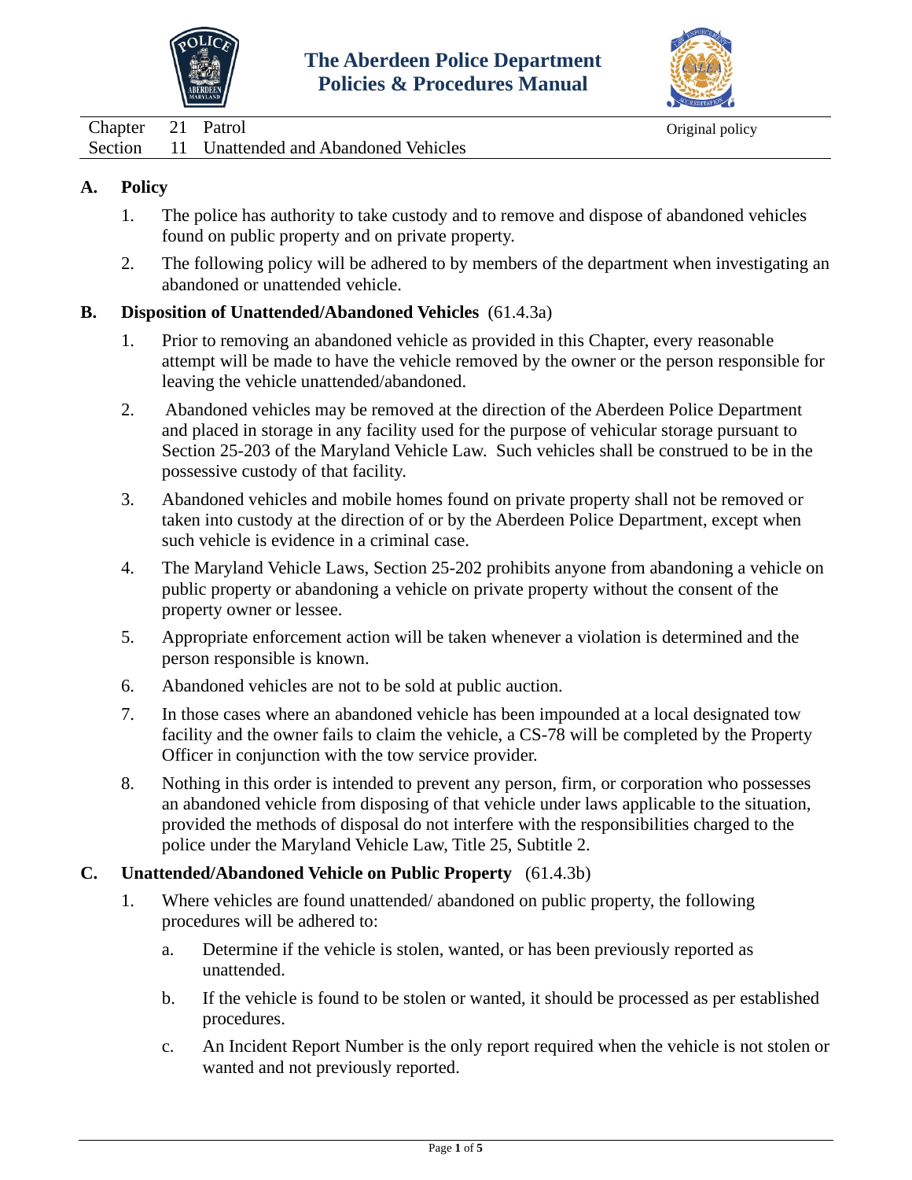# The Aberdeen Police Department
# Policies & Procedures Manual

| | | | |
|---|---|---|---|
| Chapter | 21 | Patrol | Original policy |
| Section | 11 | Unattended and Abandoned Vehicles | |

## A. Policy

1. The police has authority to take custody and to remove and dispose of abandoned vehicles found on public property and on private property.
2. The following policy will be adhered to by members of the department when investigating an abandoned or unattended vehicle.

## B. Disposition of Unattended/Abandoned Vehicles (61.4.3a)

1. Prior to removing an abandoned vehicle as provided in this Chapter, every reasonable attempt will be made to have the vehicle removed by the owner or the person responsible for leaving the vehicle unattended/abandoned.
2. Abandoned vehicles may be removed at the direction of the Aberdeen Police Department and placed in storage in any facility used for the purpose of vehicular storage pursuant to Section 25-203 of the Maryland Vehicle Law. Such vehicles shall be construed to be in the possessive custody of that facility.
3. Abandoned vehicles and mobile homes found on private property shall not be removed or taken into custody at the direction of or by the Aberdeen Police Department, except when such vehicle is evidence in a criminal case.
4. The Maryland Vehicle Laws, Section 25-202 prohibits anyone from abandoning a vehicle on public property or abandoning a vehicle on private property without the consent of the property owner or lessee.
5. Appropriate enforcement action will be taken whenever a violation is determined and the person responsible is known.
6. Abandoned vehicles are not to be sold at public auction.
7. In those cases where an abandoned vehicle has been impounded at a local designated tow facility and the owner fails to claim the vehicle, a CS-78 will be completed by the Property Officer in conjunction with the tow service provider.
8. Nothing in this order is intended to prevent any person, firm, or corporation who possesses an abandoned vehicle from disposing of that vehicle under laws applicable to the situation, provided the methods of disposal do not interfere with the responsibilities charged to the police under the Maryland Vehicle Law, Title 25, Subtitle 2.

## C. Unattended/Abandoned Vehicle on Public Property (61.4.3b)

1. Where vehicles are found unattended/ abandoned on public property, the following procedures will be adhered to:
   a. Determine if the vehicle is stolen, wanted, or has been previously reported as unattended.
   b. If the vehicle is found to be stolen or wanted, it should be processed as per established procedures.
   c. An Incident Report Number is the only report required when the vehicle is not stolen or wanted and not previously reported.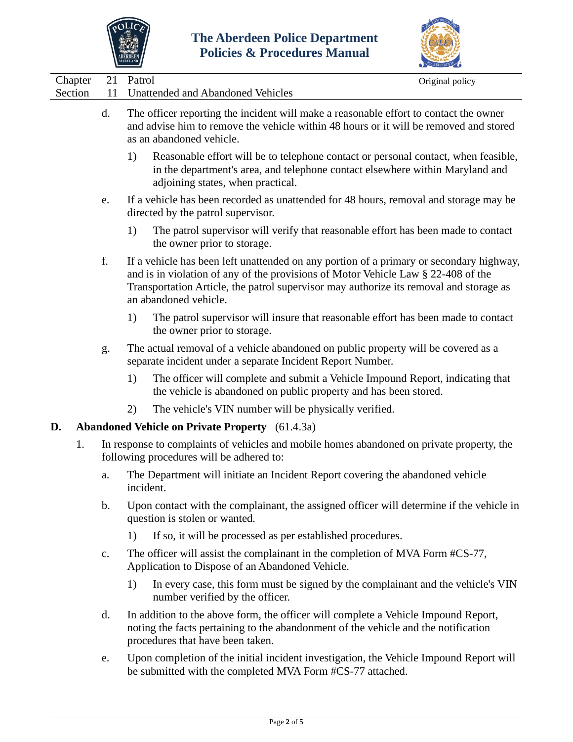d. The officer reporting the incident will make a reasonable effort to contact the owner and advise him to remove the vehicle within 48 hours or it will be removed and stored as an abandoned vehicle.

   1) Reasonable effort will be to telephone contact or personal contact, when feasible, in the department's area, and telephone contact elsewhere within Maryland and adjoining states, when practical.

e. If a vehicle has been recorded as unattended for 48 hours, removal and storage may be directed by the patrol supervisor.

   1) The patrol supervisor will verify that reasonable effort has been made to contact the owner prior to storage.

f. If a vehicle has been left unattended on any portion of a primary or secondary highway, and is in violation of any of the provisions of Motor Vehicle Law § 22-408 of the Transportation Article, the patrol supervisor may authorize its removal and storage as an abandoned vehicle.

   1) The patrol supervisor will insure that reasonable effort has been made to contact the owner prior to storage.

g. The actual removal of a vehicle abandoned on public property will be covered as a separate incident under a separate Incident Report Number.

   1) The officer will complete and submit a Vehicle Impound Report, indicating that the vehicle is abandoned on public property and has been stored.

   2) The vehicle's VIN number will be physically verified.

**D. Abandoned Vehicle on Private Property** (61.4.3a)

1. In response to complaints of vehicles and mobile homes abandoned on private property, the following procedures will be adhered to:

   a. The Department will initiate an Incident Report covering the abandoned vehicle incident.

   b. Upon contact with the complainant, the assigned officer will determine if the vehicle in question is stolen or wanted.

      1) If so, it will be processed as per established procedures.

   c. The officer will assist the complainant in the completion of MVA Form #CS-77, Application to Dispose of an Abandoned Vehicle.

      1) In every case, this form must be signed by the complainant and the vehicle's VIN number verified by the officer.

   d. In addition to the above form, the officer will complete a Vehicle Impound Report, noting the facts pertaining to the abandonment of the vehicle and the notification procedures that have been taken.

   e. Upon completion of the initial incident investigation, the Vehicle Impound Report will be submitted with the completed MVA Form #CS-77 attached.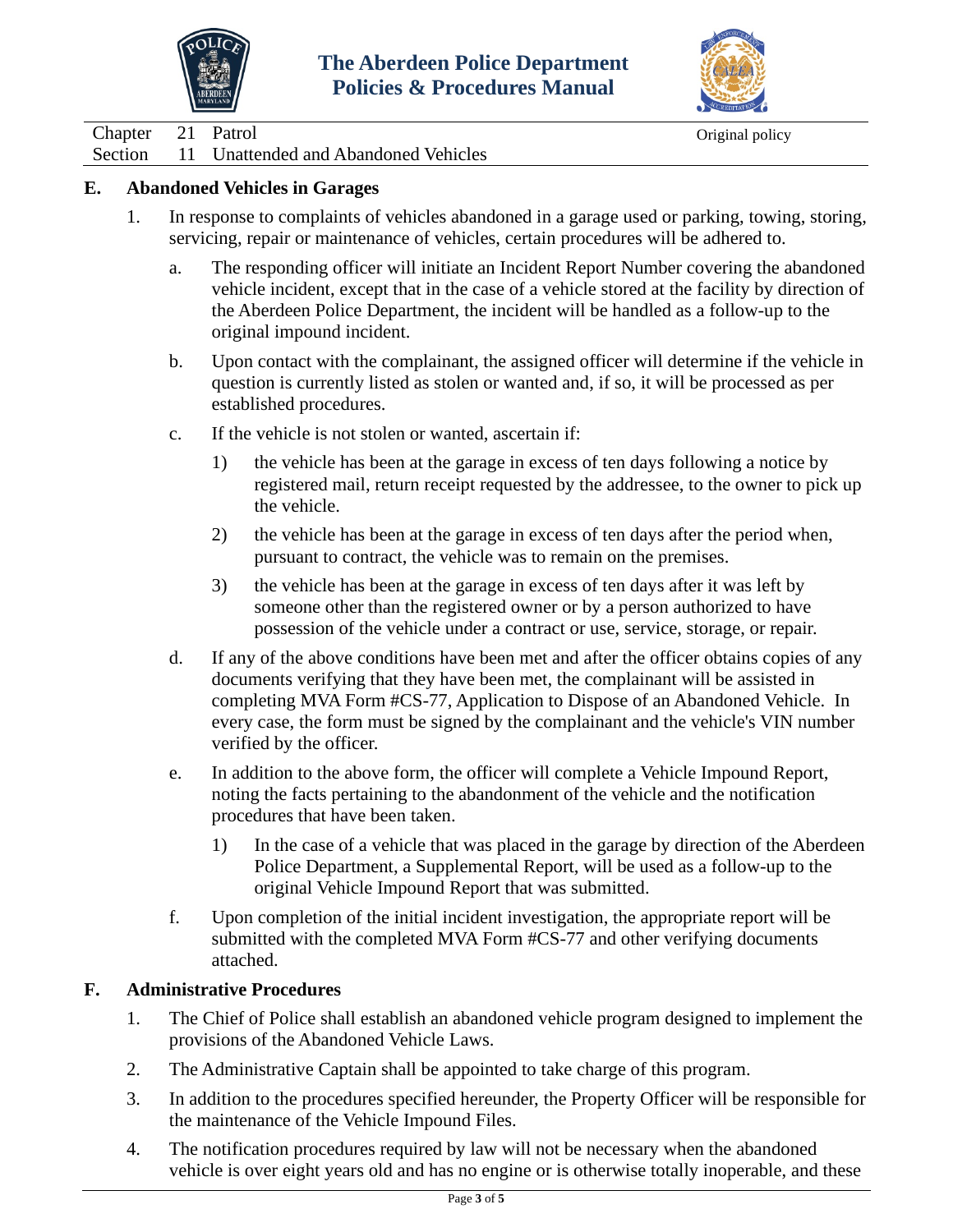## E. Abandoned Vehicles in Garages

1. In response to complaints of vehicles abandoned in a garage used or parking, towing, storing, servicing, repair or maintenance of vehicles, certain procedures will be adhered to.

   a. The responding officer will initiate an Incident Report Number covering the abandoned vehicle incident, except that in the case of a vehicle stored at the facility by direction of the Aberdeen Police Department, the incident will be handled as a follow-up to the original impound incident.

   b. Upon contact with the complainant, the assigned officer will determine if the vehicle in question is currently listed as stolen or wanted and, if so, it will be processed as per established procedures.

   c. If the vehicle is not stolen or wanted, ascertain if:

      1) the vehicle has been at the garage in excess of ten days following a notice by registered mail, return receipt requested by the addressee, to the owner to pick up the vehicle.

      2) the vehicle has been at the garage in excess of ten days after the period when, pursuant to contract, the vehicle was to remain on the premises.

      3) the vehicle has been at the garage in excess of ten days after it was left by someone other than the registered owner or by a person authorized to have possession of the vehicle under a contract or use, service, storage, or repair.

   d. If any of the above conditions have been met and after the officer obtains copies of any documents verifying that they have been met, the complainant will be assisted in completing MVA Form #CS-77, Application to Dispose of an Abandoned Vehicle. In every case, the form must be signed by the complainant and the vehicle's VIN number verified by the officer.

   e. In addition to the above form, the officer will complete a Vehicle Impound Report, noting the facts pertaining to the abandonment of the vehicle and the notification procedures that have been taken.

      1) In the case of a vehicle that was placed in the garage by direction of the Aberdeen Police Department, a Supplemental Report, will be used as a follow-up to the original Vehicle Impound Report that was submitted.

   f. Upon completion of the initial incident investigation, the appropriate report will be submitted with the completed MVA Form #CS-77 and other verifying documents attached.

## F. Administrative Procedures

1. The Chief of Police shall establish an abandoned vehicle program designed to implement the provisions of the Abandoned Vehicle Laws.

2. The Administrative Captain shall be appointed to take charge of this program.

3. In addition to the procedures specified hereunder, the Property Officer will be responsible for the maintenance of the Vehicle Impound Files.

4. The notification procedures required by law will not be necessary when the abandoned vehicle is over eight years old and has no engine or is otherwise totally inoperable, and these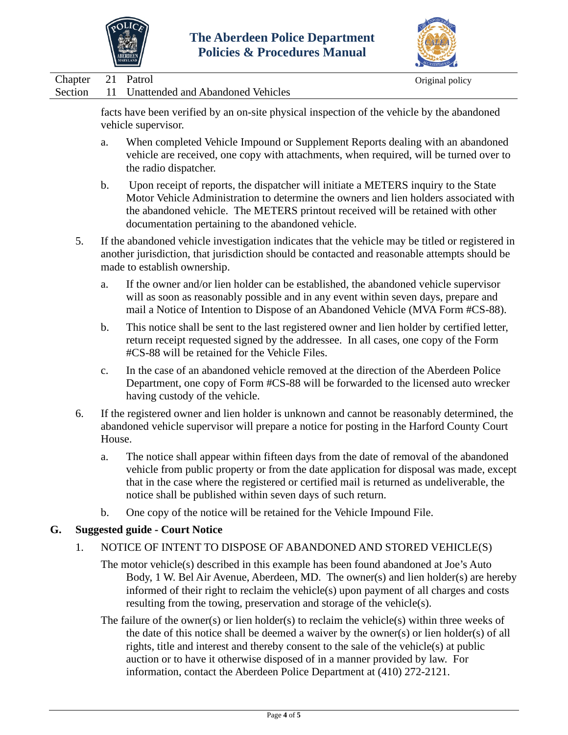facts have been verified by an on-site physical inspection of the vehicle by the abandoned vehicle supervisor.

a. When completed Vehicle Impound or Supplement Reports dealing with an abandoned vehicle are received, one copy with attachments, when required, will be turned over to the radio dispatcher.

b. Upon receipt of reports, the dispatcher will initiate a METERS inquiry to the State Motor Vehicle Administration to determine the owners and lien holders associated with the abandoned vehicle. The METERS printout received will be retained with other documentation pertaining to the abandoned vehicle.

5. If the abandoned vehicle investigation indicates that the vehicle may be titled or registered in another jurisdiction, that jurisdiction should be contacted and reasonable attempts should be made to establish ownership.

   a. If the owner and/or lien holder can be established, the abandoned vehicle supervisor will as soon as reasonably possible and in any event within seven days, prepare and mail a Notice of Intention to Dispose of an Abandoned Vehicle (MVA Form #CS-88).

   b. This notice shall be sent to the last registered owner and lien holder by certified letter, return receipt requested signed by the addressee. In all cases, one copy of the Form #CS-88 will be retained for the Vehicle Files.

   c. In the case of an abandoned vehicle removed at the direction of the Aberdeen Police Department, one copy of Form #CS-88 will be forwarded to the licensed auto wrecker having custody of the vehicle.

6. If the registered owner and lien holder is unknown and cannot be reasonably determined, the abandoned vehicle supervisor will prepare a notice for posting in the Harford County Court House.

   a. The notice shall appear within fifteen days from the date of removal of the abandoned vehicle from public property or from the date application for disposal was made, except that in the case where the registered or certified mail is returned as undeliverable, the notice shall be published within seven days of such return.

   b. One copy of the notice will be retained for the Vehicle Impound File.

## G. Suggested guide - Court Notice

1. NOTICE OF INTENT TO DISPOSE OF ABANDONED AND STORED VEHICLE(S)

   The motor vehicle(s) described in this example has been found abandoned at Joe's Auto Body, 1 W. Bel Air Avenue, Aberdeen, MD. The owner(s) and lien holder(s) are hereby informed of their right to reclaim the vehicle(s) upon payment of all charges and costs resulting from the towing, preservation and storage of the vehicle(s).

   The failure of the owner(s) or lien holder(s) to reclaim the vehicle(s) within three weeks of the date of this notice shall be deemed a waiver by the owner(s) or lien holder(s) of all rights, title and interest and thereby consent to the sale of the vehicle(s) at public auction or to have it otherwise disposed of in a manner provided by law. For information, contact the Aberdeen Police Department at (410) 272-2121.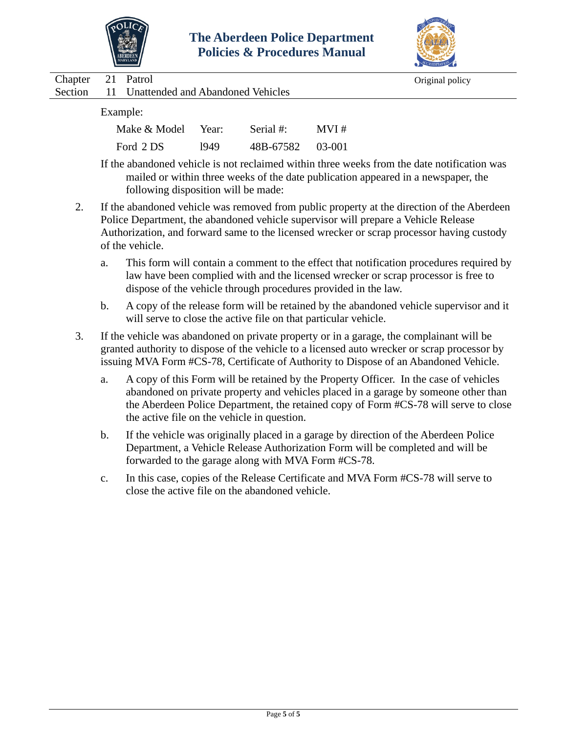Example:

| Make & Model | Year: | Serial #: | MVI # |
|---|---|---|---|
| Ford 2 DS | 1949 | 48B-67582 | 03-001 |

If the abandoned vehicle is not reclaimed within three weeks from the date notification was mailed or within three weeks of the date publication appeared in a newspaper, the following disposition will be made:

2. If the abandoned vehicle was removed from public property at the direction of the Aberdeen Police Department, the abandoned vehicle supervisor will prepare a Vehicle Release Authorization, and forward same to the licensed wrecker or scrap processor having custody of the vehicle.

   a. This form will contain a comment to the effect that notification procedures required by law have been complied with and the licensed wrecker or scrap processor is free to dispose of the vehicle through procedures provided in the law.

   b. A copy of the release form will be retained by the abandoned vehicle supervisor and it will serve to close the active file on that particular vehicle.

3. If the vehicle was abandoned on private property or in a garage, the complainant will be granted authority to dispose of the vehicle to a licensed auto wrecker or scrap processor by issuing MVA Form #CS-78, Certificate of Authority to Dispose of an Abandoned Vehicle.

   a. A copy of this Form will be retained by the Property Officer. In the case of vehicles abandoned on private property and vehicles placed in a garage by someone other than the Aberdeen Police Department, the retained copy of Form #CS-78 will serve to close the active file on the vehicle in question.

   b. If the vehicle was originally placed in a garage by direction of the Aberdeen Police Department, a Vehicle Release Authorization Form will be completed and will be forwarded to the garage along with MVA Form #CS-78.

   c. In this case, copies of the Release Certificate and MVA Form #CS-78 will serve to close the active file on the abandoned vehicle.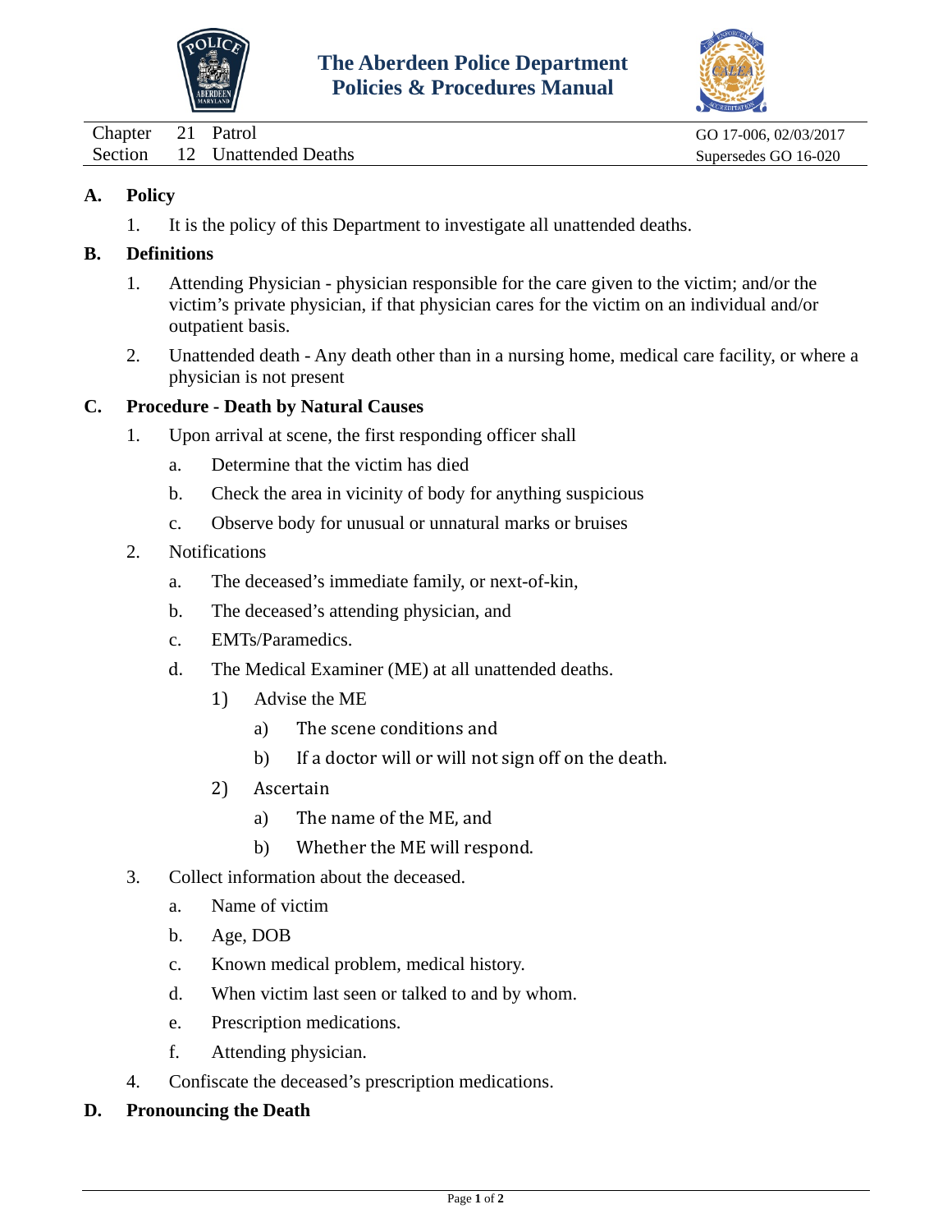# The Aberdeen Police Department
## Policies & Procedures Manual

| Chapter 21 Patrol | GO 17-006, 02/03/2017 |
|---|---|
| Section 12 Unattended Deaths | Supersedes GO 16-020 |

**A. Policy**

1. It is the policy of this Department to investigate all unattended deaths.

**B. Definitions**

1. Attending Physician - physician responsible for the care given to the victim; and/or the victim's private physician, if that physician cares for the victim on an individual and/or outpatient basis.
2. Unattended death - Any death other than in a nursing home, medical care facility, or where a physician is not present

**C. Procedure - Death by Natural Causes**

1. Upon arrival at scene, the first responding officer shall
   a. Determine that the victim has died
   b. Check the area in vicinity of body for anything suspicious
   c. Observe body for unusual or unnatural marks or bruises
2. Notifications
   a. The deceased's immediate family, or next-of-kin,
   b. The deceased's attending physician, and
   c. EMTs/Paramedics.
   d. The Medical Examiner (ME) at all unattended deaths.
      1) Advise the ME
         a) The scene conditions and
         b) If a doctor will or will not sign off on the death.
      2) Ascertain
         a) The name of the ME, and
         b) Whether the ME will respond.
3. Collect information about the deceased.
   a. Name of victim
   b. Age, DOB
   c. Known medical problem, medical history.
   d. When victim last seen or talked to and by whom.
   e. Prescription medications.
   f. Attending physician.
4. Confiscate the deceased's prescription medications.

**D. Pronouncing the Death**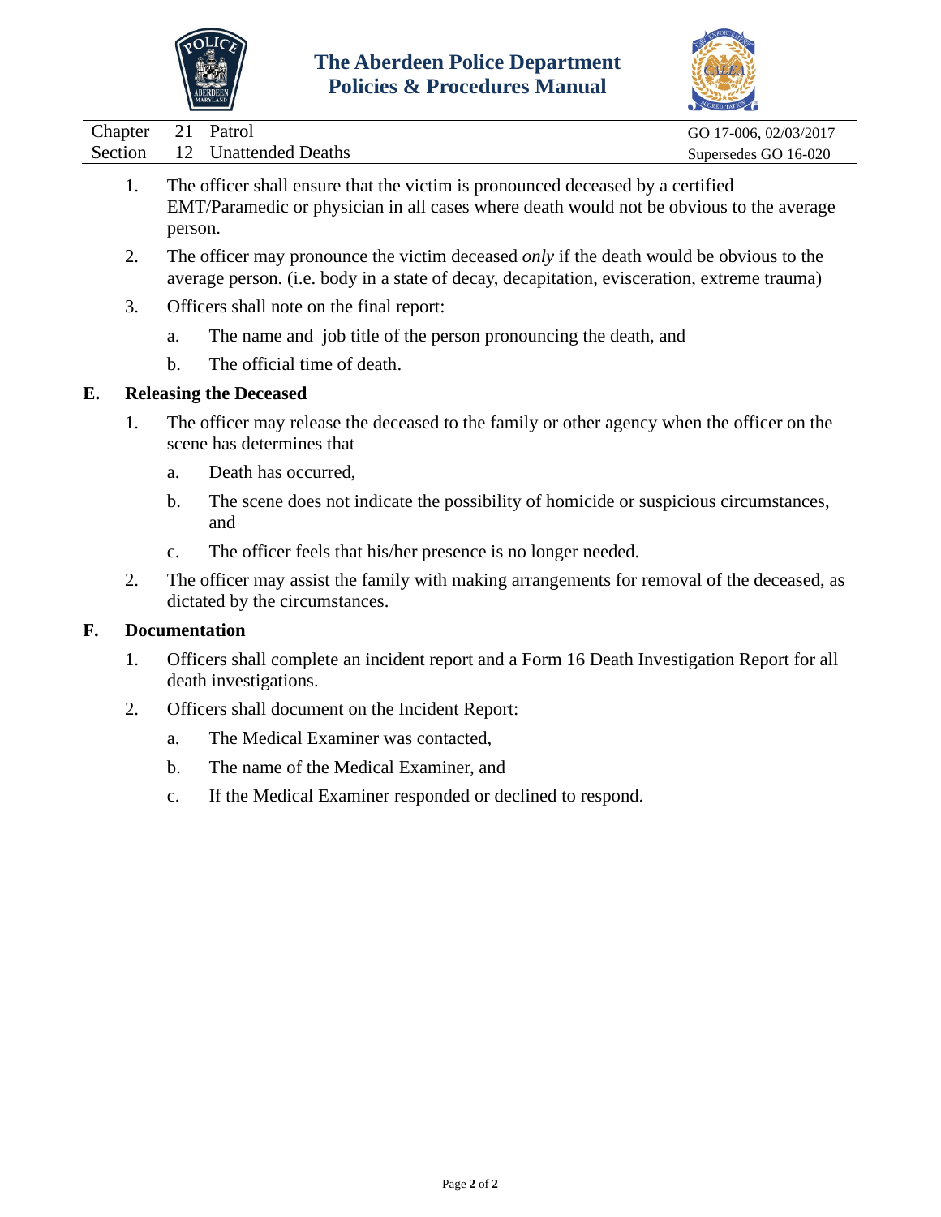1. The officer shall ensure that the victim is pronounced deceased by a certified EMT/Paramedic or physician in all cases where death would not be obvious to the average person.
2. The officer may pronounce the victim deceased *only* if the death would be obvious to the average person. (i.e. body in a state of decay, decapitation, evisceration, extreme trauma)
3. Officers shall note on the final report:
   a. The name and job title of the person pronouncing the death, and
   b. The official time of death.

## E. Releasing the Deceased

1. The officer may release the deceased to the family or other agency when the officer on the scene has determines that
   a. Death has occurred,
   b. The scene does not indicate the possibility of homicide or suspicious circumstances, and
   c. The officer feels that his/her presence is no longer needed.
2. The officer may assist the family with making arrangements for removal of the deceased, as dictated by the circumstances.

## F. Documentation

1. Officers shall complete an incident report and a Form 16 Death Investigation Report for all death investigations.
2. Officers shall document on the Incident Report:
   a. The Medical Examiner was contacted,
   b. The name of the Medical Examiner, and
   c. If the Medical Examiner responded or declined to respond.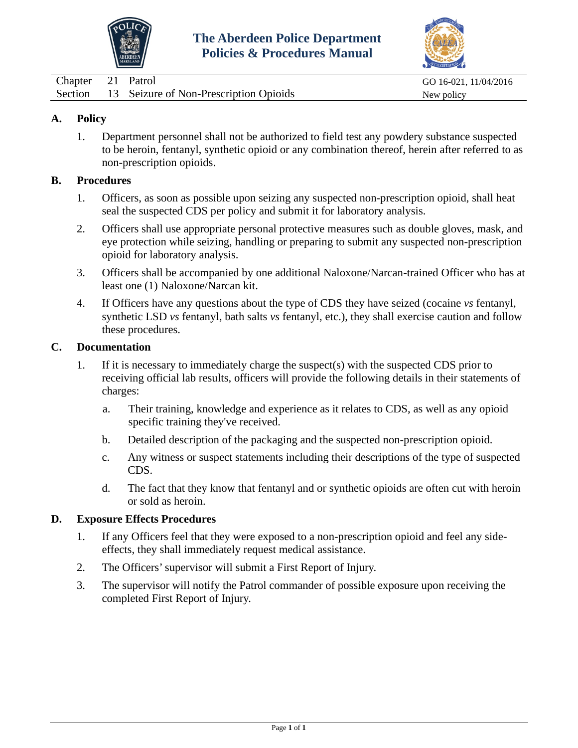# The Aberdeen Police Department
# Policies & Procedures Manual

| | | | |
|---|---|---|---|
| Chapter | 21 | Patrol | GO 16-021, 11/04/2016 |
| Section | 13 | Seizure of Non-Prescription Opioids | New policy |

## A. Policy

1. Department personnel shall not be authorized to field test any powdery substance suspected to be heroin, fentanyl, synthetic opioid or any combination thereof, herein after referred to as non-prescription opioids.

## B. Procedures

1. Officers, as soon as possible upon seizing any suspected non-prescription opioid, shall heat seal the suspected CDS per policy and submit it for laboratory analysis.
2. Officers shall use appropriate personal protective measures such as double gloves, mask, and eye protection while seizing, handling or preparing to submit any suspected non-prescription opioid for laboratory analysis.
3. Officers shall be accompanied by one additional Naloxone/Narcan-trained Officer who has at least one (1) Naloxone/Narcan kit.
4. If Officers have any questions about the type of CDS they have seized (cocaine *vs* fentanyl, synthetic LSD *vs* fentanyl, bath salts *vs* fentanyl, etc.), they shall exercise caution and follow these procedures.

## C. Documentation

1. If it is necessary to immediately charge the suspect(s) with the suspected CDS prior to receiving official lab results, officers will provide the following details in their statements of charges:
   a. Their training, knowledge and experience as it relates to CDS, as well as any opioid specific training they've received.
   b. Detailed description of the packaging and the suspected non-prescription opioid.
   c. Any witness or suspect statements including their descriptions of the type of suspected CDS.
   d. The fact that they know that fentanyl and or synthetic opioids are often cut with heroin or sold as heroin.

## D. Exposure Effects Procedures

1. If any Officers feel that they were exposed to a non-prescription opioid and feel any side-effects, they shall immediately request medical assistance.
2. The Officers' supervisor will submit a First Report of Injury.
3. The supervisor will notify the Patrol commander of possible exposure upon receiving the completed First Report of Injury.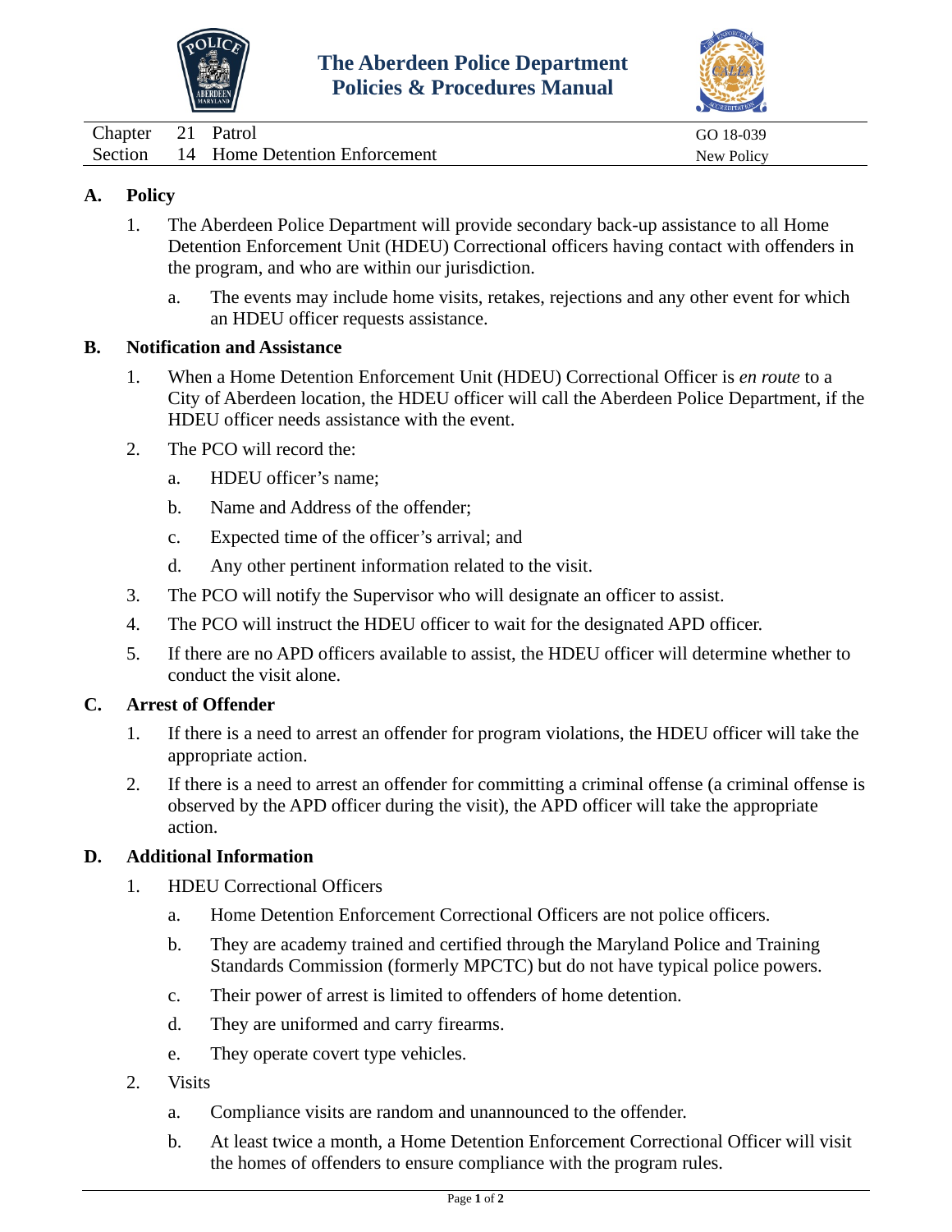# The Aberdeen Police Department
# Policies & Procedures Manual

| | | | |
|---|---|---|---|
| Chapter | 21 | Patrol | GO 18-039 |
| Section | 14 | Home Detention Enforcement | New Policy |

## A. Policy

1. The Aberdeen Police Department will provide secondary back-up assistance to all Home Detention Enforcement Unit (HDEU) Correctional officers having contact with offenders in the program, and who are within our jurisdiction.
   a. The events may include home visits, retakes, rejections and any other event for which an HDEU officer requests assistance.

## B. Notification and Assistance

1. When a Home Detention Enforcement Unit (HDEU) Correctional Officer is *en route* to a City of Aberdeen location, the HDEU officer will call the Aberdeen Police Department, if the HDEU officer needs assistance with the event.
2. The PCO will record the:
   a. HDEU officer's name;
   b. Name and Address of the offender;
   c. Expected time of the officer's arrival; and
   d. Any other pertinent information related to the visit.
3. The PCO will notify the Supervisor who will designate an officer to assist.
4. The PCO will instruct the HDEU officer to wait for the designated APD officer.
5. If there are no APD officers available to assist, the HDEU officer will determine whether to conduct the visit alone.

## C. Arrest of Offender

1. If there is a need to arrest an offender for program violations, the HDEU officer will take the appropriate action.
2. If there is a need to arrest an offender for committing a criminal offense (a criminal offense is observed by the APD officer during the visit), the APD officer will take the appropriate action.

## D. Additional Information

1. HDEU Correctional Officers
   a. Home Detention Enforcement Correctional Officers are not police officers.
   b. They are academy trained and certified through the Maryland Police and Training Standards Commission (formerly MPCTC) but do not have typical police powers.
   c. Their power of arrest is limited to offenders of home detention.
   d. They are uniformed and carry firearms.
   e. They operate covert type vehicles.
2. Visits
   a. Compliance visits are random and unannounced to the offender.
   b. At least twice a month, a Home Detention Enforcement Correctional Officer will visit the homes of offenders to ensure compliance with the program rules.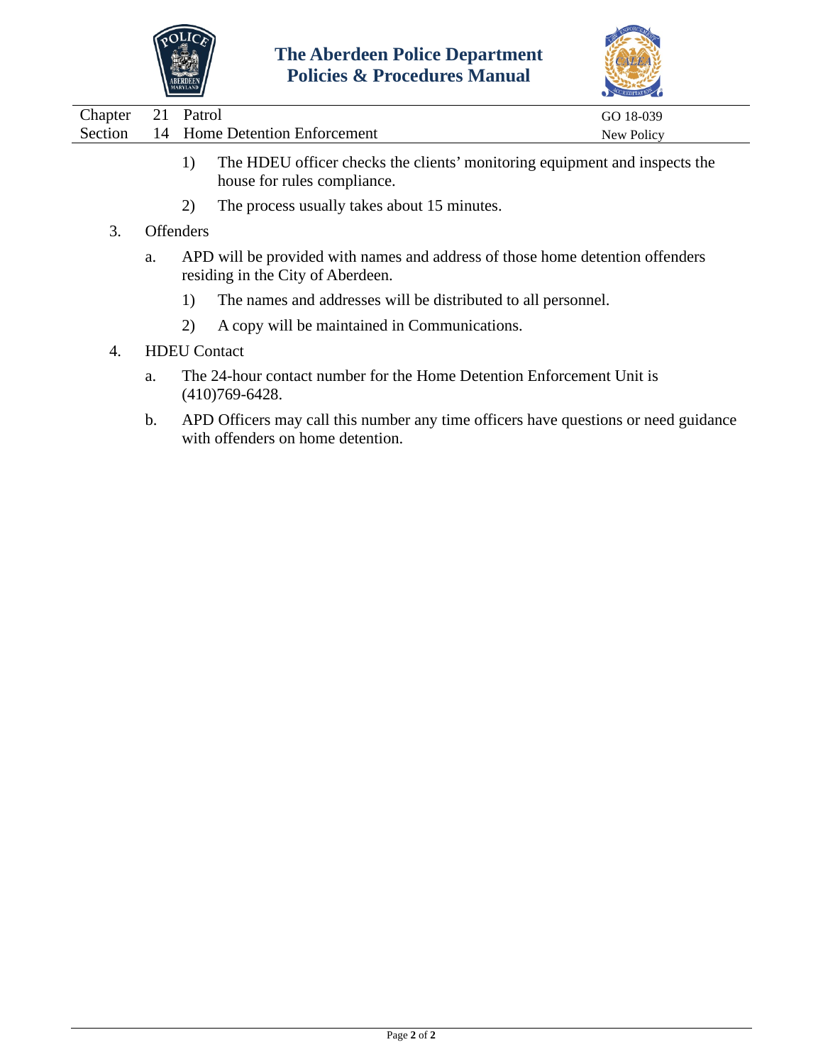1) The HDEU officer checks the clients' monitoring equipment and inspects the house for rules compliance.

2) The process usually takes about 15 minutes.

3. Offenders

   a. APD will be provided with names and address of those home detention offenders residing in the City of Aberdeen.

      1) The names and addresses will be distributed to all personnel.

      2) A copy will be maintained in Communications.

4. HDEU Contact

   a. The 24-hour contact number for the Home Detention Enforcement Unit is (410)769-6428.

   b. APD Officers may call this number any time officers have questions or need guidance with offenders on home detention.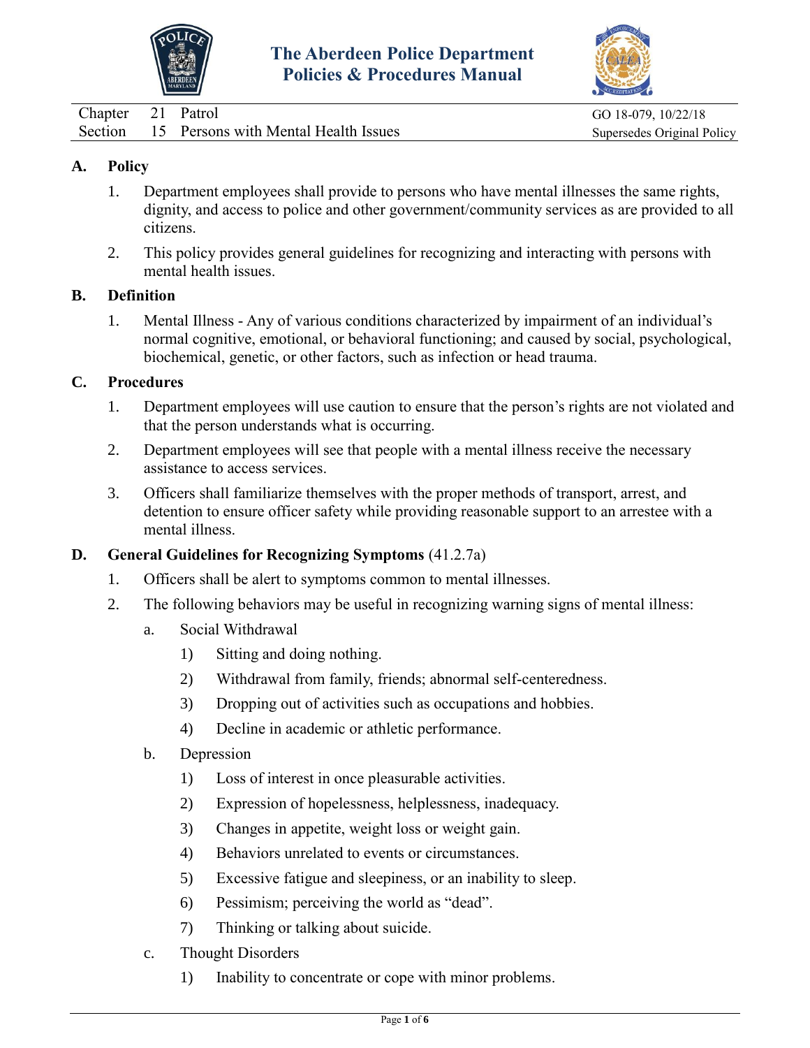# The Aberdeen Police Department
# Policies & Procedures Manual

| | | | |
|---|---|---|---|
| Chapter | 21 | Patrol | GO 18-079, 10/22/18 |
| Section | 15 | Persons with Mental Health Issues | Supersedes Original Policy |

## A. Policy

1. Department employees shall provide to persons who have mental illnesses the same rights, dignity, and access to police and other government/community services as are provided to all citizens.

2. This policy provides general guidelines for recognizing and interacting with persons with mental health issues.

## B. Definition

1. Mental Illness - Any of various conditions characterized by impairment of an individual's normal cognitive, emotional, or behavioral functioning; and caused by social, psychological, biochemical, genetic, or other factors, such as infection or head trauma.

## C. Procedures

1. Department employees will use caution to ensure that the person's rights are not violated and that the person understands what is occurring.

2. Department employees will see that people with a mental illness receive the necessary assistance to access services.

3. Officers shall familiarize themselves with the proper methods of transport, arrest, and detention to ensure officer safety while providing reasonable support to an arrestee with a mental illness.

## D. General Guidelines for Recognizing Symptoms (41.2.7a)

1. Officers shall be alert to symptoms common to mental illnesses.

2. The following behaviors may be useful in recognizing warning signs of mental illness:

   a. Social Withdrawal

      1) Sitting and doing nothing.

      2) Withdrawal from family, friends; abnormal self-centeredness.

      3) Dropping out of activities such as occupations and hobbies.

      4) Decline in academic or athletic performance.

   b. Depression

      1) Loss of interest in once pleasurable activities.

      2) Expression of hopelessness, helplessness, inadequacy.

      3) Changes in appetite, weight loss or weight gain.

      4) Behaviors unrelated to events or circumstances.

      5) Excessive fatigue and sleepiness, or an inability to sleep.

      6) Pessimism; perceiving the world as "dead".

      7) Thinking or talking about suicide.

   c. Thought Disorders

      1) Inability to concentrate or cope with minor problems.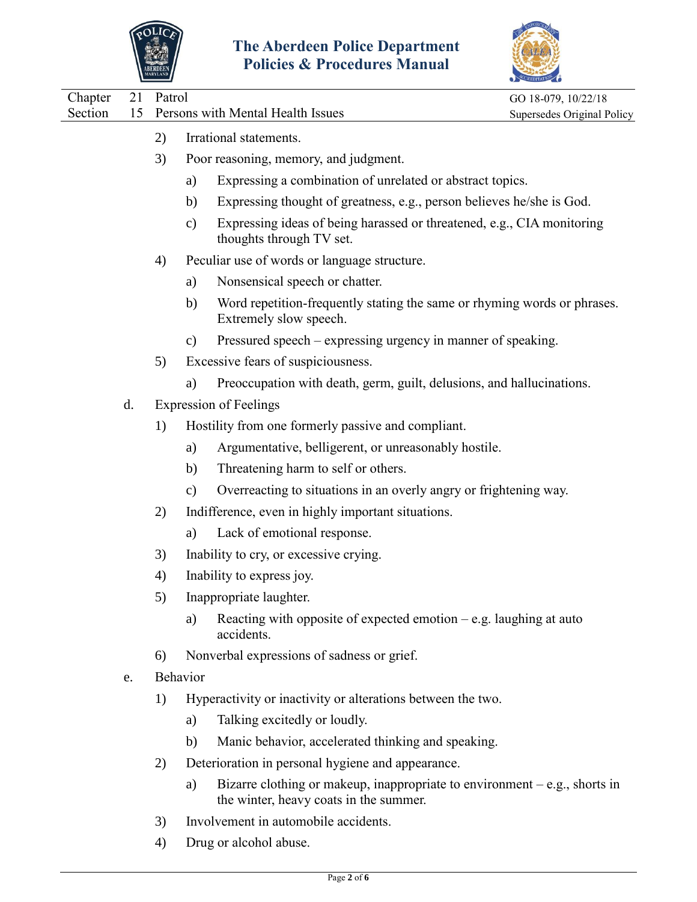2) Irrational statements.

3) Poor reasoning, memory, and judgment.

   a) Expressing a combination of unrelated or abstract topics.

   b) Expressing thought of greatness, e.g., person believes he/she is God.

   c) Expressing ideas of being harassed or threatened, e.g., CIA monitoring thoughts through TV set.

4) Peculiar use of words or language structure.

   a) Nonsensical speech or chatter.

   b) Word repetition-frequently stating the same or rhyming words or phrases. Extremely slow speech.

   c) Pressured speech – expressing urgency in manner of speaking.

5) Excessive fears of suspiciousness.

   a) Preoccupation with death, germ, guilt, delusions, and hallucinations.

d. Expression of Feelings

1) Hostility from one formerly passive and compliant.

   a) Argumentative, belligerent, or unreasonably hostile.

   b) Threatening harm to self or others.

   c) Overreacting to situations in an overly angry or frightening way.

2) Indifference, even in highly important situations.

   a) Lack of emotional response.

3) Inability to cry, or excessive crying.

4) Inability to express joy.

5) Inappropriate laughter.

   a) Reacting with opposite of expected emotion – e.g. laughing at auto accidents.

6) Nonverbal expressions of sadness or grief.

e. Behavior

1) Hyperactivity or inactivity or alterations between the two.

   a) Talking excitedly or loudly.

   b) Manic behavior, accelerated thinking and speaking.

2) Deterioration in personal hygiene and appearance.

   a) Bizarre clothing or makeup, inappropriate to environment – e.g., shorts in the winter, heavy coats in the summer.

3) Involvement in automobile accidents.

4) Drug or alcohol abuse.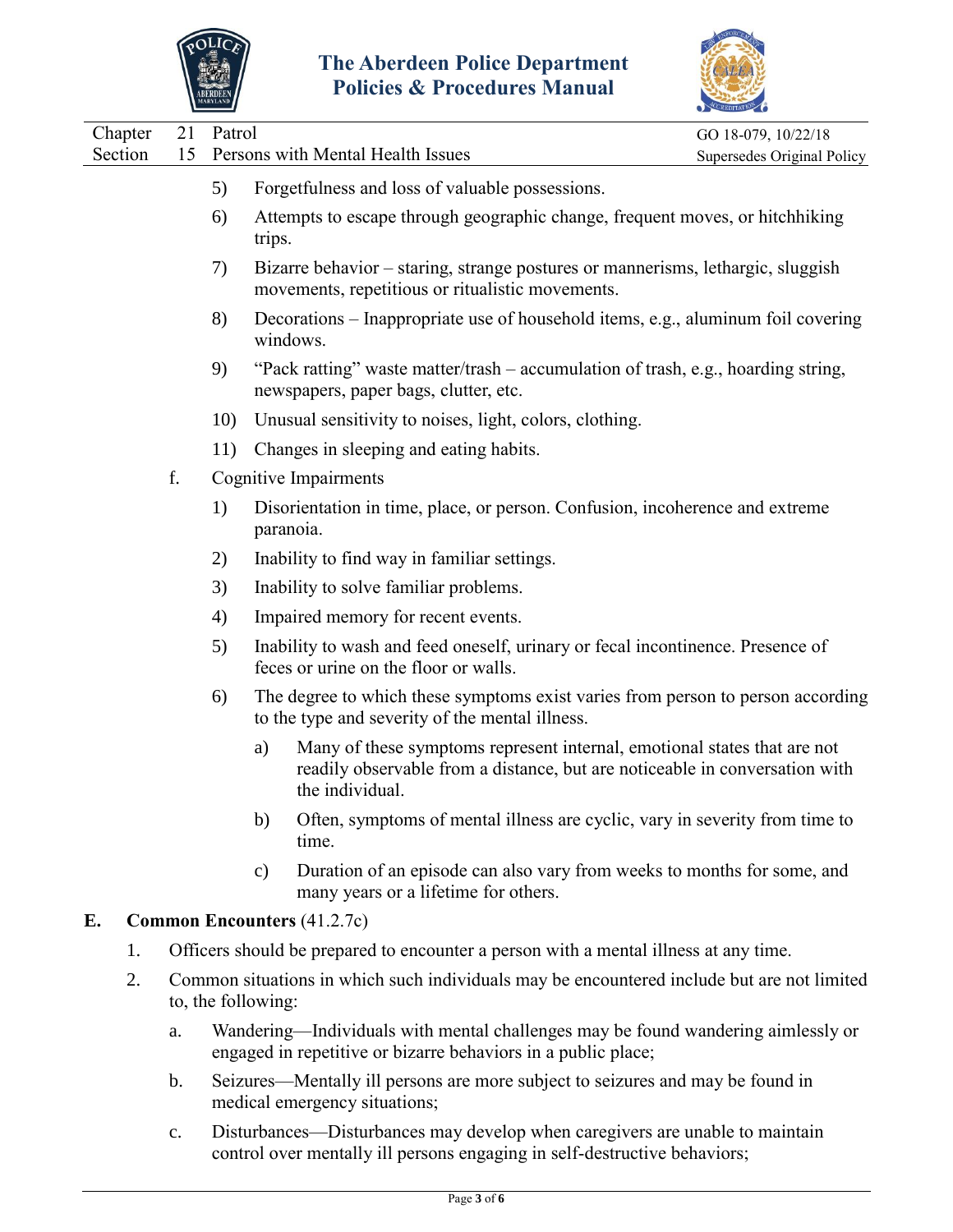5) Forgetfulness and loss of valuable possessions.

6) Attempts to escape through geographic change, frequent moves, or hitchhiking trips.

7) Bizarre behavior – staring, strange postures or mannerisms, lethargic, sluggish movements, repetitious or ritualistic movements.

8) Decorations – Inappropriate use of household items, e.g., aluminum foil covering windows.

9) "Pack ratting" waste matter/trash – accumulation of trash, e.g., hoarding string, newspapers, paper bags, clutter, etc.

10) Unusual sensitivity to noises, light, colors, clothing.

11) Changes in sleeping and eating habits.

f. Cognitive Impairments

1) Disorientation in time, place, or person. Confusion, incoherence and extreme paranoia.

2) Inability to find way in familiar settings.

3) Inability to solve familiar problems.

4) Impaired memory for recent events.

5) Inability to wash and feed oneself, urinary or fecal incontinence. Presence of feces or urine on the floor or walls.

6) The degree to which these symptoms exist varies from person to person according to the type and severity of the mental illness.

   a) Many of these symptoms represent internal, emotional states that are not readily observable from a distance, but are noticeable in conversation with the individual.

   b) Often, symptoms of mental illness are cyclic, vary in severity from time to time.

   c) Duration of an episode can also vary from weeks to months for some, and many years or a lifetime for others.

## E. **Common Encounters** (41.2.7c)

1. Officers should be prepared to encounter a person with a mental illness at any time.

2. Common situations in which such individuals may be encountered include but are not limited to, the following:

   a. Wandering—Individuals with mental challenges may be found wandering aimlessly or engaged in repetitive or bizarre behaviors in a public place;

   b. Seizures—Mentally ill persons are more subject to seizures and may be found in medical emergency situations;

   c. Disturbances—Disturbances may develop when caregivers are unable to maintain control over mentally ill persons engaging in self-destructive behaviors;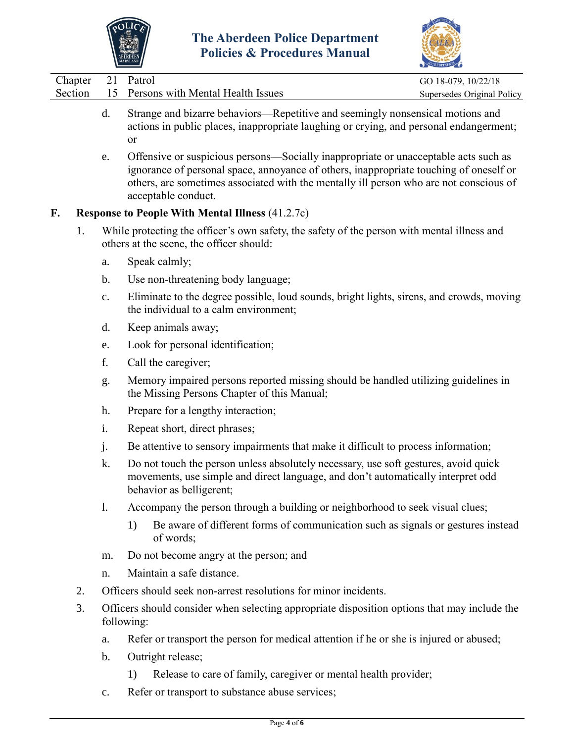d. Strange and bizarre behaviors—Repetitive and seemingly nonsensical motions and actions in public places, inappropriate laughing or crying, and personal endangerment; or

e. Offensive or suspicious persons—Socially inappropriate or unacceptable acts such as ignorance of personal space, annoyance of others, inappropriate touching of oneself or others, are sometimes associated with the mentally ill person who are not conscious of acceptable conduct.

## F. Response to People With Mental Illness (41.2.7c)

1. While protecting the officer's own safety, the safety of the person with mental illness and others at the scene, the officer should:

   a. Speak calmly;

   b. Use non-threatening body language;

   c. Eliminate to the degree possible, loud sounds, bright lights, sirens, and crowds, moving the individual to a calm environment;

   d. Keep animals away;

   e. Look for personal identification;

   f. Call the caregiver;

   g. Memory impaired persons reported missing should be handled utilizing guidelines in the Missing Persons Chapter of this Manual;

   h. Prepare for a lengthy interaction;

   i. Repeat short, direct phrases;

   j. Be attentive to sensory impairments that make it difficult to process information;

   k. Do not touch the person unless absolutely necessary, use soft gestures, avoid quick movements, use simple and direct language, and don't automatically interpret odd behavior as belligerent;

   l. Accompany the person through a building or neighborhood to seek visual clues;

      1) Be aware of different forms of communication such as signals or gestures instead of words;

   m. Do not become angry at the person; and

   n. Maintain a safe distance.

2. Officers should seek non-arrest resolutions for minor incidents.

3. Officers should consider when selecting appropriate disposition options that may include the following:

   a. Refer or transport the person for medical attention if he or she is injured or abused;

   b. Outright release;

      1) Release to care of family, caregiver or mental health provider;

   c. Refer or transport to substance abuse services;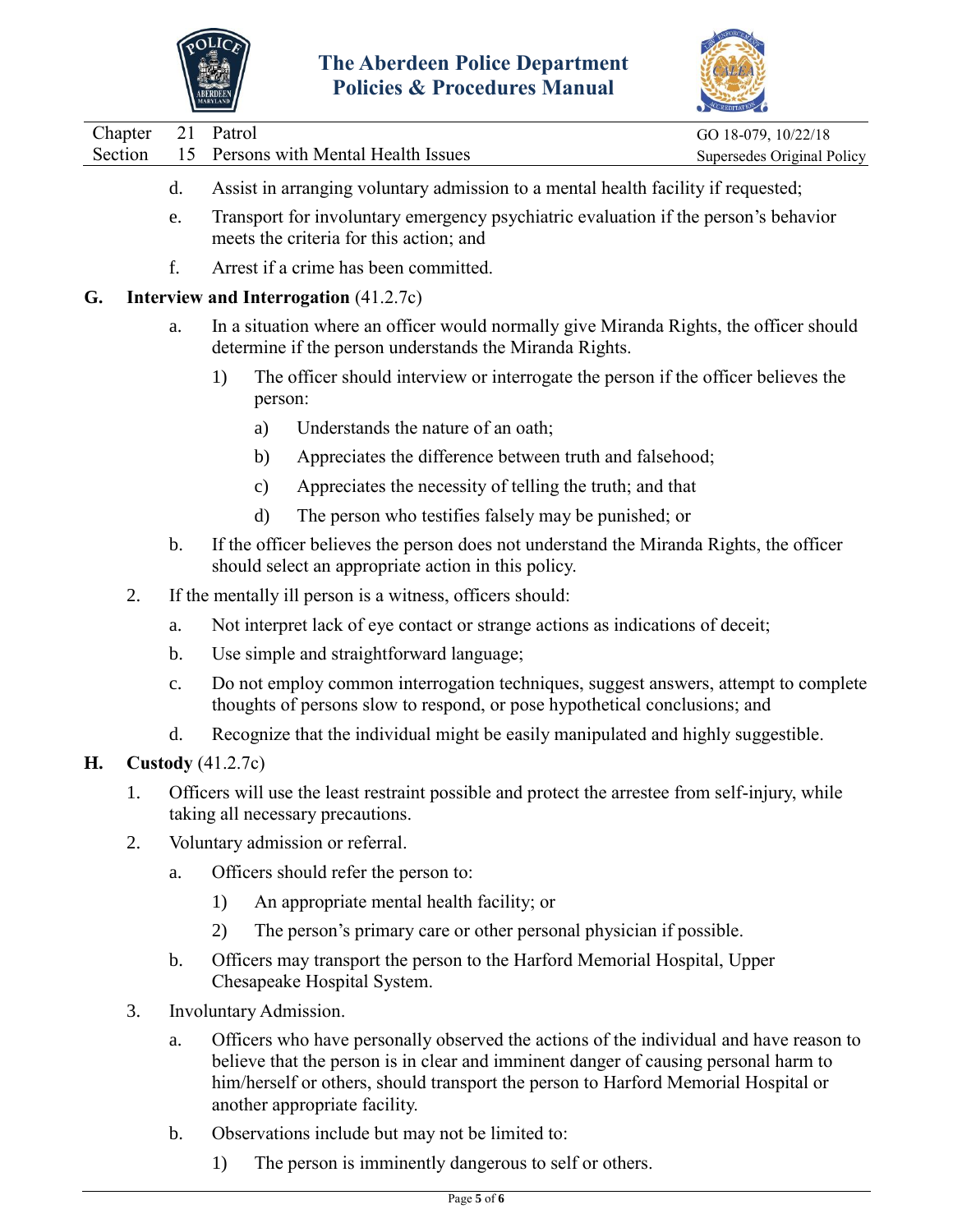d. Assist in arranging voluntary admission to a mental health facility if requested;

e. Transport for involuntary emergency psychiatric evaluation if the person's behavior meets the criteria for this action; and

f. Arrest if a crime has been committed.

**G. Interview and Interrogation** (41.2.7c)

a. In a situation where an officer would normally give Miranda Rights, the officer should determine if the person understands the Miranda Rights.

1) The officer should interview or interrogate the person if the officer believes the person:

a) Understands the nature of an oath;

b) Appreciates the difference between truth and falsehood;

c) Appreciates the necessity of telling the truth; and that

d) The person who testifies falsely may be punished; or

b. If the officer believes the person does not understand the Miranda Rights, the officer should select an appropriate action in this policy.

2. If the mentally ill person is a witness, officers should:

a. Not interpret lack of eye contact or strange actions as indications of deceit;

b. Use simple and straightforward language;

c. Do not employ common interrogation techniques, suggest answers, attempt to complete thoughts of persons slow to respond, or pose hypothetical conclusions; and

d. Recognize that the individual might be easily manipulated and highly suggestible.

**H. Custody** (41.2.7c)

1. Officers will use the least restraint possible and protect the arrestee from self-injury, while taking all necessary precautions.

2. Voluntary admission or referral.

a. Officers should refer the person to:

1) An appropriate mental health facility; or

2) The person's primary care or other personal physician if possible.

b. Officers may transport the person to the Harford Memorial Hospital, Upper Chesapeake Hospital System.

3. Involuntary Admission.

a. Officers who have personally observed the actions of the individual and have reason to believe that the person is in clear and imminent danger of causing personal harm to him/herself or others, should transport the person to Harford Memorial Hospital or another appropriate facility.

b. Observations include but may not be limited to:

1) The person is imminently dangerous to self or others.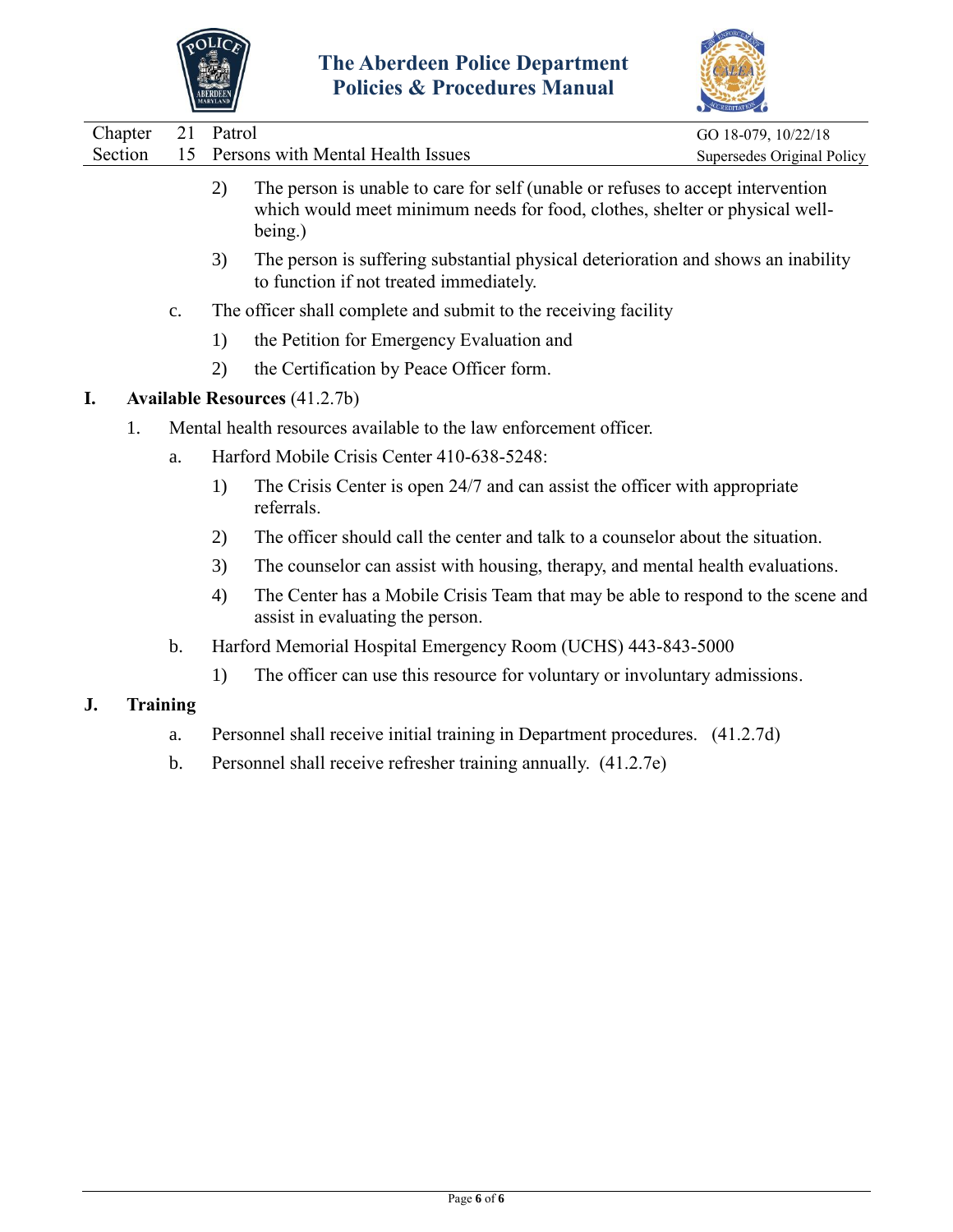2) The person is unable to care for self (unable or refuses to accept intervention which would meet minimum needs for food, clothes, shelter or physical well-being.)

3) The person is suffering substantial physical deterioration and shows an inability to function if not treated immediately.

c. The officer shall complete and submit to the receiving facility

1) the Petition for Emergency Evaluation and

2) the Certification by Peace Officer form.

## I. **Available Resources** (41.2.7b)

1. Mental health resources available to the law enforcement officer.

a. Harford Mobile Crisis Center 410-638-5248:

1) The Crisis Center is open 24/7 and can assist the officer with appropriate referrals.

2) The officer should call the center and talk to a counselor about the situation.

3) The counselor can assist with housing, therapy, and mental health evaluations.

4) The Center has a Mobile Crisis Team that may be able to respond to the scene and assist in evaluating the person.

b. Harford Memorial Hospital Emergency Room (UCHS) 443-843-5000

1) The officer can use this resource for voluntary or involuntary admissions.

## J. **Training**

a. Personnel shall receive initial training in Department procedures. (41.2.7d)

b. Personnel shall receive refresher training annually. (41.2.7e)